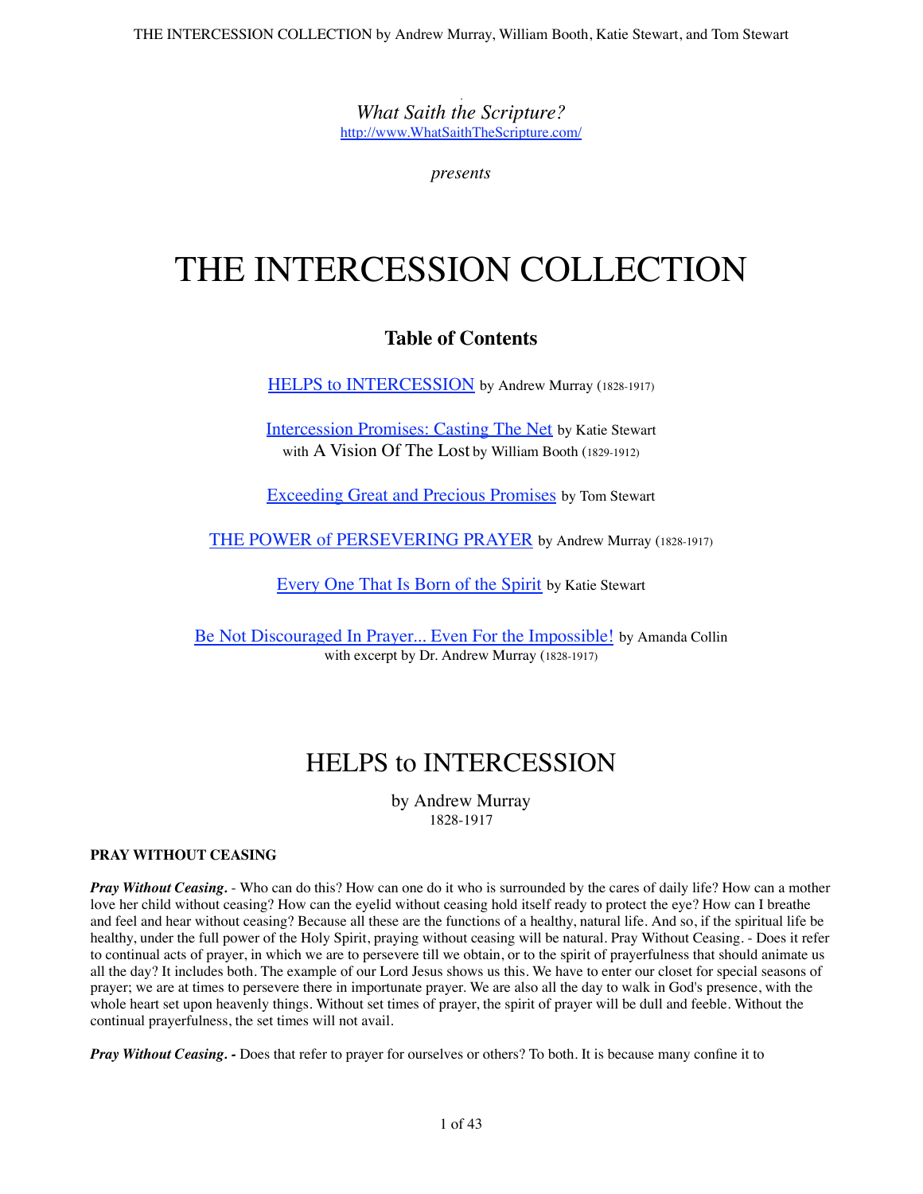*What Saith the Scripture?*
http://www.WhatSaithTheScripture.com/

*presents*

# THE INTERCESSION COLLECTION

## Table of Contents

HELPS to INTERCESSION by Andrew Murray (1828-1917)

Intercession Promises: Casting The Net by Katie Stewart
with A Vision Of The Lost by William Booth (1829-1912)

Exceeding Great and Precious Promises by Tom Stewart

THE POWER of PERSEVERING PRAYER by Andrew Murray (1828-1917)

Every One That Is Born of the Spirit by Katie Stewart

Be Not Discouraged In Prayer... Even For the Impossible! by Amanda Collin
with excerpt by Dr. Andrew Murray (1828-1917)

# HELPS to INTERCESSION

by Andrew Murray
1828-1917

**PRAY WITHOUT CEASING**

***Pray Without Ceasing.*** - Who can do this? How can one do it who is surrounded by the cares of daily life? How can a mother love her child without ceasing? How can the eyelid without ceasing hold itself ready to protect the eye? How can I breathe and feel and hear without ceasing? Because all these are the functions of a healthy, natural life. And so, if the spiritual life be healthy, under the full power of the Holy Spirit, praying without ceasing will be natural. Pray Without Ceasing. - Does it refer to continual acts of prayer, in which we are to persevere till we obtain, or to the spirit of prayerfulness that should animate us all the day? It includes both. The example of our Lord Jesus shows us this. We have to enter our closet for special seasons of prayer; we are at times to persevere there in importunate prayer. We are also all the day to walk in God's presence, with the whole heart set upon heavenly things. Without set times of prayer, the spirit of prayer will be dull and feeble. Without the continual prayerfulness, the set times will not avail.

***Pray Without Ceasing. -*** Does that refer to prayer for ourselves or others? To both. It is because many confine it to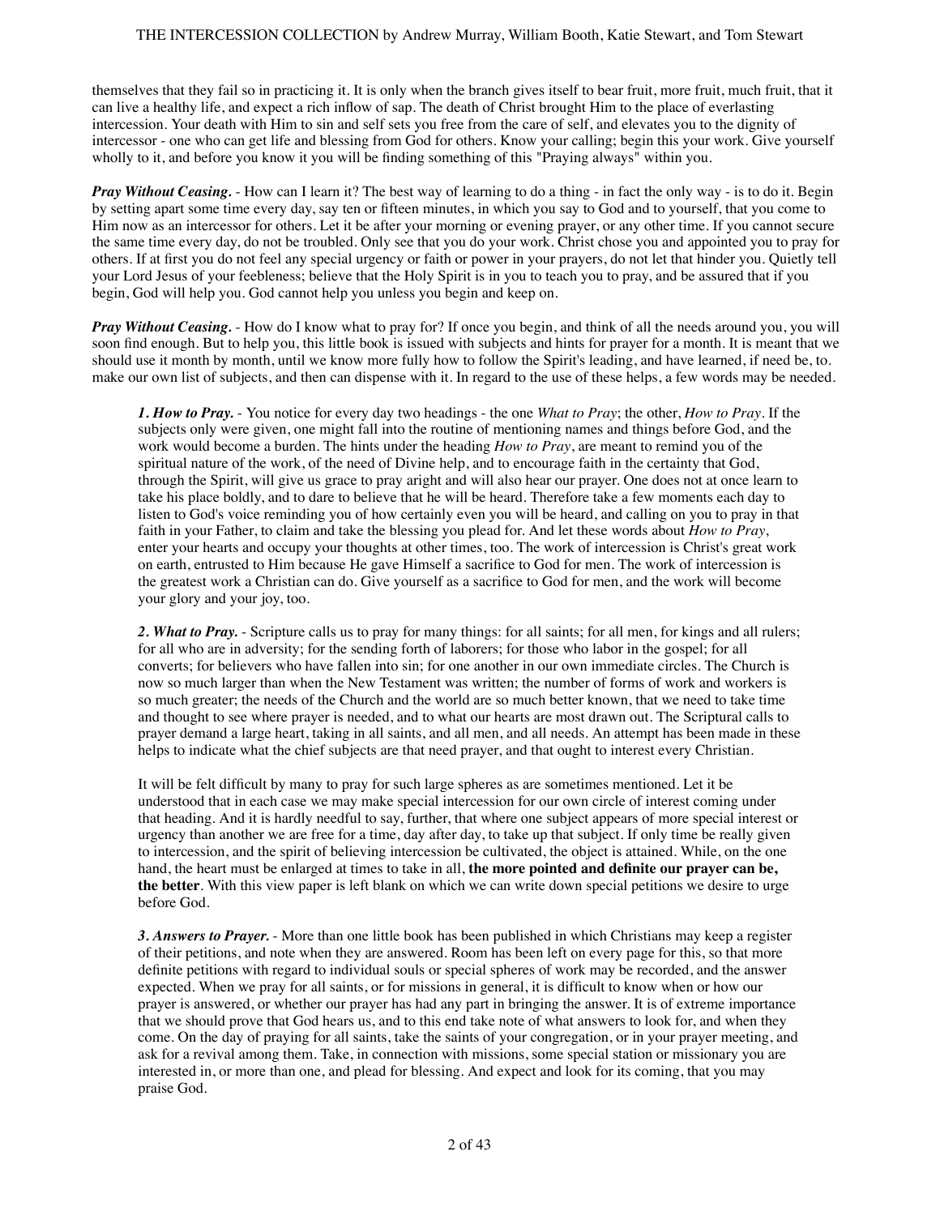themselves that they fail so in practicing it. It is only when the branch gives itself to bear fruit, more fruit, much fruit, that it can live a healthy life, and expect a rich inflow of sap. The death of Christ brought Him to the place of everlasting intercession. Your death with Him to sin and self sets you free from the care of self, and elevates you to the dignity of intercessor - one who can get life and blessing from God for others. Know your calling; begin this your work. Give yourself wholly to it, and before you know it you will be finding something of this "Praying always" within you.

***Pray Without Ceasing.*** - How can I learn it? The best way of learning to do a thing - in fact the only way - is to do it. Begin by setting apart some time every day, say ten or fifteen minutes, in which you say to God and to yourself, that you come to Him now as an intercessor for others. Let it be after your morning or evening prayer, or any other time. If you cannot secure the same time every day, do not be troubled. Only see that you do your work. Christ chose you and appointed you to pray for others. If at first you do not feel any special urgency or faith or power in your prayers, do not let that hinder you. Quietly tell your Lord Jesus of your feebleness; believe that the Holy Spirit is in you to teach you to pray, and be assured that if you begin, God will help you. God cannot help you unless you begin and keep on.

***Pray Without Ceasing.*** - How do I know what to pray for? If once you begin, and think of all the needs around you, you will soon find enough. But to help you, this little book is issued with subjects and hints for prayer for a month. It is meant that we should use it month by month, until we know more fully how to follow the Spirit's leading, and have learned, if need be, to. make our own list of subjects, and then can dispense with it. In regard to the use of these helps, a few words may be needed.

> ***1. How to Pray.*** - You notice for every day two headings - the one *What to Pray*; the other, *How to Pray*. If the subjects only were given, one might fall into the routine of mentioning names and things before God, and the work would become a burden. The hints under the heading *How to Pray*, are meant to remind you of the spiritual nature of the work, of the need of Divine help, and to encourage faith in the certainty that God, through the Spirit, will give us grace to pray aright and will also hear our prayer. One does not at once learn to take his place boldly, and to dare to believe that he will be heard. Therefore take a few moments each day to listen to God's voice reminding you of how certainly even you will be heard, and calling on you to pray in that faith in your Father, to claim and take the blessing you plead for. And let these words about *How to Pray*, enter your hearts and occupy your thoughts at other times, too. The work of intercession is Christ's great work on earth, entrusted to Him because He gave Himself a sacrifice to God for men. The work of intercession is the greatest work a Christian can do. Give yourself as a sacrifice to God for men, and the work will become your glory and your joy, too.
>
> ***2. What to Pray.*** - Scripture calls us to pray for many things: for all saints; for all men, for kings and all rulers; for all who are in adversity; for the sending forth of laborers; for those who labor in the gospel; for all converts; for believers who have fallen into sin; for one another in our own immediate circles. The Church is now so much larger than when the New Testament was written; the number of forms of work and workers is so much greater; the needs of the Church and the world are so much better known, that we need to take time and thought to see where prayer is needed, and to what our hearts are most drawn out. The Scriptural calls to prayer demand a large heart, taking in all saints, and all men, and all needs. An attempt has been made in these helps to indicate what the chief subjects are that need prayer, and that ought to interest every Christian.
>
> It will be felt difficult by many to pray for such large spheres as are sometimes mentioned. Let it be understood that in each case we may make special intercession for our own circle of interest coming under that heading. And it is hardly needful to say, further, that where one subject appears of more special interest or urgency than another we are free for a time, day after day, to take up that subject. If only time be really given to intercession, and the spirit of believing intercession be cultivated, the object is attained. While, on the one hand, the heart must be enlarged at times to take in all, **the more pointed and definite our prayer can be, the better**. With this view paper is left blank on which we can write down special petitions we desire to urge before God.
>
> ***3. Answers to Prayer.*** - More than one little book has been published in which Christians may keep a register of their petitions, and note when they are answered. Room has been left on every page for this, so that more definite petitions with regard to individual souls or special spheres of work may be recorded, and the answer expected. When we pray for all saints, or for missions in general, it is difficult to know when or how our prayer is answered, or whether our prayer has had any part in bringing the answer. It is of extreme importance that we should prove that God hears us, and to this end take note of what answers to look for, and when they come. On the day of praying for all saints, take the saints of your congregation, or in your prayer meeting, and ask for a revival among them. Take, in connection with missions, some special station or missionary you are interested in, or more than one, and plead for blessing. And expect and look for its coming, that you may praise God.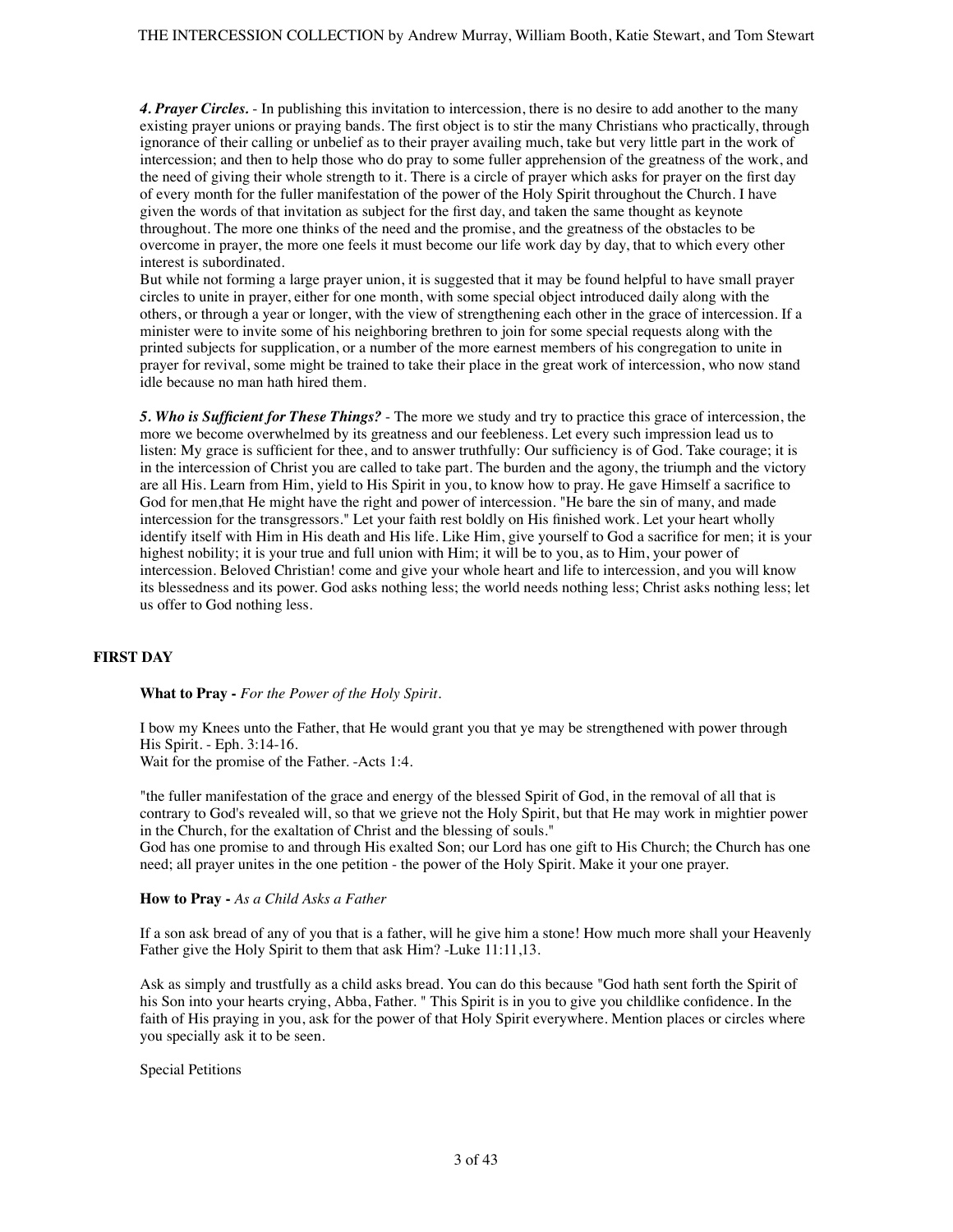***4. Prayer Circles.*** - In publishing this invitation to intercession, there is no desire to add another to the many existing prayer unions or praying bands. The first object is to stir the many Christians who practically, through ignorance of their calling or unbelief as to their prayer availing much, take but very little part in the work of intercession; and then to help those who do pray to some fuller apprehension of the greatness of the work, and the need of giving their whole strength to it. There is a circle of prayer which asks for prayer on the first day of every month for the fuller manifestation of the power of the Holy Spirit throughout the Church. I have given the words of that invitation as subject for the first day, and taken the same thought as keynote throughout. The more one thinks of the need and the promise, and the greatness of the obstacles to be overcome in prayer, the more one feels it must become our life work day by day, that to which every other interest is subordinated.

But while not forming a large prayer union, it is suggested that it may be found helpful to have small prayer circles to unite in prayer, either for one month, with some special object introduced daily along with the others, or through a year or longer, with the view of strengthening each other in the grace of intercession. If a minister were to invite some of his neighboring brethren to join for some special requests along with the printed subjects for supplication, or a number of the more earnest members of his congregation to unite in prayer for revival, some might be trained to take their place in the great work of intercession, who now stand idle because no man hath hired them.

***5. Who is Sufficient for These Things?*** - The more we study and try to practice this grace of intercession, the more we become overwhelmed by its greatness and our feebleness. Let every such impression lead us to listen: My grace is sufficient for thee, and to answer truthfully: Our sufficiency is of God. Take courage; it is in the intercession of Christ you are called to take part. The burden and the agony, the triumph and the victory are all His. Learn from Him, yield to His Spirit in you, to know how to pray. He gave Himself a sacrifice to God for men,that He might have the right and power of intercession. "He bare the sin of many, and made intercession for the transgressors." Let your faith rest boldly on His finished work. Let your heart wholly identify itself with Him in His death and His life. Like Him, give yourself to God a sacrifice for men; it is your highest nobility; it is your true and full union with Him; it will be to you, as to Him, your power of intercession. Beloved Christian! come and give your whole heart and life to intercession, and you will know its blessedness and its power. God asks nothing less; the world needs nothing less; Christ asks nothing less; let us offer to God nothing less.

## FIRST DAY

**What to Pray -** *For the Power of the Holy Spirit.*

I bow my Knees unto the Father, that He would grant you that ye may be strengthened with power through His Spirit. - Eph. 3:14-16.
Wait for the promise of the Father. -Acts 1:4.

"the fuller manifestation of the grace and energy of the blessed Spirit of God, in the removal of all that is contrary to God's revealed will, so that we grieve not the Holy Spirit, but that He may work in mightier power in the Church, for the exaltation of Christ and the blessing of souls."
God has one promise to and through His exalted Son; our Lord has one gift to His Church; the Church has one need; all prayer unites in the one petition - the power of the Holy Spirit. Make it your one prayer.

**How to Pray -** *As a Child Asks a Father*

If a son ask bread of any of you that is a father, will he give him a stone! How much more shall your Heavenly Father give the Holy Spirit to them that ask Him? -Luke 11:11,13.

Ask as simply and trustfully as a child asks bread. You can do this because "God hath sent forth the Spirit of his Son into your hearts crying, Abba, Father. " This Spirit is in you to give you childlike confidence. In the faith of His praying in you, ask for the power of that Holy Spirit everywhere. Mention places or circles where you specially ask it to be seen.

Special Petitions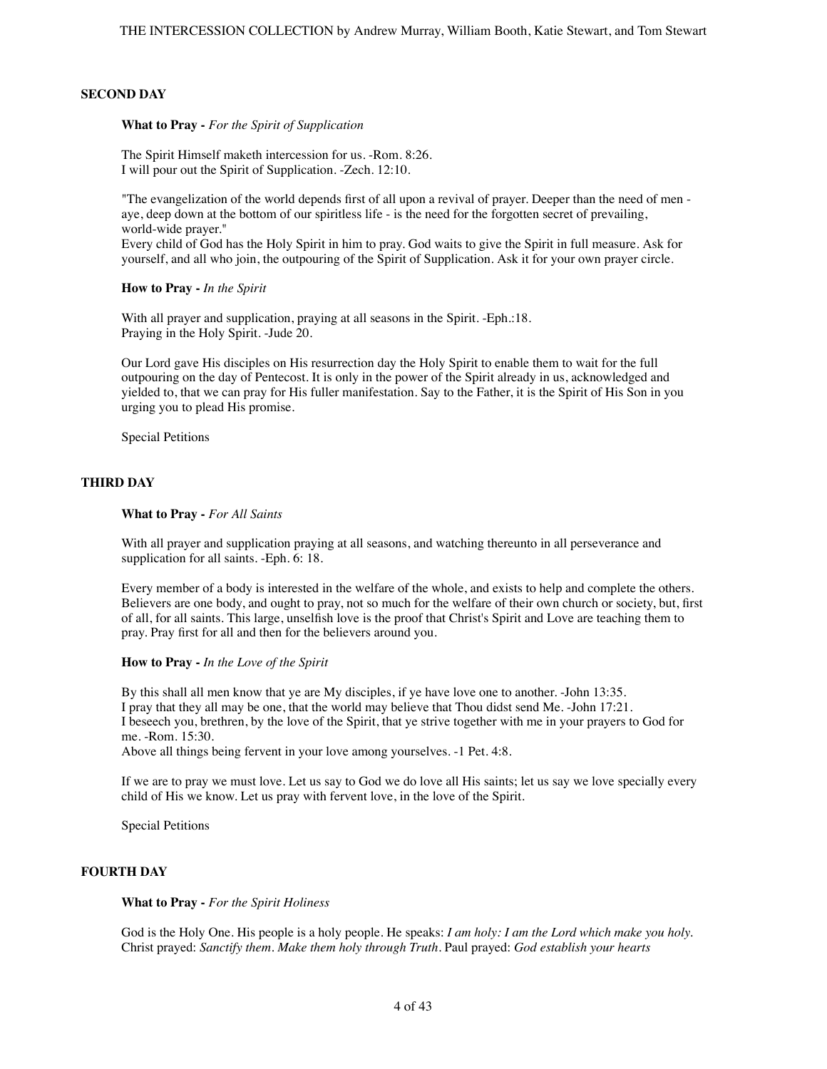## SECOND DAY

**What to Pray -** *For the Spirit of Supplication*

The Spirit Himself maketh intercession for us. -Rom. 8:26.
I will pour out the Spirit of Supplication. -Zech. 12:10.

"The evangelization of the world depends first of all upon a revival of prayer. Deeper than the need of men - aye, deep down at the bottom of our spiritless life - is the need for the forgotten secret of prevailing, world-wide prayer."
Every child of God has the Holy Spirit in him to pray. God waits to give the Spirit in full measure. Ask for yourself, and all who join, the outpouring of the Spirit of Supplication. Ask it for your own prayer circle.

**How to Pray -** *In the Spirit*

With all prayer and supplication, praying at all seasons in the Spirit. -Eph.:18.
Praying in the Holy Spirit. -Jude 20.

Our Lord gave His disciples on His resurrection day the Holy Spirit to enable them to wait for the full outpouring on the day of Pentecost. It is only in the power of the Spirit already in us, acknowledged and yielded to, that we can pray for His fuller manifestation. Say to the Father, it is the Spirit of His Son in you urging you to plead His promise.

Special Petitions

## THIRD DAY

**What to Pray -** *For All Saints*

With all prayer and supplication praying at all seasons, and watching thereunto in all perseverance and supplication for all saints. -Eph. 6: 18.

Every member of a body is interested in the welfare of the whole, and exists to help and complete the others. Believers are one body, and ought to pray, not so much for the welfare of their own church or society, but, first of all, for all saints. This large, unselfish love is the proof that Christ's Spirit and Love are teaching them to pray. Pray first for all and then for the believers around you.

**How to Pray -** *In the Love of the Spirit*

By this shall all men know that ye are My disciples, if ye have love one to another. -John 13:35.
I pray that they all may be one, that the world may believe that Thou didst send Me. -John 17:21.
I beseech you, brethren, by the love of the Spirit, that ye strive together with me in your prayers to God for me. -Rom. 15:30.
Above all things being fervent in your love among yourselves. -1 Pet. 4:8.

If we are to pray we must love. Let us say to God we do love all His saints; let us say we love specially every child of His we know. Let us pray with fervent love, in the love of the Spirit.

Special Petitions

## FOURTH DAY

**What to Pray -** *For the Spirit Holiness*

God is the Holy One. His people is a holy people. He speaks: *I am holy: I am the Lord which make you holy.* Christ prayed: *Sanctify them. Make them holy through Truth.* Paul prayed: *God establish your hearts*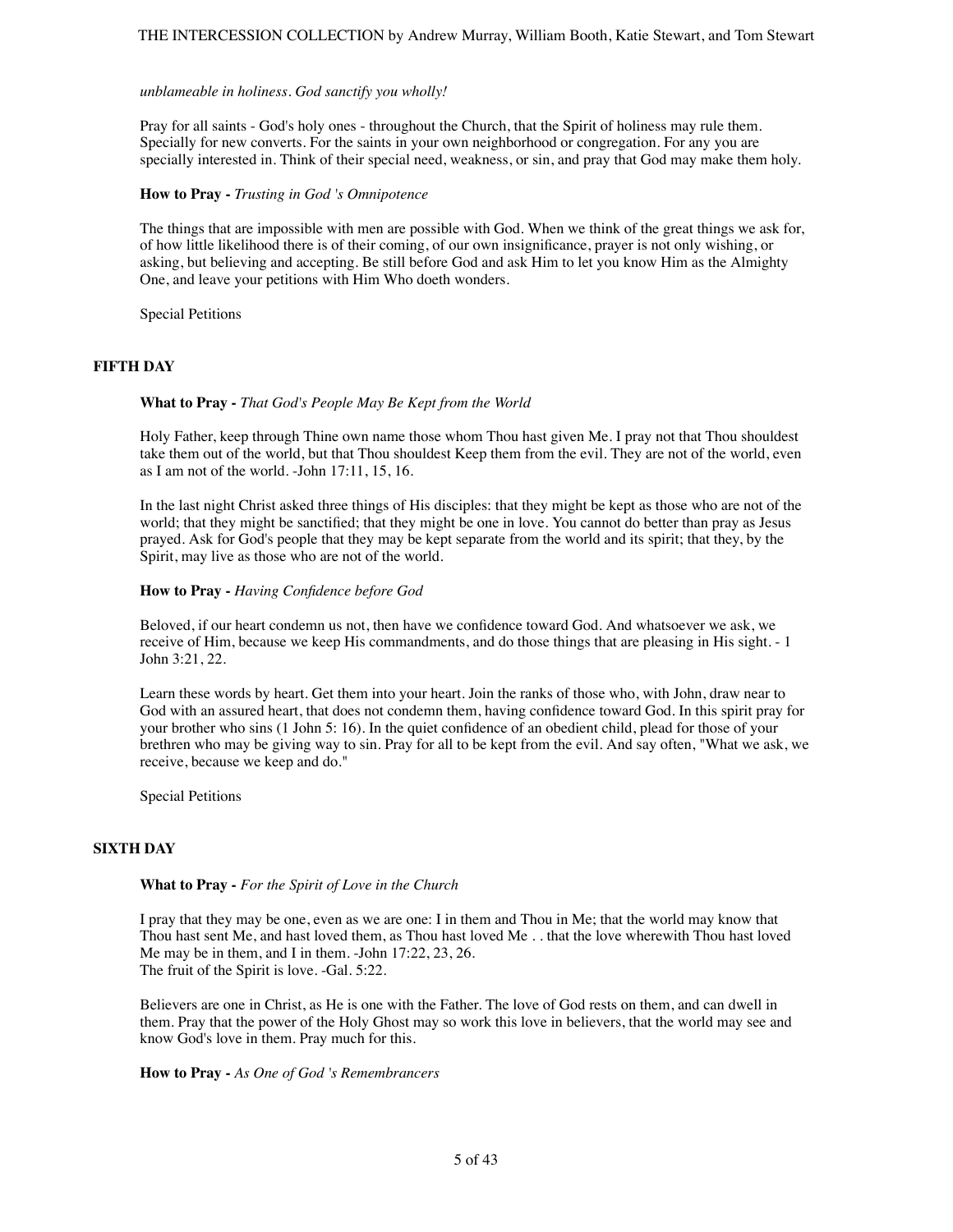*unblameable in holiness. God sanctify you wholly!*

Pray for all saints - God's holy ones - throughout the Church, that the Spirit of holiness may rule them. Specially for new converts. For the saints in your own neighborhood or congregation. For any you are specially interested in. Think of their special need, weakness, or sin, and pray that God may make them holy.

**How to Pray -** *Trusting in God 's Omnipotence*

The things that are impossible with men are possible with God. When we think of the great things we ask for, of how little likelihood there is of their coming, of our own insignificance, prayer is not only wishing, or asking, but believing and accepting. Be still before God and ask Him to let you know Him as the Almighty One, and leave your petitions with Him Who doeth wonders.

Special Petitions

## FIFTH DAY

**What to Pray -** *That God's People May Be Kept from the World*

Holy Father, keep through Thine own name those whom Thou hast given Me. I pray not that Thou shouldest take them out of the world, but that Thou shouldest Keep them from the evil. They are not of the world, even as I am not of the world. -John 17:11, 15, 16.

In the last night Christ asked three things of His disciples: that they might be kept as those who are not of the world; that they might be sanctified; that they might be one in love. You cannot do better than pray as Jesus prayed. Ask for God's people that they may be kept separate from the world and its spirit; that they, by the Spirit, may live as those who are not of the world.

**How to Pray -** *Having Confidence before God*

Beloved, if our heart condemn us not, then have we confidence toward God. And whatsoever we ask, we receive of Him, because we keep His commandments, and do those things that are pleasing in His sight. - 1 John 3:21, 22.

Learn these words by heart. Get them into your heart. Join the ranks of those who, with John, draw near to God with an assured heart, that does not condemn them, having confidence toward God. In this spirit pray for your brother who sins (1 John 5: 16). In the quiet confidence of an obedient child, plead for those of your brethren who may be giving way to sin. Pray for all to be kept from the evil. And say often, "What we ask, we receive, because we keep and do."

Special Petitions

## SIXTH DAY

**What to Pray -** *For the Spirit of Love in the Church*

I pray that they may be one, even as we are one: I in them and Thou in Me; that the world may know that Thou hast sent Me, and hast loved them, as Thou hast loved Me . . that the love wherewith Thou hast loved Me may be in them, and I in them. -John 17:22, 23, 26.
The fruit of the Spirit is love. -Gal. 5:22.

Believers are one in Christ, as He is one with the Father. The love of God rests on them, and can dwell in them. Pray that the power of the Holy Ghost may so work this love in believers, that the world may see and know God's love in them. Pray much for this.

**How to Pray -** *As One of God 's Remembrancers*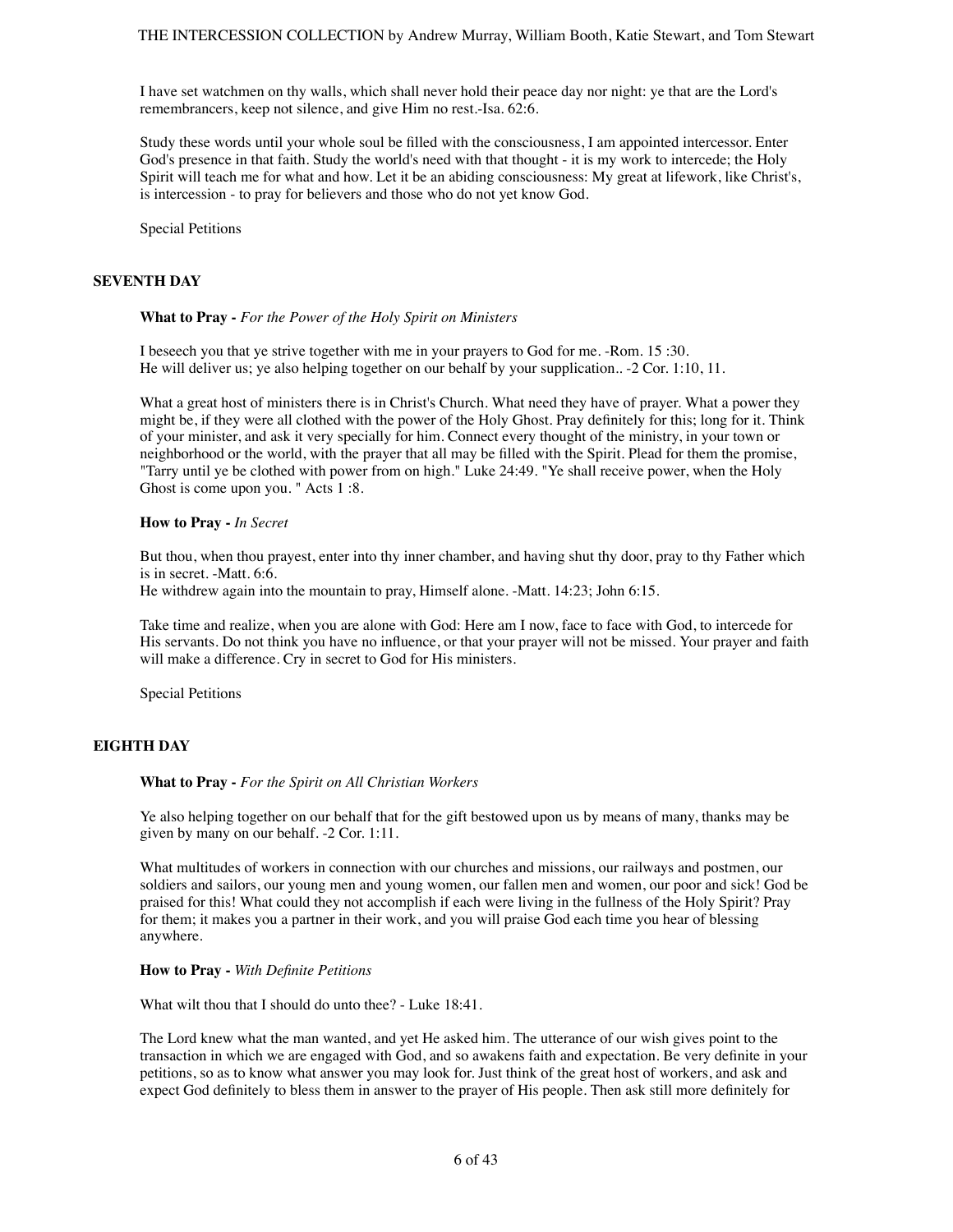I have set watchmen on thy walls, which shall never hold their peace day nor night: ye that are the Lord's remembrancers, keep not silence, and give Him no rest.-Isa. 62:6.

Study these words until your whole soul be filled with the consciousness, I am appointed intercessor. Enter God's presence in that faith. Study the world's need with that thought - it is my work to intercede; the Holy Spirit will teach me for what and how. Let it be an abiding consciousness: My great at lifework, like Christ's, is intercession - to pray for believers and those who do not yet know God.

Special Petitions

## SEVENTH DAY

**What to Pray -** *For the Power of the Holy Spirit on Ministers*

I beseech you that ye strive together with me in your prayers to God for me. -Rom. 15 :30.
He will deliver us; ye also helping together on our behalf by your supplication.. -2 Cor. 1:10, 11.

What a great host of ministers there is in Christ's Church. What need they have of prayer. What a power they might be, if they were all clothed with the power of the Holy Ghost. Pray definitely for this; long for it. Think of your minister, and ask it very specially for him. Connect every thought of the ministry, in your town or neighborhood or the world, with the prayer that all may be filled with the Spirit. Plead for them the promise, "Tarry until ye be clothed with power from on high." Luke 24:49. "Ye shall receive power, when the Holy Ghost is come upon you. " Acts 1 :8.

**How to Pray -** *In Secret*

But thou, when thou prayest, enter into thy inner chamber, and having shut thy door, pray to thy Father which is in secret. -Matt. 6:6.
He withdrew again into the mountain to pray, Himself alone. -Matt. 14:23; John 6:15.

Take time and realize, when you are alone with God: Here am I now, face to face with God, to intercede for His servants. Do not think you have no influence, or that your prayer will not be missed. Your prayer and faith will make a difference. Cry in secret to God for His ministers.

Special Petitions

## EIGHTH DAY

**What to Pray -** *For the Spirit on All Christian Workers*

Ye also helping together on our behalf that for the gift bestowed upon us by means of many, thanks may be given by many on our behalf. -2 Cor. 1:11.

What multitudes of workers in connection with our churches and missions, our railways and postmen, our soldiers and sailors, our young men and young women, our fallen men and women, our poor and sick! God be praised for this! What could they not accomplish if each were living in the fullness of the Holy Spirit? Pray for them; it makes you a partner in their work, and you will praise God each time you hear of blessing anywhere.

**How to Pray -** *With Definite Petitions*

What wilt thou that I should do unto thee? - Luke 18:41.

The Lord knew what the man wanted, and yet He asked him. The utterance of our wish gives point to the transaction in which we are engaged with God, and so awakens faith and expectation. Be very definite in your petitions, so as to know what answer you may look for. Just think of the great host of workers, and ask and expect God definitely to bless them in answer to the prayer of His people. Then ask still more definitely for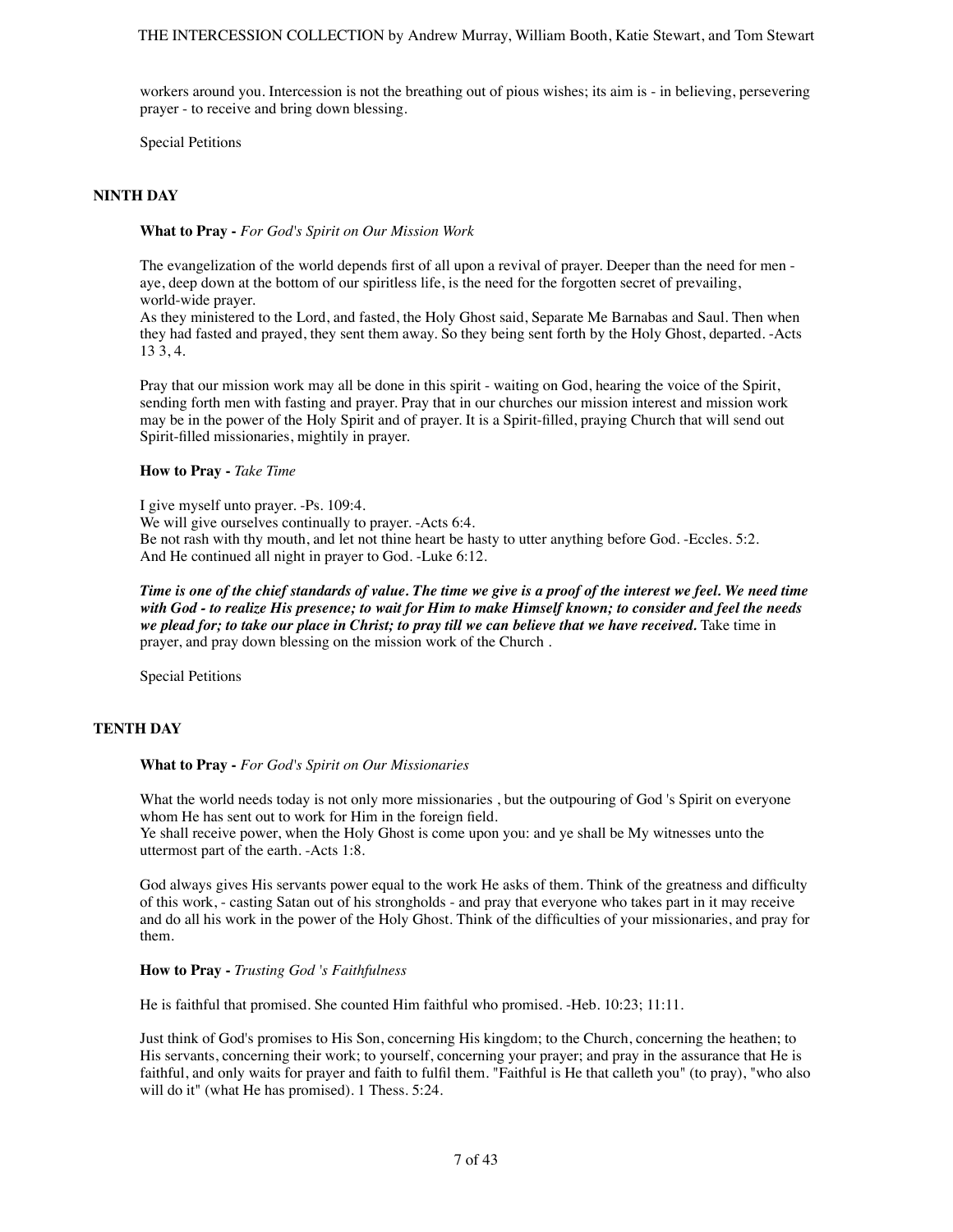workers around you. Intercession is not the breathing out of pious wishes; its aim is - in believing, persevering prayer - to receive and bring down blessing.

Special Petitions

## NINTH DAY

**What to Pray -** *For God's Spirit on Our Mission Work*

The evangelization of the world depends first of all upon a revival of prayer. Deeper than the need for men - aye, deep down at the bottom of our spiritless life, is the need for the forgotten secret of prevailing, world-wide prayer.
As they ministered to the Lord, and fasted, the Holy Ghost said, Separate Me Barnabas and Saul. Then when they had fasted and prayed, they sent them away. So they being sent forth by the Holy Ghost, departed. -Acts 13 3, 4.

Pray that our mission work may all be done in this spirit - waiting on God, hearing the voice of the Spirit, sending forth men with fasting and prayer. Pray that in our churches our mission interest and mission work may be in the power of the Holy Spirit and of prayer. It is a Spirit-filled, praying Church that will send out Spirit-filled missionaries, mightily in prayer.

**How to Pray -** *Take Time*

I give myself unto prayer. -Ps. 109:4.
We will give ourselves continually to prayer. -Acts 6:4.
Be not rash with thy mouth, and let not thine heart be hasty to utter anything before God. -Eccles. 5:2.
And He continued all night in prayer to God. -Luke 6:12.

***Time is one of the chief standards of value. The time we give is a proof of the interest we feel. We need time with God - to realize His presence; to wait for Him to make Himself known; to consider and feel the needs we plead for; to take our place in Christ; to pray till we can believe that we have received.*** Take time in prayer, and pray down blessing on the mission work of the Church .

Special Petitions

## TENTH DAY

**What to Pray -** *For God's Spirit on Our Missionaries*

What the world needs today is not only more missionaries , but the outpouring of God 's Spirit on everyone whom He has sent out to work for Him in the foreign field.
Ye shall receive power, when the Holy Ghost is come upon you: and ye shall be My witnesses unto the uttermost part of the earth. -Acts 1:8.

God always gives His servants power equal to the work He asks of them. Think of the greatness and difficulty of this work, - casting Satan out of his strongholds - and pray that everyone who takes part in it may receive and do all his work in the power of the Holy Ghost. Think of the difficulties of your missionaries, and pray for them.

**How to Pray -** *Trusting God 's Faithfulness*

He is faithful that promised. She counted Him faithful who promised. -Heb. 10:23; 11:11.

Just think of God's promises to His Son, concerning His kingdom; to the Church, concerning the heathen; to His servants, concerning their work; to yourself, concerning your prayer; and pray in the assurance that He is faithful, and only waits for prayer and faith to fulfil them. "Faithful is He that calleth you" (to pray), "who also will do it" (what He has promised). 1 Thess. 5:24.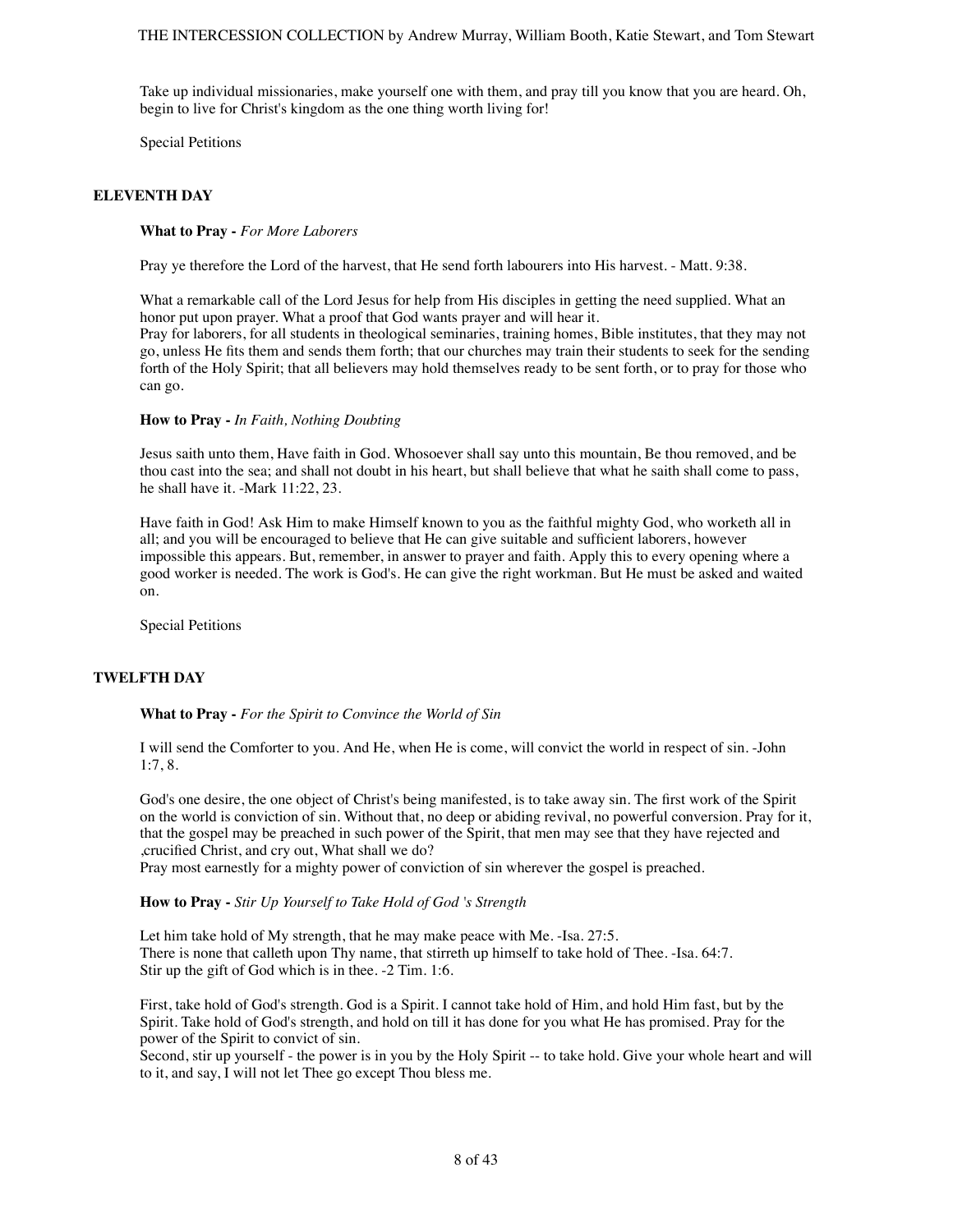Take up individual missionaries, make yourself one with them, and pray till you know that you are heard. Oh, begin to live for Christ's kingdom as the one thing worth living for!

Special Petitions

## ELEVENTH DAY

**What to Pray -** *For More Laborers*

Pray ye therefore the Lord of the harvest, that He send forth labourers into His harvest. - Matt. 9:38.

What a remarkable call of the Lord Jesus for help from His disciples in getting the need supplied. What an honor put upon prayer. What a proof that God wants prayer and will hear it.
Pray for laborers, for all students in theological seminaries, training homes, Bible institutes, that they may not go, unless He fits them and sends them forth; that our churches may train their students to seek for the sending forth of the Holy Spirit; that all believers may hold themselves ready to be sent forth, or to pray for those who can go.

**How to Pray -** *In Faith, Nothing Doubting*

Jesus saith unto them, Have faith in God. Whosoever shall say unto this mountain, Be thou removed, and be thou cast into the sea; and shall not doubt in his heart, but shall believe that what he saith shall come to pass, he shall have it. -Mark 11:22, 23.

Have faith in God! Ask Him to make Himself known to you as the faithful mighty God, who worketh all in all; and you will be encouraged to believe that He can give suitable and sufficient laborers, however impossible this appears. But, remember, in answer to prayer and faith. Apply this to every opening where a good worker is needed. The work is God's. He can give the right workman. But He must be asked and waited on.

Special Petitions

## TWELFTH DAY

**What to Pray -** *For the Spirit to Convince the World of Sin*

I will send the Comforter to you. And He, when He is come, will convict the world in respect of sin. -John 1:7, 8.

God's one desire, the one object of Christ's being manifested, is to take away sin. The first work of the Spirit on the world is conviction of sin. Without that, no deep or abiding revival, no powerful conversion. Pray for it, that the gospel may be preached in such power of the Spirit, that men may see that they have rejected and ,crucified Christ, and cry out, What shall we do?
Pray most earnestly for a mighty power of conviction of sin wherever the gospel is preached.

**How to Pray -** *Stir Up Yourself to Take Hold of God 's Strength*

Let him take hold of My strength, that he may make peace with Me. -Isa. 27:5.
There is none that calleth upon Thy name, that stirreth up himself to take hold of Thee. -Isa. 64:7.
Stir up the gift of God which is in thee. -2 Tim. 1:6.

First, take hold of God's strength. God is a Spirit. I cannot take hold of Him, and hold Him fast, but by the Spirit. Take hold of God's strength, and hold on till it has done for you what He has promised. Pray for the power of the Spirit to convict of sin.
Second, stir up yourself - the power is in you by the Holy Spirit -- to take hold. Give your whole heart and will to it, and say, I will not let Thee go except Thou bless me.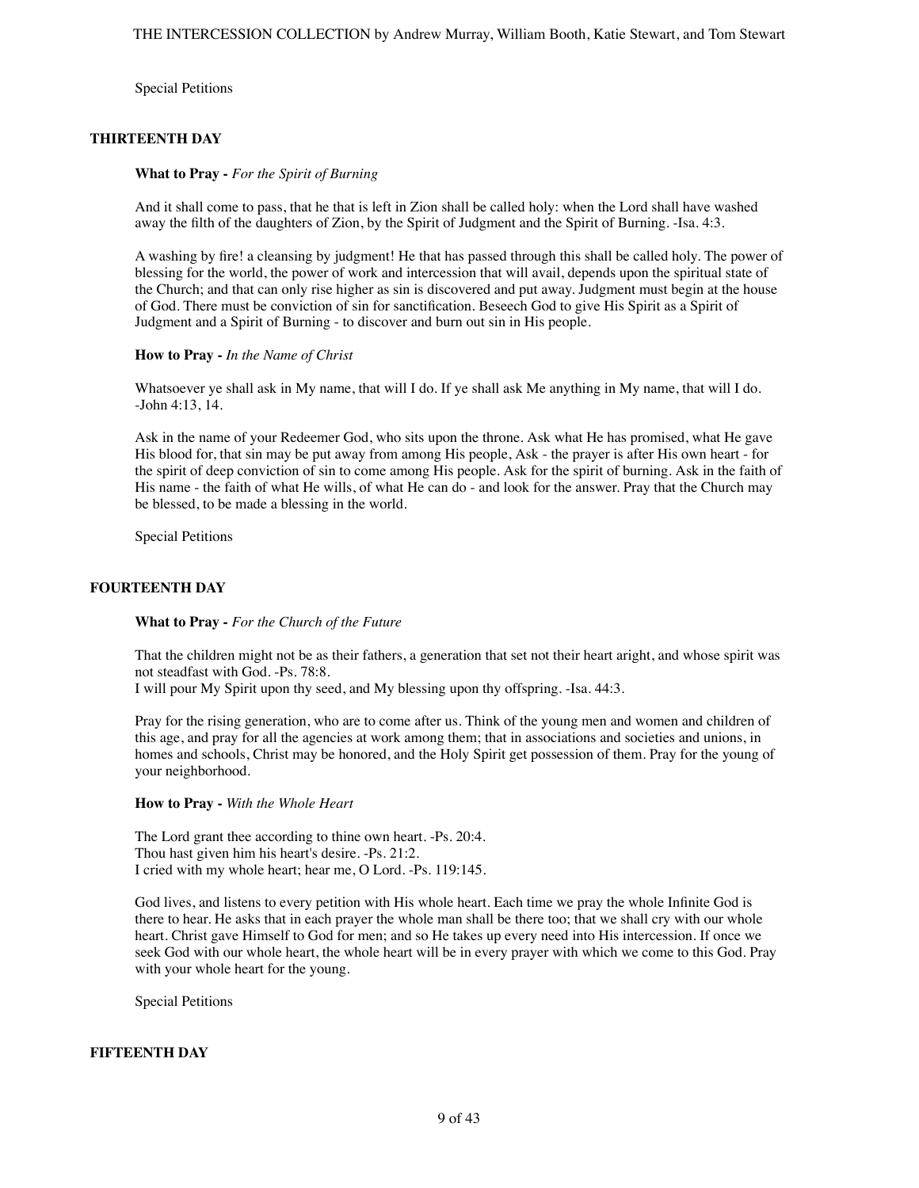Special Petitions

### THIRTEENTH DAY

**What to Pray -** *For the Spirit of Burning*

And it shall come to pass, that he that is left in Zion shall be called holy: when the Lord shall have washed away the filth of the daughters of Zion, by the Spirit of Judgment and the Spirit of Burning. -Isa. 4:3.

A washing by fire! a cleansing by judgment! He that has passed through this shall be called holy. The power of blessing for the world, the power of work and intercession that will avail, depends upon the spiritual state of the Church; and that can only rise higher as sin is discovered and put away. Judgment must begin at the house of God. There must be conviction of sin for sanctification. Beseech God to give His Spirit as a Spirit of Judgment and a Spirit of Burning - to discover and burn out sin in His people.

**How to Pray -** *In the Name of Christ*

Whatsoever ye shall ask in My name, that will I do. If ye shall ask Me anything in My name, that will I do. -John 4:13, 14.

Ask in the name of your Redeemer God, who sits upon the throne. Ask what He has promised, what He gave His blood for, that sin may be put away from among His people, Ask - the prayer is after His own heart - for the spirit of deep conviction of sin to come among His people. Ask for the spirit of burning. Ask in the faith of His name - the faith of what He wills, of what He can do - and look for the answer. Pray that the Church may be blessed, to be made a blessing in the world.

Special Petitions

### FOURTEENTH DAY

**What to Pray -** *For the Church of the Future*

That the children might not be as their fathers, a generation that set not their heart aright, and whose spirit was not steadfast with God. -Ps. 78:8.
I will pour My Spirit upon thy seed, and My blessing upon thy offspring. -Isa. 44:3.

Pray for the rising generation, who are to come after us. Think of the young men and women and children of this age, and pray for all the agencies at work among them; that in associations and societies and unions, in homes and schools, Christ may be honored, and the Holy Spirit get possession of them. Pray for the young of your neighborhood.

**How to Pray -** *With the Whole Heart*

The Lord grant thee according to thine own heart. -Ps. 20:4.
Thou hast given him his heart's desire. -Ps. 21:2.
I cried with my whole heart; hear me, O Lord. -Ps. 119:145.

God lives, and listens to every petition with His whole heart. Each time we pray the whole Infinite God is there to hear. He asks that in each prayer the whole man shall be there too; that we shall cry with our whole heart. Christ gave Himself to God for men; and so He takes up every need into His intercession. If once we seek God with our whole heart, the whole heart will be in every prayer with which we come to this God. Pray with your whole heart for the young.

Special Petitions

### FIFTEENTH DAY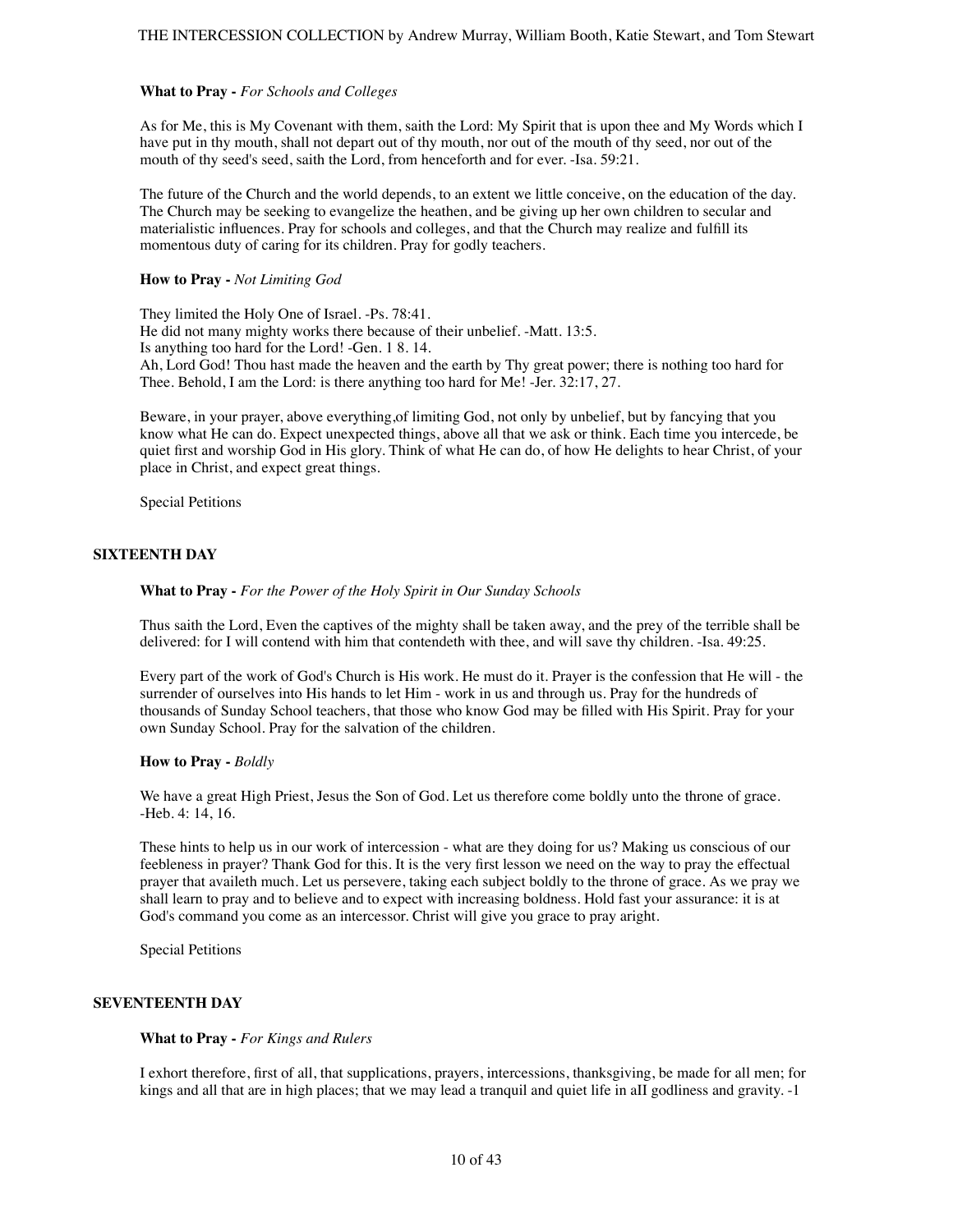**What to Pray -** *For Schools and Colleges*

As for Me, this is My Covenant with them, saith the Lord: My Spirit that is upon thee and My Words which I have put in thy mouth, shall not depart out of thy mouth, nor out of the mouth of thy seed, nor out of the mouth of thy seed's seed, saith the Lord, from henceforth and for ever. -Isa. 59:21.

The future of the Church and the world depends, to an extent we little conceive, on the education of the day. The Church may be seeking to evangelize the heathen, and be giving up her own children to secular and materialistic influences. Pray for schools and colleges, and that the Church may realize and fulfill its momentous duty of caring for its children. Pray for godly teachers.

**How to Pray -** *Not Limiting God*

They limited the Holy One of Israel. -Ps. 78:41.
He did not many mighty works there because of their unbelief. -Matt. 13:5.
Is anything too hard for the Lord! -Gen. 1 8. 14.
Ah, Lord God! Thou hast made the heaven and the earth by Thy great power; there is nothing too hard for Thee. Behold, I am the Lord: is there anything too hard for Me! -Jer. 32:17, 27.

Beware, in your prayer, above everything,of limiting God, not only by unbelief, but by fancying that you know what He can do. Expect unexpected things, above all that we ask or think. Each time you intercede, be quiet first and worship God in His glory. Think of what He can do, of how He delights to hear Christ, of your place in Christ, and expect great things.

Special Petitions

## SIXTEENTH DAY

**What to Pray -** *For the Power of the Holy Spirit in Our Sunday Schools*

Thus saith the Lord, Even the captives of the mighty shall be taken away, and the prey of the terrible shall be delivered: for I will contend with him that contendeth with thee, and will save thy children. -Isa. 49:25.

Every part of the work of God's Church is His work. He must do it. Prayer is the confession that He will - the surrender of ourselves into His hands to let Him - work in us and through us. Pray for the hundreds of thousands of Sunday School teachers, that those who know God may be filled with His Spirit. Pray for your own Sunday School. Pray for the salvation of the children.

**How to Pray -** *Boldly*

We have a great High Priest, Jesus the Son of God. Let us therefore come boldly unto the throne of grace. -Heb. 4: 14, 16.

These hints to help us in our work of intercession - what are they doing for us? Making us conscious of our feebleness in prayer? Thank God for this. It is the very first lesson we need on the way to pray the effectual prayer that availeth much. Let us persevere, taking each subject boldly to the throne of grace. As we pray we shall learn to pray and to believe and to expect with increasing boldness. Hold fast your assurance: it is at God's command you come as an intercessor. Christ will give you grace to pray aright.

Special Petitions

## SEVENTEENTH DAY

**What to Pray -** *For Kings and Rulers*

I exhort therefore, first of all, that supplications, prayers, intercessions, thanksgiving, be made for all men; for kings and all that are in high places; that we may lead a tranquil and quiet life in aIl godliness and gravity. -1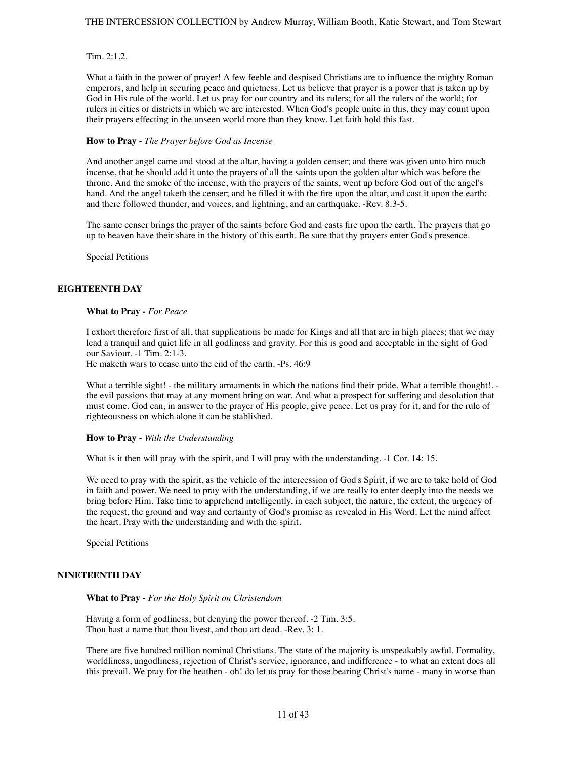Tim. 2:1,2.

What a faith in the power of prayer! A few feeble and despised Christians are to influence the mighty Roman emperors, and help in securing peace and quietness. Let us believe that prayer is a power that is taken up by God in His rule of the world. Let us pray for our country and its rulers; for all the rulers of the world; for rulers in cities or districts in which we are interested. When God's people unite in this, they may count upon their prayers effecting in the unseen world more than they know. Let faith hold this fast.

**How to Pray -** *The Prayer before God as Incense*

And another angel came and stood at the altar, having a golden censer; and there was given unto him much incense, that he should add it unto the prayers of all the saints upon the golden altar which was before the throne. And the smoke of the incense, with the prayers of the saints, went up before God out of the angel's hand. And the angel taketh the censer; and he filled it with the fire upon the altar, and cast it upon the earth: and there followed thunder, and voices, and lightning, and an earthquake. -Rev. 8:3-5.

The same censer brings the prayer of the saints before God and casts fire upon the earth. The prayers that go up to heaven have their share in the history of this earth. Be sure that thy prayers enter God's presence.

Special Petitions

## EIGHTEENTH DAY

**What to Pray -** *For Peace*

I exhort therefore first of all, that supplications be made for Kings and all that are in high places; that we may lead a tranquil and quiet life in all godliness and gravity. For this is good and acceptable in the sight of God our Saviour. -1 Tim. 2:1-3.
He maketh wars to cease unto the end of the earth. -Ps. 46:9

What a terrible sight! - the military armaments in which the nations find their pride. What a terrible thought!. - the evil passions that may at any moment bring on war. And what a prospect for suffering and desolation that must come. God can, in answer to the prayer of His people, give peace. Let us pray for it, and for the rule of righteousness on which alone it can be stablished.

**How to Pray -** *With the Understanding*

What is it then will pray with the spirit, and I will pray with the understanding. -1 Cor. 14: 15.

We need to pray with the spirit, as the vehicle of the intercession of God's Spirit, if we are to take hold of God in faith and power. We need to pray with the understanding, if we are really to enter deeply into the needs we bring before Him. Take time to apprehend intelligently, in each subject, the nature, the extent, the urgency of the request, the ground and way and certainty of God's promise as revealed in His Word. Let the mind affect the heart. Pray with the understanding and with the spirit.

Special Petitions

## NINETEENTH DAY

**What to Pray -** *For the Holy Spirit on Christendom*

Having a form of godliness, but denying the power thereof. -2 Tim. 3:5.
Thou hast a name that thou livest, and thou art dead. -Rev. 3: 1.

There are five hundred million nominal Christians. The state of the majority is unspeakably awful. Formality, worldliness, ungodliness, rejection of Christ's service, ignorance, and indifference - to what an extent does all this prevail. We pray for the heathen - oh! do let us pray for those bearing Christ's name - many in worse than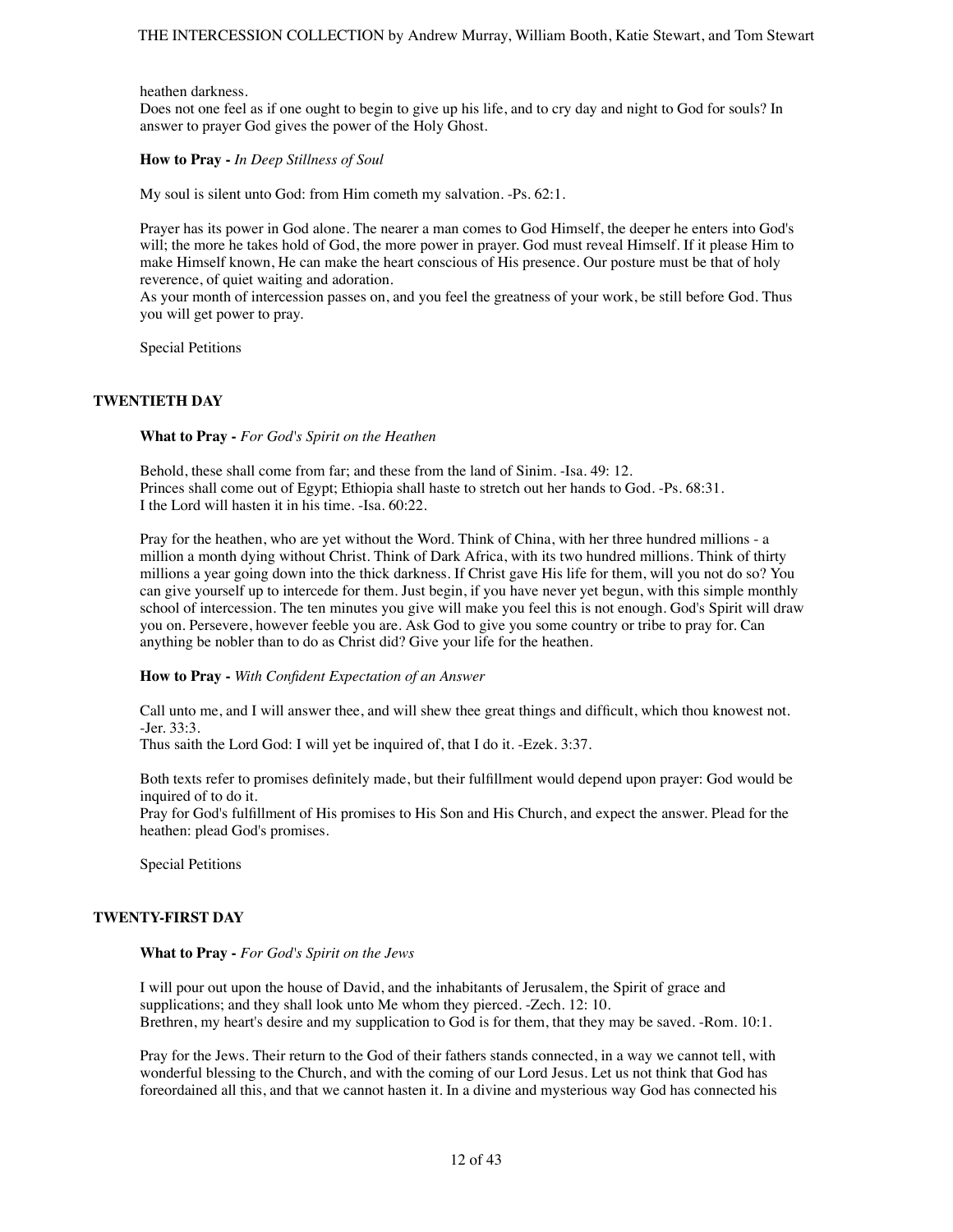heathen darkness.
Does not one feel as if one ought to begin to give up his life, and to cry day and night to God for souls? In answer to prayer God gives the power of the Holy Ghost.

**How to Pray -** *In Deep Stillness of Soul*

My soul is silent unto God: from Him cometh my salvation. -Ps. 62:1.

Prayer has its power in God alone. The nearer a man comes to God Himself, the deeper he enters into God's will; the more he takes hold of God, the more power in prayer. God must reveal Himself. If it please Him to make Himself known, He can make the heart conscious of His presence. Our posture must be that of holy reverence, of quiet waiting and adoration.
As your month of intercession passes on, and you feel the greatness of your work, be still before God. Thus you will get power to pray.

Special Petitions

### TWENTIETH DAY

**What to Pray -** *For God's Spirit on the Heathen*

Behold, these shall come from far; and these from the land of Sinim. -Isa. 49: 12.
Princes shall come out of Egypt; Ethiopia shall haste to stretch out her hands to God. -Ps. 68:31.
I the Lord will hasten it in his time. -Isa. 60:22.

Pray for the heathen, who are yet without the Word. Think of China, with her three hundred millions - a million a month dying without Christ. Think of Dark Africa, with its two hundred millions. Think of thirty millions a year going down into the thick darkness. If Christ gave His life for them, will you not do so? You can give yourself up to intercede for them. Just begin, if you have never yet begun, with this simple monthly school of intercession. The ten minutes you give will make you feel this is not enough. God's Spirit will draw you on. Persevere, however feeble you are. Ask God to give you some country or tribe to pray for. Can anything be nobler than to do as Christ did? Give your life for the heathen.

**How to Pray -** *With Confident Expectation of an Answer*

Call unto me, and I will answer thee, and will shew thee great things and difficult, which thou knowest not. -Jer. 33:3.
Thus saith the Lord God: I will yet be inquired of, that I do it. -Ezek. 3:37.

Both texts refer to promises definitely made, but their fulfillment would depend upon prayer: God would be inquired of to do it.
Pray for God's fulfillment of His promises to His Son and His Church, and expect the answer. Plead for the heathen: plead God's promises.

Special Petitions

### TWENTY-FIRST DAY

**What to Pray -** *For God's Spirit on the Jews*

I will pour out upon the house of David, and the inhabitants of Jerusalem, the Spirit of grace and supplications; and they shall look unto Me whom they pierced. -Zech. 12: 10.
Brethren, my heart's desire and my supplication to God is for them, that they may be saved. -Rom. 10:1.

Pray for the Jews. Their return to the God of their fathers stands connected, in a way we cannot tell, with wonderful blessing to the Church, and with the coming of our Lord Jesus. Let us not think that God has foreordained all this, and that we cannot hasten it. In a divine and mysterious way God has connected his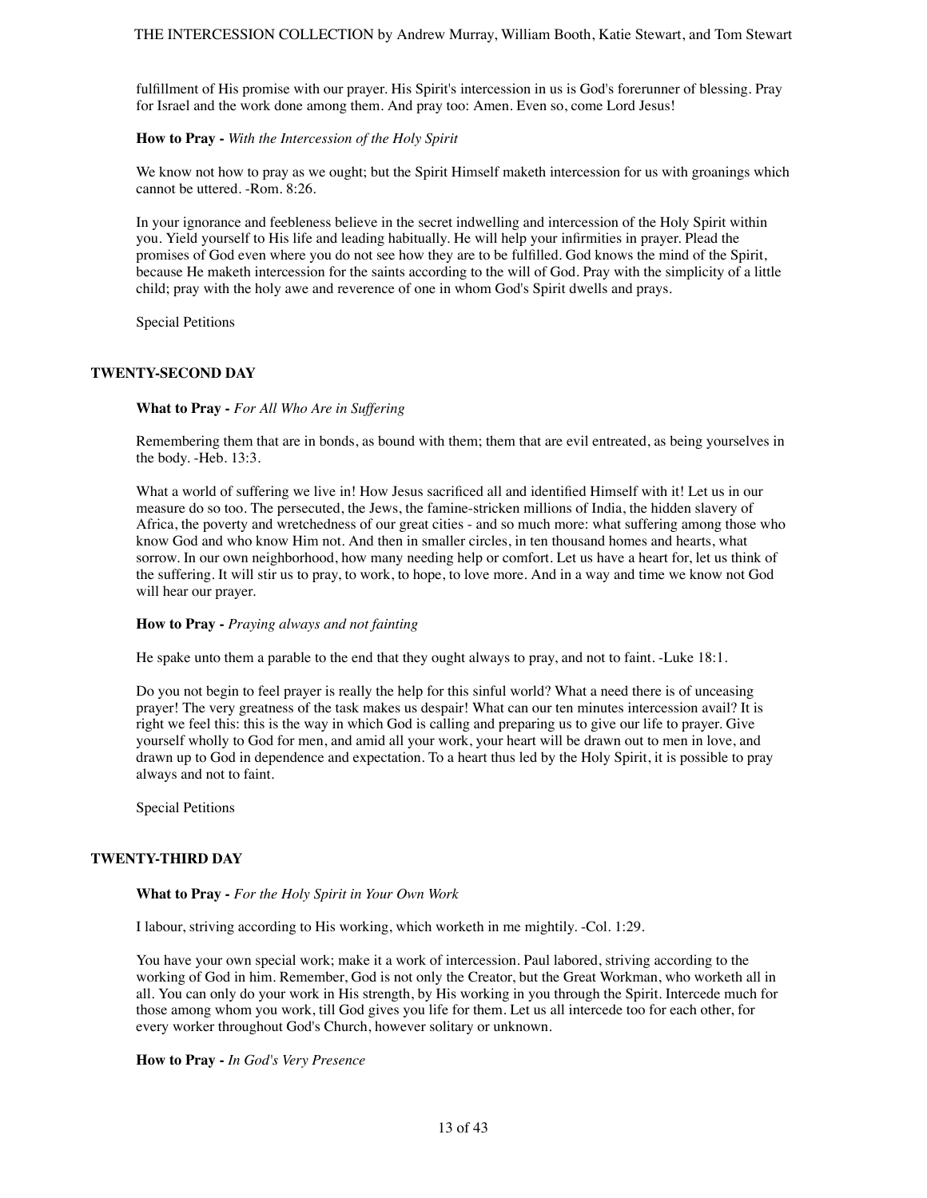fulfillment of His promise with our prayer. His Spirit's intercession in us is God's forerunner of blessing. Pray for Israel and the work done among them. And pray too: Amen. Even so, come Lord Jesus!

**How to Pray -** *With the Intercession of the Holy Spirit*

We know not how to pray as we ought; but the Spirit Himself maketh intercession for us with groanings which cannot be uttered. -Rom. 8:26.

In your ignorance and feebleness believe in the secret indwelling and intercession of the Holy Spirit within you. Yield yourself to His life and leading habitually. He will help your infirmities in prayer. Plead the promises of God even where you do not see how they are to be fulfilled. God knows the mind of the Spirit, because He maketh intercession for the saints according to the will of God. Pray with the simplicity of a little child; pray with the holy awe and reverence of one in whom God's Spirit dwells and prays.

Special Petitions

### TWENTY-SECOND DAY

**What to Pray -** *For All Who Are in Suffering*

Remembering them that are in bonds, as bound with them; them that are evil entreated, as being yourselves in the body. -Heb. 13:3.

What a world of suffering we live in! How Jesus sacrificed all and identified Himself with it! Let us in our measure do so too. The persecuted, the Jews, the famine-stricken millions of India, the hidden slavery of Africa, the poverty and wretchedness of our great cities - and so much more: what suffering among those who know God and who know Him not. And then in smaller circles, in ten thousand homes and hearts, what sorrow. In our own neighborhood, how many needing help or comfort. Let us have a heart for, let us think of the suffering. It will stir us to pray, to work, to hope, to love more. And in a way and time we know not God will hear our prayer.

**How to Pray -** *Praying always and not fainting*

He spake unto them a parable to the end that they ought always to pray, and not to faint. -Luke 18:1.

Do you not begin to feel prayer is really the help for this sinful world? What a need there is of unceasing prayer! The very greatness of the task makes us despair! What can our ten minutes intercession avail? It is right we feel this: this is the way in which God is calling and preparing us to give our life to prayer. Give yourself wholly to God for men, and amid all your work, your heart will be drawn out to men in love, and drawn up to God in dependence and expectation. To a heart thus led by the Holy Spirit, it is possible to pray always and not to faint.

Special Petitions

### TWENTY-THIRD DAY

**What to Pray -** *For the Holy Spirit in Your Own Work*

I labour, striving according to His working, which worketh in me mightily. -Col. 1:29.

You have your own special work; make it a work of intercession. Paul labored, striving according to the working of God in him. Remember, God is not only the Creator, but the Great Workman, who worketh all in all. You can only do your work in His strength, by His working in you through the Spirit. Intercede much for those among whom you work, till God gives you life for them. Let us all intercede too for each other, for every worker throughout God's Church, however solitary or unknown.

**How to Pray -** *In God's Very Presence*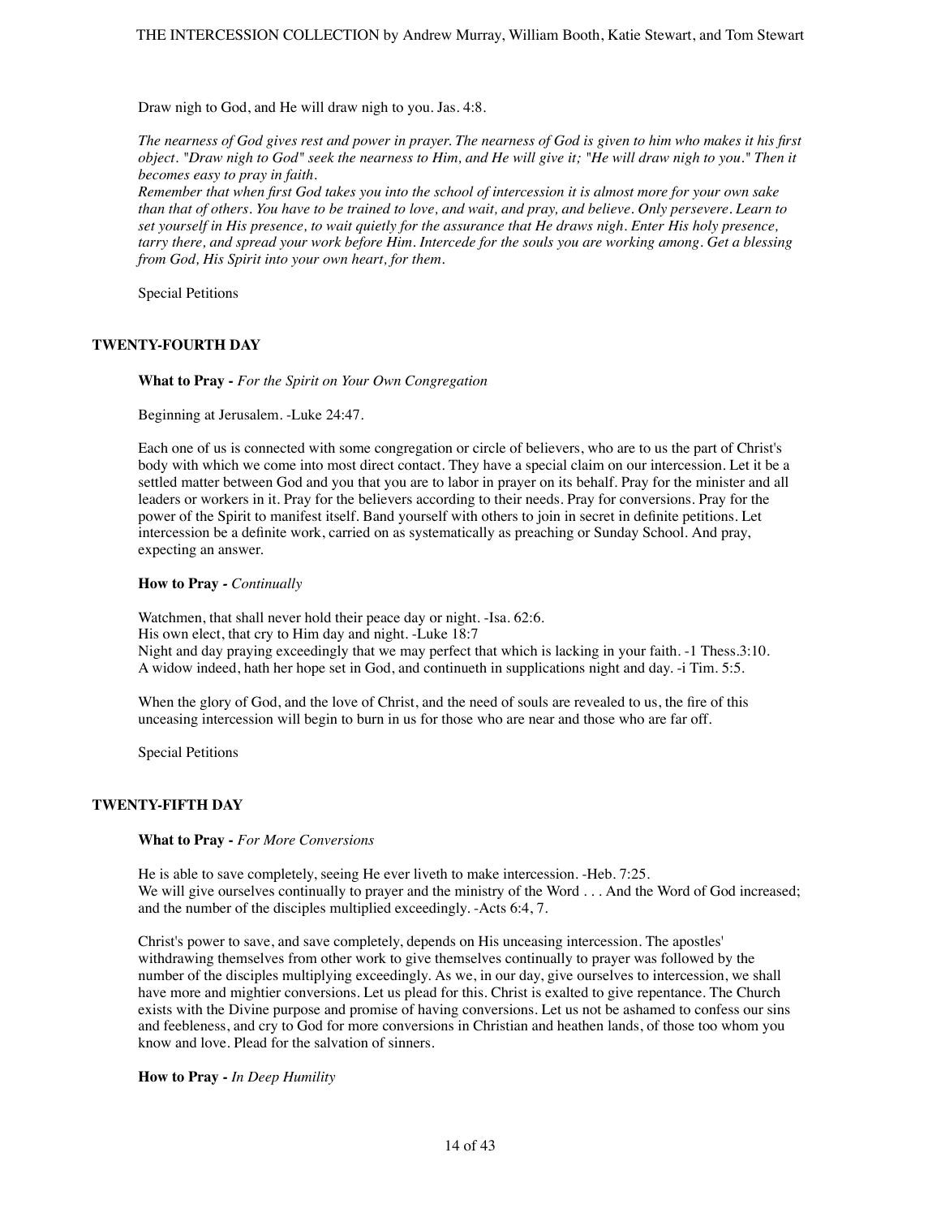Draw nigh to God, and He will draw nigh to you. Jas. 4:8.

*The nearness of God gives rest and power in prayer. The nearness of God is given to him who makes it his first object. "Draw nigh to God" seek the nearness to Him, and He will give it; "He will draw nigh to you." Then it becomes easy to pray in faith.*
*Remember that when first God takes you into the school of intercession it is almost more for your own sake than that of others. You have to be trained to love, and wait, and pray, and believe. Only persevere. Learn to set yourself in His presence, to wait quietly for the assurance that He draws nigh. Enter His holy presence, tarry there, and spread your work before Him. Intercede for the souls you are working among. Get a blessing from God, His Spirit into your own heart, for them.*

Special Petitions

### TWENTY-FOURTH DAY

**What to Pray -** *For the Spirit on Your Own Congregation*

Beginning at Jerusalem. -Luke 24:47.

Each one of us is connected with some congregation or circle of believers, who are to us the part of Christ's body with which we come into most direct contact. They have a special claim on our intercession. Let it be a settled matter between God and you that you are to labor in prayer on its behalf. Pray for the minister and all leaders or workers in it. Pray for the believers according to their needs. Pray for conversions. Pray for the power of the Spirit to manifest itself. Band yourself with others to join in secret in definite petitions. Let intercession be a definite work, carried on as systematically as preaching or Sunday School. And pray, expecting an answer.

**How to Pray -** *Continually*

Watchmen, that shall never hold their peace day or night. -Isa. 62:6.
His own elect, that cry to Him day and night. -Luke 18:7
Night and day praying exceedingly that we may perfect that which is lacking in your faith. -1 Thess.3:10.
A widow indeed, hath her hope set in God, and continueth in supplications night and day. -i Tim. 5:5.

When the glory of God, and the love of Christ, and the need of souls are revealed to us, the fire of this unceasing intercession will begin to burn in us for those who are near and those who are far off.

Special Petitions

### TWENTY-FIFTH DAY

**What to Pray -** *For More Conversions*

He is able to save completely, seeing He ever liveth to make intercession. -Heb. 7:25.
We will give ourselves continually to prayer and the ministry of the Word . . . And the Word of God increased; and the number of the disciples multiplied exceedingly. -Acts 6:4, 7.

Christ's power to save, and save completely, depends on His unceasing intercession. The apostles' withdrawing themselves from other work to give themselves continually to prayer was followed by the number of the disciples multiplying exceedingly. As we, in our day, give ourselves to intercession, we shall have more and mightier conversions. Let us plead for this. Christ is exalted to give repentance. The Church exists with the Divine purpose and promise of having conversions. Let us not be ashamed to confess our sins and feebleness, and cry to God for more conversions in Christian and heathen lands, of those too whom you know and love. Plead for the salvation of sinners.

**How to Pray -** *In Deep Humility*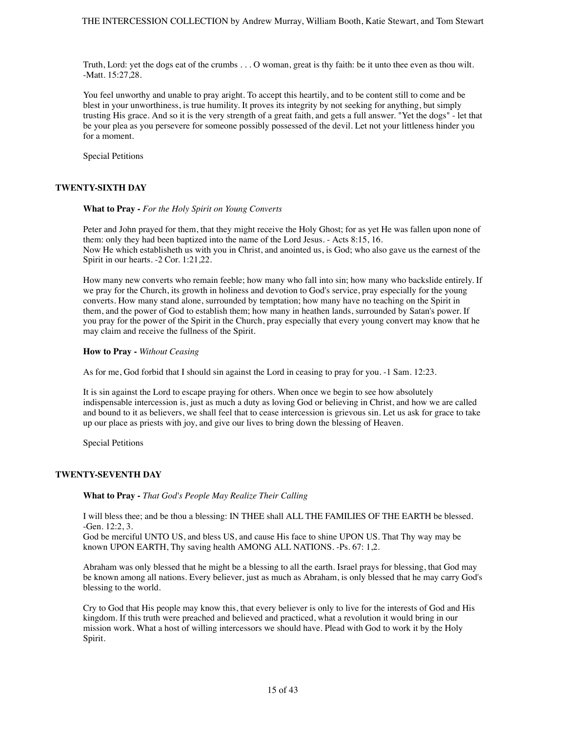Truth, Lord: yet the dogs eat of the crumbs . . . O woman, great is thy faith: be it unto thee even as thou wilt. -Matt. 15:27,28.

You feel unworthy and unable to pray aright. To accept this heartily, and to be content still to come and be blest in your unworthiness, is true humility. It proves its integrity by not seeking for anything, but simply trusting His grace. And so it is the very strength of a great faith, and gets a full answer. "Yet the dogs" - let that be your plea as you persevere for someone possibly possessed of the devil. Let not your littleness hinder you for a moment.

Special Petitions

### TWENTY-SIXTH DAY

**What to Pray -** *For the Holy Spirit on Young Converts*

Peter and John prayed for them, that they might receive the Holy Ghost; for as yet He was fallen upon none of them: only they had been baptized into the name of the Lord Jesus. - Acts 8:15, 16.
Now He which establisheth us with you in Christ, and anointed us, is God; who also gave us the earnest of the Spirit in our hearts. -2 Cor. 1:21,22.

How many new converts who remain feeble; how many who fall into sin; how many who backslide entirely. If we pray for the Church, its growth in holiness and devotion to God's service, pray especially for the young converts. How many stand alone, surrounded by temptation; how many have no teaching on the Spirit in them, and the power of God to establish them; how many in heathen lands, surrounded by Satan's power. If you pray for the power of the Spirit in the Church, pray especially that every young convert may know that he may claim and receive the fullness of the Spirit.

**How to Pray -** *Without Ceasing*

As for me, God forbid that I should sin against the Lord in ceasing to pray for you. -1 Sam. 12:23.

It is sin against the Lord to escape praying for others. When once we begin to see how absolutely indispensable intercession is, just as much a duty as loving God or believing in Christ, and how we are called and bound to it as believers, we shall feel that to cease intercession is grievous sin. Let us ask for grace to take up our place as priests with joy, and give our lives to bring down the blessing of Heaven.

Special Petitions

### TWENTY-SEVENTH DAY

**What to Pray -** *That God's People May Realize Their Calling*

I will bless thee; and be thou a blessing: IN THEE shall ALL THE FAMILIES OF THE EARTH be blessed. -Gen. 12:2, 3.
God be merciful UNTO US, and bless US, and cause His face to shine UPON US. That Thy way may be known UPON EARTH, Thy saving health AMONG ALL NATIONS. -Ps. 67: 1,2.

Abraham was only blessed that he might be a blessing to all the earth. Israel prays for blessing, that God may be known among all nations. Every believer, just as much as Abraham, is only blessed that he may carry God's blessing to the world.

Cry to God that His people may know this, that every believer is only to live for the interests of God and His kingdom. If this truth were preached and believed and practiced, what a revolution it would bring in our mission work. What a host of willing intercessors we should have. Plead with God to work it by the Holy Spirit.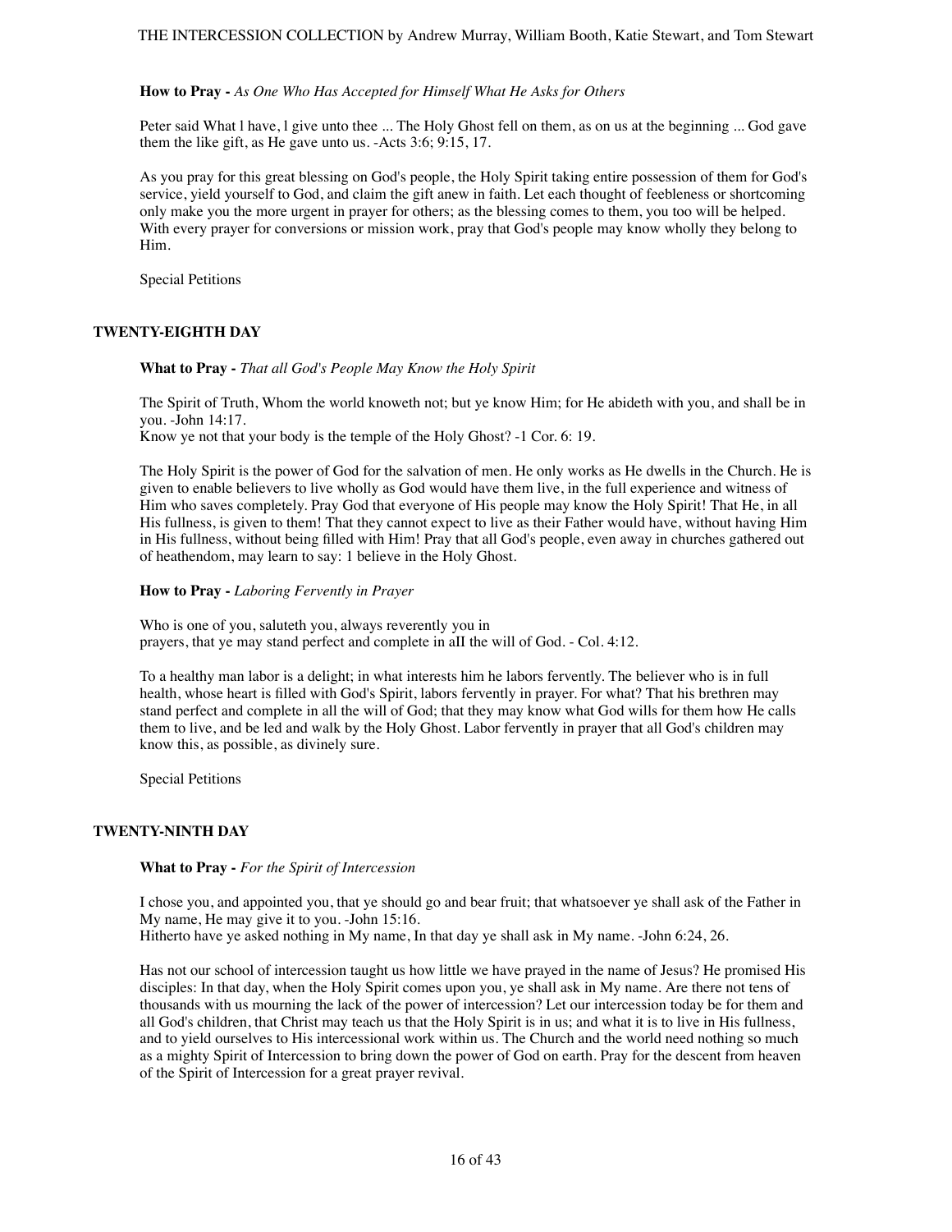**How to Pray -** *As One Who Has Accepted for Himself What He Asks for Others*

Peter said What l have, l give unto thee ... The Holy Ghost fell on them, as on us at the beginning ... God gave them the like gift, as He gave unto us. -Acts 3:6; 9:15, 17.

As you pray for this great blessing on God's people, the Holy Spirit taking entire possession of them for God's service, yield yourself to God, and claim the gift anew in faith. Let each thought of feebleness or shortcoming only make you the more urgent in prayer for others; as the blessing comes to them, you too will be helped. With every prayer for conversions or mission work, pray that God's people may know wholly they belong to Him.

Special Petitions

## TWENTY-EIGHTH DAY

**What to Pray -** *That all God's People May Know the Holy Spirit*

The Spirit of Truth, Whom the world knoweth not; but ye know Him; for He abideth with you, and shall be in you. -John 14:17.
Know ye not that your body is the temple of the Holy Ghost? -1 Cor. 6: 19.

The Holy Spirit is the power of God for the salvation of men. He only works as He dwells in the Church. He is given to enable believers to live wholly as God would have them live, in the full experience and witness of Him who saves completely. Pray God that everyone of His people may know the Holy Spirit! That He, in all His fullness, is given to them! That they cannot expect to live as their Father would have, without having Him in His fullness, without being filled with Him! Pray that all God's people, even away in churches gathered out of heathendom, may learn to say: 1 believe in the Holy Ghost.

**How to Pray -** *Laboring Fervently in Prayer*

Who is one of you, saluteth you, always reverently you in
prayers, that ye may stand perfect and complete in aII the will of God. - Col. 4:12.

To a healthy man labor is a delight; in what interests him he labors fervently. The believer who is in full health, whose heart is filled with God's Spirit, labors fervently in prayer. For what? That his brethren may stand perfect and complete in all the will of God; that they may know what God wills for them how He calls them to live, and be led and walk by the Holy Ghost. Labor fervently in prayer that all God's children may know this, as possible, as divinely sure.

Special Petitions

## TWENTY-NINTH DAY

**What to Pray -** *For the Spirit of Intercession*

I chose you, and appointed you, that ye should go and bear fruit; that whatsoever ye shall ask of the Father in My name, He may give it to you. -John 15:16.
Hitherto have ye asked nothing in My name, In that day ye shall ask in My name. -John 6:24, 26.

Has not our school of intercession taught us how little we have prayed in the name of Jesus? He promised His disciples: In that day, when the Holy Spirit comes upon you, ye shall ask in My name. Are there not tens of thousands with us mourning the lack of the power of intercession? Let our intercession today be for them and all God's children, that Christ may teach us that the Holy Spirit is in us; and what it is to live in His fullness, and to yield ourselves to His intercessional work within us. The Church and the world need nothing so much as a mighty Spirit of Intercession to bring down the power of God on earth. Pray for the descent from heaven of the Spirit of Intercession for a great prayer revival.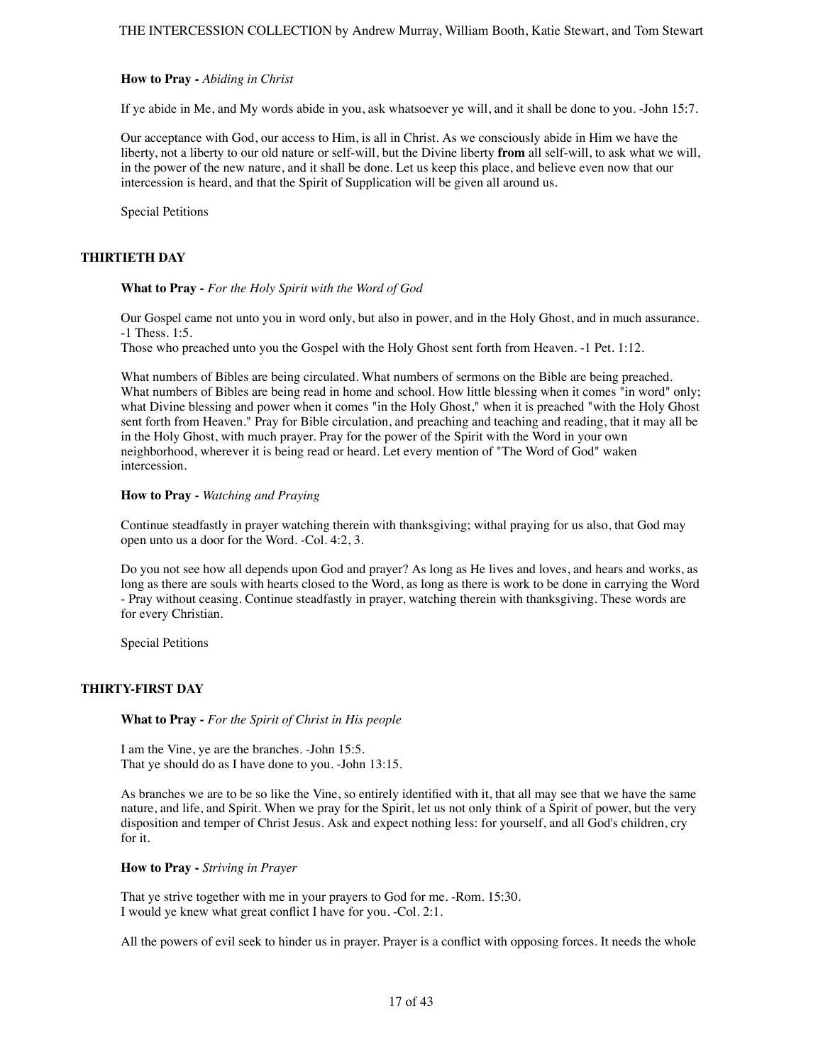**How to Pray -** *Abiding in Christ*

If ye abide in Me, and My words abide in you, ask whatsoever ye will, and it shall be done to you. -John 15:7.

Our acceptance with God, our access to Him, is all in Christ. As we consciously abide in Him we have the liberty, not a liberty to our old nature or self-will, but the Divine liberty **from** all self-will, to ask what we will, in the power of the new nature, and it shall be done. Let us keep this place, and believe even now that our intercession is heard, and that the Spirit of Supplication will be given all around us.

Special Petitions

## THIRTIETH DAY

**What to Pray -** *For the Holy Spirit with the Word of God*

Our Gospel came not unto you in word only, but also in power, and in the Holy Ghost, and in much assurance. -1 Thess. 1:5.
Those who preached unto you the Gospel with the Holy Ghost sent forth from Heaven. -1 Pet. 1:12.

What numbers of Bibles are being circulated. What numbers of sermons on the Bible are being preached. What numbers of Bibles are being read in home and school. How little blessing when it comes "in word" only; what Divine blessing and power when it comes "in the Holy Ghost," when it is preached "with the Holy Ghost sent forth from Heaven." Pray for Bible circulation, and preaching and teaching and reading, that it may all be in the Holy Ghost, with much prayer. Pray for the power of the Spirit with the Word in your own neighborhood, wherever it is being read or heard. Let every mention of "The Word of God" waken intercession.

**How to Pray -** *Watching and Praying*

Continue steadfastly in prayer watching therein with thanksgiving; withal praying for us also, that God may open unto us a door for the Word. -Col. 4:2, 3.

Do you not see how all depends upon God and prayer? As long as He lives and loves, and hears and works, as long as there are souls with hearts closed to the Word, as long as there is work to be done in carrying the Word - Pray without ceasing. Continue steadfastly in prayer, watching therein with thanksgiving. These words are for every Christian.

Special Petitions

## THIRTY-FIRST DAY

**What to Pray -** *For the Spirit of Christ in His people*

I am the Vine, ye are the branches. -John 15:5.
That ye should do as I have done to you. -John 13:15.

As branches we are to be so like the Vine, so entirely identified with it, that all may see that we have the same nature, and life, and Spirit. When we pray for the Spirit, let us not only think of a Spirit of power, but the very disposition and temper of Christ Jesus. Ask and expect nothing less: for yourself, and all God's children, cry for it.

**How to Pray -** *Striving in Prayer*

That ye strive together with me in your prayers to God for me. -Rom. 15:30.
I would ye knew what great conflict I have for you. -Col. 2:1.

All the powers of evil seek to hinder us in prayer. Prayer is a conflict with opposing forces. It needs the whole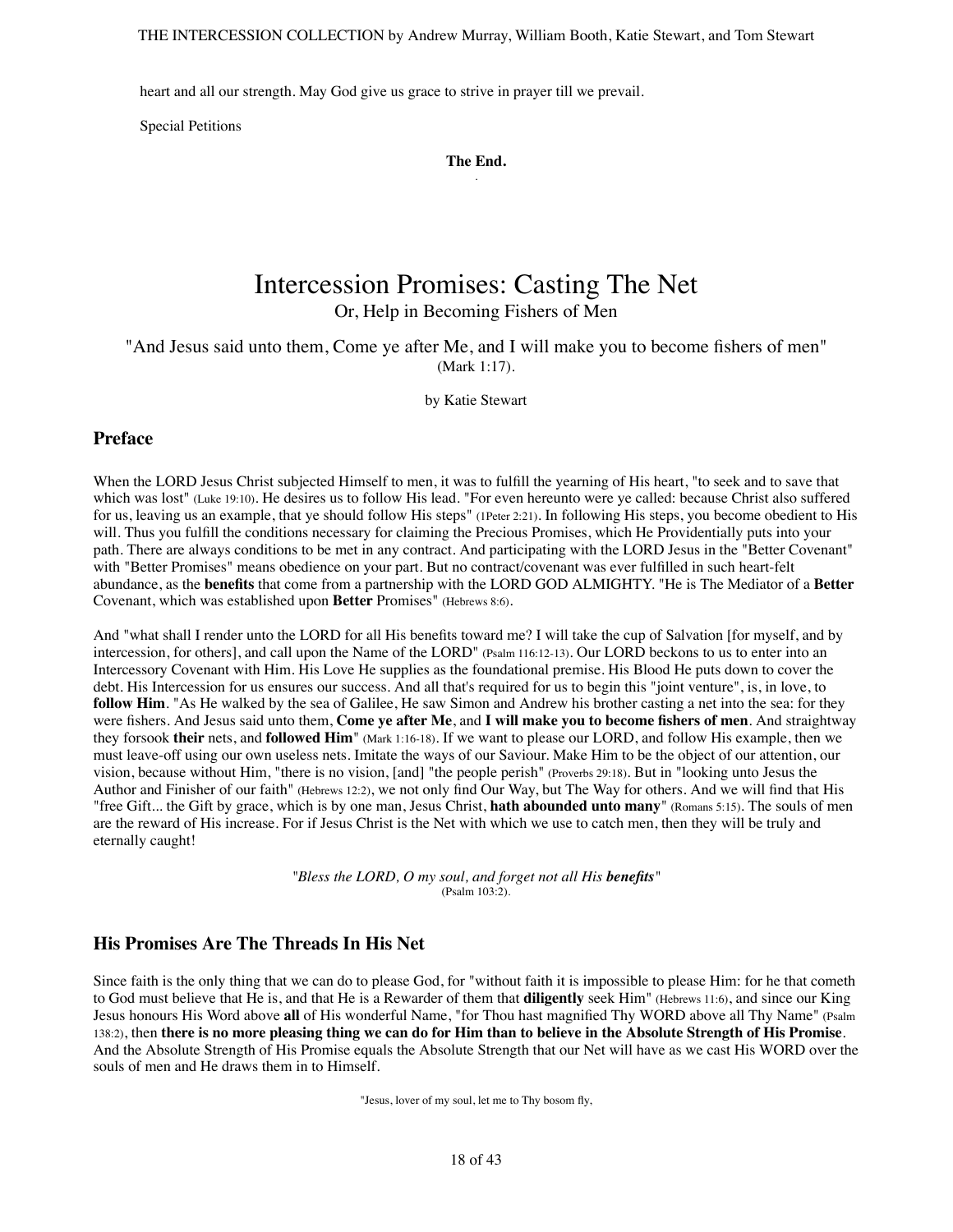heart and all our strength. May God give us grace to strive in prayer till we prevail.

Special Petitions

**The End.**

# Intercession Promises: Casting The Net

Or, Help in Becoming Fishers of Men

"And Jesus said unto them, Come ye after Me, and I will make you to become fishers of men" (Mark 1:17).

by Katie Stewart

## Preface

When the LORD Jesus Christ subjected Himself to men, it was to fulfill the yearning of His heart, "to seek and to save that which was lost" (Luke 19:10). He desires us to follow His lead. "For even hereunto were ye called: because Christ also suffered for us, leaving us an example, that ye should follow His steps" (1Peter 2:21). In following His steps, you become obedient to His will. Thus you fulfill the conditions necessary for claiming the Precious Promises, which He Providentially puts into your path. There are always conditions to be met in any contract. And participating with the LORD Jesus in the "Better Covenant" with "Better Promises" means obedience on your part. But no contract/covenant was ever fulfilled in such heart-felt abundance, as the **benefits** that come from a partnership with the LORD GOD ALMIGHTY. "He is The Mediator of a **Better** Covenant, which was established upon **Better** Promises" (Hebrews 8:6).

And "what shall I render unto the LORD for all His benefits toward me? I will take the cup of Salvation [for myself, and by intercession, for others], and call upon the Name of the LORD" (Psalm 116:12-13). Our LORD beckons to us to enter into an Intercessory Covenant with Him. His Love He supplies as the foundational premise. His Blood He puts down to cover the debt. His Intercession for us ensures our success. And all that's required for us to begin this "joint venture", is, in love, to **follow Him**. "As He walked by the sea of Galilee, He saw Simon and Andrew his brother casting a net into the sea: for they were fishers. And Jesus said unto them, **Come ye after Me**, and **I will make you to become fishers of men**. And straightway they forsook **their** nets, and **followed Him**" (Mark 1:16-18). If we want to please our LORD, and follow His example, then we must leave-off using our own useless nets. Imitate the ways of our Saviour. Make Him to be the object of our attention, our vision, because without Him, "there is no vision, [and] "the people perish" (Proverbs 29:18). But in "looking unto Jesus the Author and Finisher of our faith" (Hebrews 12:2), we not only find Our Way, but The Way for others. And we will find that His "free Gift... the Gift by grace, which is by one man, Jesus Christ, **hath abounded unto many**" (Romans 5:15). The souls of men are the reward of His increase. For if Jesus Christ is the Net with which we use to catch men, then they will be truly and eternally caught!

"*Bless the LORD, O my soul, and forget not all His **benefits***" (Psalm 103:2).

## His Promises Are The Threads In His Net

Since faith is the only thing that we can do to please God, for "without faith it is impossible to please Him: for he that cometh to God must believe that He is, and that He is a Rewarder of them that **diligently** seek Him" (Hebrews 11:6), and since our King Jesus honours His Word above **all** of His wonderful Name, "for Thou hast magnified Thy WORD above all Thy Name" (Psalm 138:2), then **there is no more pleasing thing we can do for Him than to believe in the Absolute Strength of His Promise**. And the Absolute Strength of His Promise equals the Absolute Strength that our Net will have as we cast His WORD over the souls of men and He draws them in to Himself.

"Jesus, lover of my soul, let me to Thy bosom fly,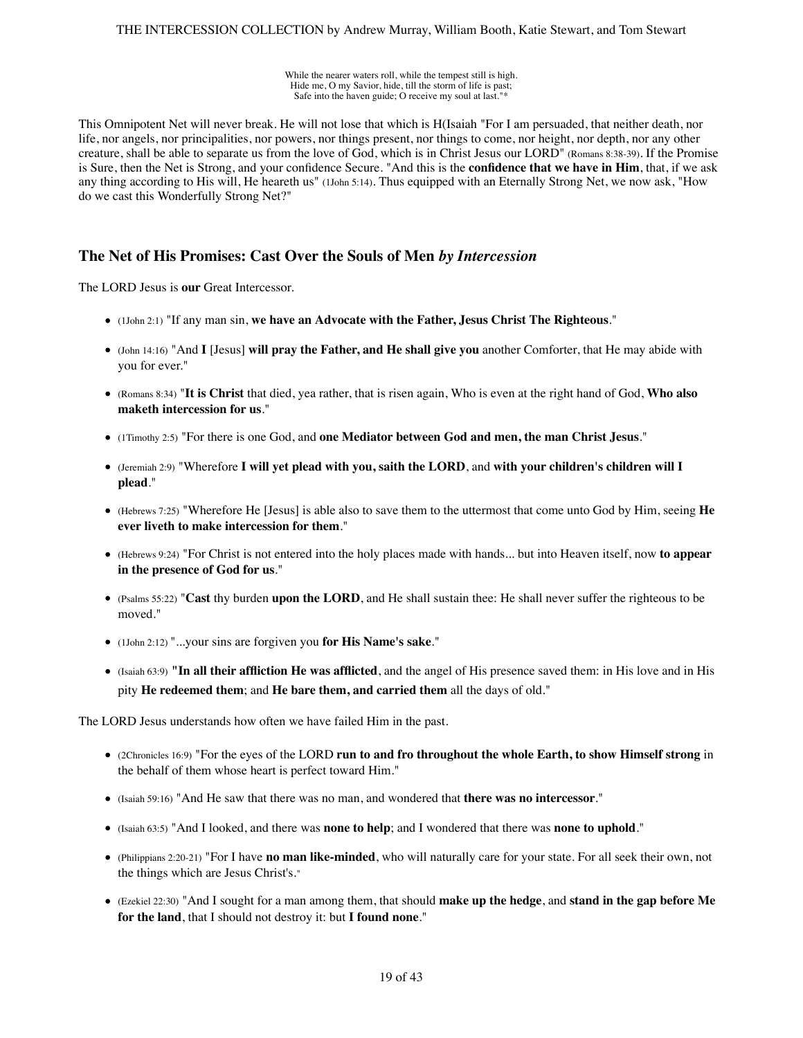While the nearer waters roll, while the tempest still is high.
Hide me, O my Savior, hide, till the storm of life is past;
Safe into the haven guide; O receive my soul at last."*

This Omnipotent Net will never break. He will not lose that which is H(Isaiah "For I am persuaded, that neither death, nor life, nor angels, nor principalities, nor powers, nor things present, nor things to come, nor height, nor depth, nor any other creature, shall be able to separate us from the love of God, which is in Christ Jesus our LORD" (Romans 8:38-39). If the Promise is Sure, then the Net is Strong, and your confidence Secure. "And this is the **confidence that we have in Him**, that, if we ask any thing according to His will, He heareth us" (1John 5:14). Thus equipped with an Eternally Strong Net, we now ask, "How do we cast this Wonderfully Strong Net?"

## The Net of His Promises: Cast Over the Souls of Men *by Intercession*

The LORD Jesus is **our** Great Intercessor.

- (1John 2:1) "If any man sin, **we have an Advocate with the Father, Jesus Christ The Righteous**."
- (John 14:16) "And **I** [Jesus] **will pray the Father, and He shall give you** another Comforter, that He may abide with you for ever."
- (Romans 8:34) "**It is Christ** that died, yea rather, that is risen again, Who is even at the right hand of God, **Who also maketh intercession for us**."
- (1Timothy 2:5) "For there is one God, and **one Mediator between God and men, the man Christ Jesus**."
- (Jeremiah 2:9) "Wherefore **I will yet plead with you, saith the LORD**, and **with your children's children will I plead**."
- (Hebrews 7:25) "Wherefore He [Jesus] is able also to save them to the uttermost that come unto God by Him, seeing **He ever liveth to make intercession for them**."
- (Hebrews 9:24) "For Christ is not entered into the holy places made with hands... but into Heaven itself, now **to appear in the presence of God for us**."
- (Psalms 55:22) "**Cast** thy burden **upon the LORD**, and He shall sustain thee: He shall never suffer the righteous to be moved."
- (1John 2:12) "...your sins are forgiven you **for His Name's sake**."
- (Isaiah 63:9) "**In all their affliction He was afflicted**, and the angel of His presence saved them: in His love and in His pity **He redeemed them**; and **He bare them, and carried them** all the days of old."

The LORD Jesus understands how often we have failed Him in the past.

- (2Chronicles 16:9) "For the eyes of the LORD **run to and fro throughout the whole Earth, to show Himself strong** in the behalf of them whose heart is perfect toward Him."
- (Isaiah 59:16) "And He saw that there was no man, and wondered that **there was no intercessor**."
- (Isaiah 63:5) "And I looked, and there was **none to help**; and I wondered that there was **none to uphold**."
- (Philippians 2:20-21) "For I have **no man like-minded**, who will naturally care for your state. For all seek their own, not the things which are Jesus Christ's."
- (Ezekiel 22:30) "And I sought for a man among them, that should **make up the hedge**, and **stand in the gap before Me for the land**, that I should not destroy it: but **I found none**."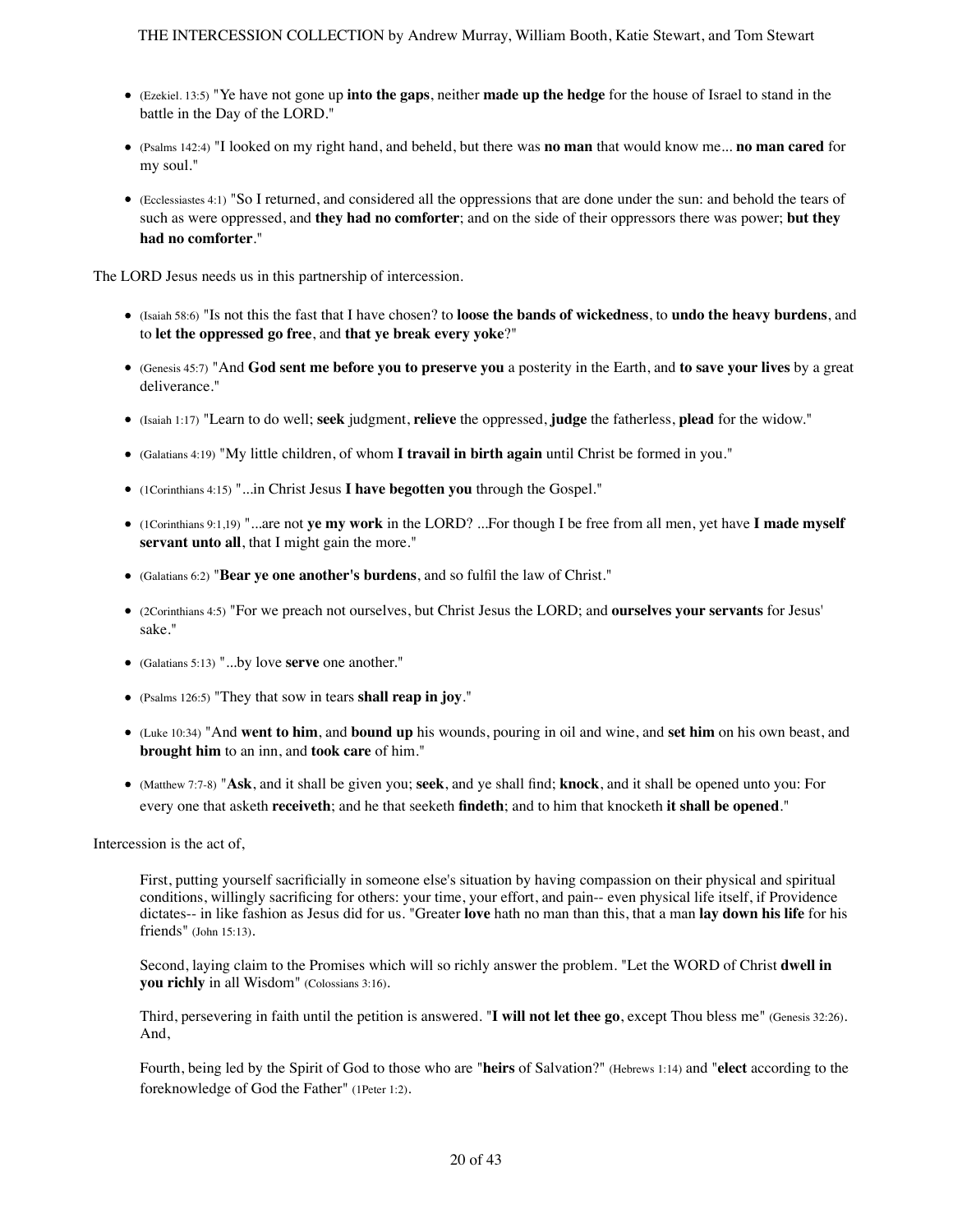- (Ezekiel. 13:5) "Ye have not gone up **into the gaps**, neither **made up the hedge** for the house of Israel to stand in the battle in the Day of the LORD."
- (Psalms 142:4) "I looked on my right hand, and beheld, but there was **no man** that would know me... **no man cared** for my soul."
- (Ecclesiastes 4:1) "So I returned, and considered all the oppressions that are done under the sun: and behold the tears of such as were oppressed, and **they had no comforter**; and on the side of their oppressors there was power; **but they had no comforter**."

The LORD Jesus needs us in this partnership of intercession.

- (Isaiah 58:6) "Is not this the fast that I have chosen? to **loose the bands of wickedness**, to **undo the heavy burdens**, and to **let the oppressed go free**, and **that ye break every yoke**?"
- (Genesis 45:7) "And **God sent me before you to preserve you** a posterity in the Earth, and **to save your lives** by a great deliverance."
- (Isaiah 1:17) "Learn to do well; **seek** judgment, **relieve** the oppressed, **judge** the fatherless, **plead** for the widow."
- (Galatians 4:19) "My little children, of whom **I travail in birth again** until Christ be formed in you."
- (1Corinthians 4:15) "...in Christ Jesus **I have begotten you** through the Gospel."
- (1Corinthians 9:1,19) "...are not **ye my work** in the LORD? ...For though I be free from all men, yet have **I made myself servant unto all**, that I might gain the more."
- (Galatians 6:2) "**Bear ye one another's burdens**, and so fulfil the law of Christ."
- (2Corinthians 4:5) "For we preach not ourselves, but Christ Jesus the LORD; and **ourselves your servants** for Jesus' sake."
- (Galatians 5:13) "...by love **serve** one another."
- (Psalms 126:5) "They that sow in tears **shall reap in joy**."
- (Luke 10:34) "And **went to him**, and **bound up** his wounds, pouring in oil and wine, and **set him** on his own beast, and **brought him** to an inn, and **took care** of him."
- (Matthew 7:7-8) "**Ask**, and it shall be given you; **seek**, and ye shall find; **knock**, and it shall be opened unto you: For every one that asketh **receiveth**; and he that seeketh **findeth**; and to him that knocketh **it shall be opened**."

Intercession is the act of,

> First, putting yourself sacrificially in someone else's situation by having compassion on their physical and spiritual conditions, willingly sacrificing for others: your time, your effort, and pain-- even physical life itself, if Providence dictates-- in like fashion as Jesus did for us. "Greater **love** hath no man than this, that a man **lay down his life** for his friends" (John 15:13).
>
> Second, laying claim to the Promises which will so richly answer the problem. "Let the WORD of Christ **dwell in you richly** in all Wisdom" (Colossians 3:16).
>
> Third, persevering in faith until the petition is answered. "**I will not let thee go**, except Thou bless me" (Genesis 32:26). And,
>
> Fourth, being led by the Spirit of God to those who are "**heirs** of Salvation?" (Hebrews 1:14) and "**elect** according to the foreknowledge of God the Father" (1Peter 1:2).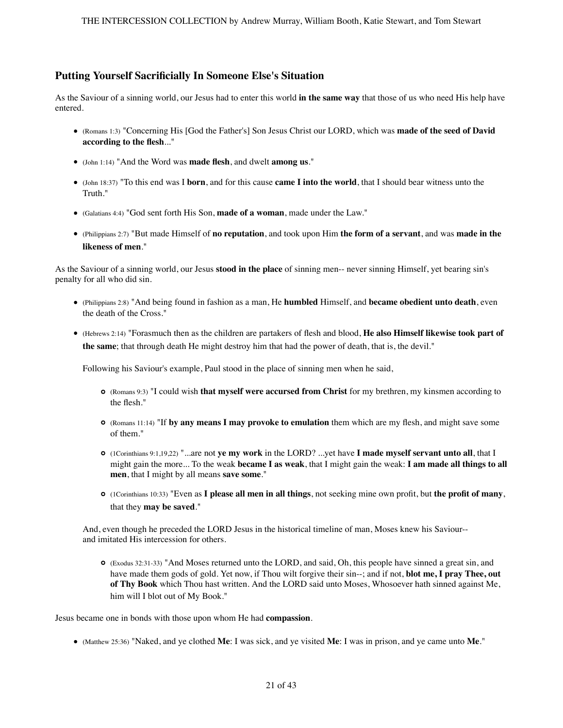## Putting Yourself Sacrificially In Someone Else's Situation

As the Saviour of a sinning world, our Jesus had to enter this world **in the same way** that those of us who need His help have entered.

- (Romans 1:3) "Concerning His [God the Father's] Son Jesus Christ our LORD, which was **made of the seed of David according to the flesh**..."
- (John 1:14) "And the Word was **made flesh**, and dwelt **among us**."
- (John 18:37) "To this end was I **born**, and for this cause **came I into the world**, that I should bear witness unto the Truth."
- (Galatians 4:4) "God sent forth His Son, **made of a woman**, made under the Law."
- (Philippians 2:7) "But made Himself of **no reputation**, and took upon Him **the form of a servant**, and was **made in the likeness of men**."

As the Saviour of a sinning world, our Jesus **stood in the place** of sinning men-- never sinning Himself, yet bearing sin's penalty for all who did sin.

- (Philippians 2:8) "And being found in fashion as a man, He **humbled** Himself, and **became obedient unto death**, even the death of the Cross."
- (Hebrews 2:14) "Forasmuch then as the children are partakers of flesh and blood, **He also Himself likewise took part of the same**; that through death He might destroy him that had the power of death, that is, the devil."

  Following his Saviour's example, Paul stood in the place of sinning men when he said,

  - (Romans 9:3) "I could wish **that myself were accursed from Christ** for my brethren, my kinsmen according to the flesh."
  - (Romans 11:14) "If **by any means I may provoke to emulation** them which are my flesh, and might save some of them."
  - (1Corinthians 9:1,19,22) "...are not **ye my work** in the LORD? ...yet have **I made myself servant unto all**, that I might gain the more... To the weak **became I as weak**, that I might gain the weak: **I am made all things to all men**, that I might by all means **save some**."
  - (1Corinthians 10:33) "Even as **I please all men in all things**, not seeking mine own profit, but **the profit of many**, that they **may be saved**."

  And, even though he preceded the LORD Jesus in the historical timeline of man, Moses knew his Saviour-- and imitated His intercession for others.

  - (Exodus 32:31-33) "And Moses returned unto the LORD, and said, Oh, this people have sinned a great sin, and have made them gods of gold. Yet now, if Thou wilt forgive their sin--; and if not, **blot me, I pray Thee, out of Thy Book** which Thou hast written. And the LORD said unto Moses, Whosoever hath sinned against Me, him will I blot out of My Book."

Jesus became one in bonds with those upon whom He had **compassion**.

- (Matthew 25:36) "Naked, and ye clothed **Me**: I was sick, and ye visited **Me**: I was in prison, and ye came unto **Me**."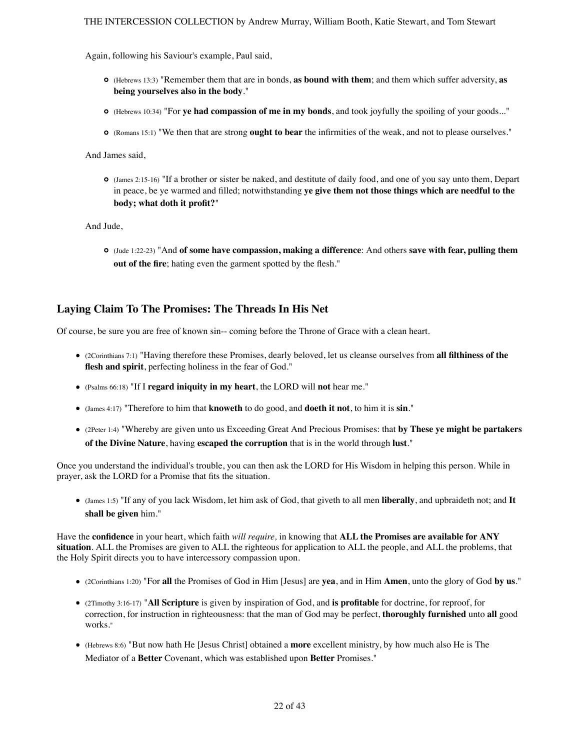Again, following his Saviour's example, Paul said,

- (Hebrews 13:3) "Remember them that are in bonds, **as bound with them**; and them which suffer adversity, **as being yourselves also in the body**."
- (Hebrews 10:34) "For **ye had compassion of me in my bonds**, and took joyfully the spoiling of your goods..."
- (Romans 15:1) "We then that are strong **ought to bear** the infirmities of the weak, and not to please ourselves."

And James said,

- (James 2:15-16) "If a brother or sister be naked, and destitute of daily food, and one of you say unto them, Depart in peace, be ye warmed and filled; notwithstanding **ye give them not those things which are needful to the body; what doth it profit?**"

And Jude,

- (Jude 1:22-23) "And **of some have compassion, making a difference**: And others **save with fear, pulling them out of the fire**; hating even the garment spotted by the flesh."

## Laying Claim To The Promises: The Threads In His Net

Of course, be sure you are free of known sin-- coming before the Throne of Grace with a clean heart.

- (2Corinthians 7:1) "Having therefore these Promises, dearly beloved, let us cleanse ourselves from **all filthiness of the flesh and spirit**, perfecting holiness in the fear of God."
- (Psalms 66:18) "If I **regard iniquity in my heart**, the LORD will **not** hear me."
- (James 4:17) "Therefore to him that **knoweth** to do good, and **doeth it not**, to him it is **sin**."
- (2Peter 1:4) "Whereby are given unto us Exceeding Great And Precious Promises: that **by These ye might be partakers of the Divine Nature**, having **escaped the corruption** that is in the world through **lust**."

Once you understand the individual's trouble, you can then ask the LORD for His Wisdom in helping this person. While in prayer, ask the LORD for a Promise that fits the situation.

- (James 1:5) "If any of you lack Wisdom, let him ask of God, that giveth to all men **liberally**, and upbraideth not; and **It shall be given** him."

Have the **confidence** in your heart, which faith *will require,* in knowing that **ALL the Promises are available for ANY situation**. ALL the Promises are given to ALL the righteous for application to ALL the people, and ALL the problems, that the Holy Spirit directs you to have intercessory compassion upon.

- (2Corinthians 1:20) "For **all** the Promises of God in Him [Jesus] are **yea**, and in Him **Amen**, unto the glory of God **by us**."
- (2Timothy 3:16-17) "**All Scripture** is given by inspiration of God, and **is profitable** for doctrine, for reproof, for correction, for instruction in righteousness: that the man of God may be perfect, **thoroughly furnished** unto **all** good works."
- (Hebrews 8:6) "But now hath He [Jesus Christ] obtained a **more** excellent ministry, by how much also He is The Mediator of a **Better** Covenant, which was established upon **Better** Promises."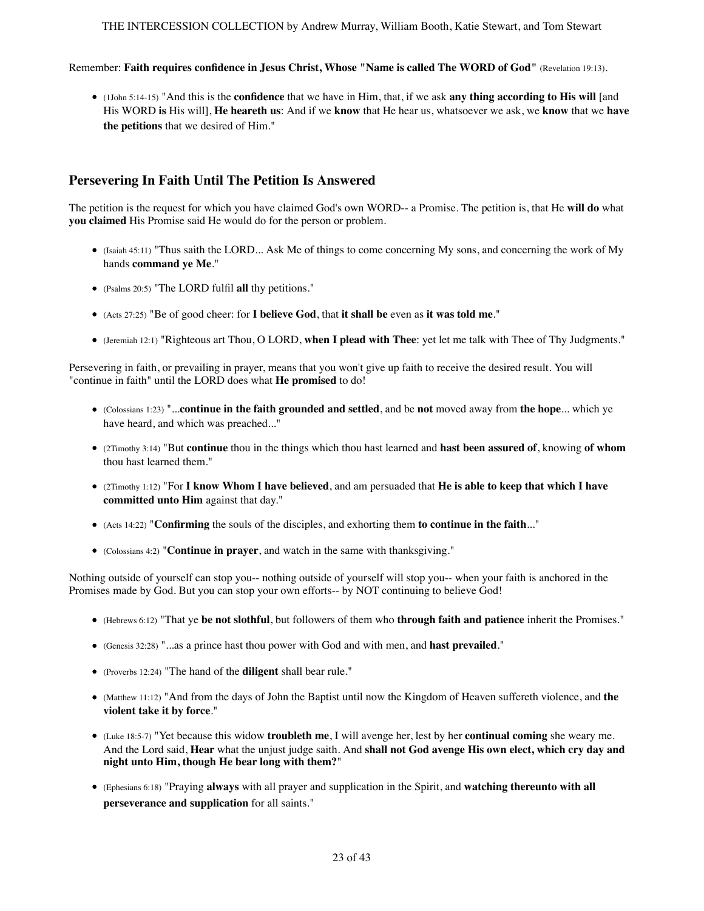Remember: **Faith requires confidence in Jesus Christ, Whose "Name is called The WORD of God"** (Revelation 19:13).

- (1John 5:14-15) "And this is the **confidence** that we have in Him, that, if we ask **any thing according to His will** [and His WORD **is** His will], **He heareth us**: And if we **know** that He hear us, whatsoever we ask, we **know** that we **have the petitions** that we desired of Him."

## Persevering In Faith Until The Petition Is Answered

The petition is the request for which you have claimed God's own WORD-- a Promise. The petition is, that He **will do** what **you claimed** His Promise said He would do for the person or problem.

- (Isaiah 45:11) "Thus saith the LORD... Ask Me of things to come concerning My sons, and concerning the work of My hands **command ye Me**."
- (Psalms 20:5) "The LORD fulfil **all** thy petitions."
- (Acts 27:25) "Be of good cheer: for **I believe God**, that **it shall be** even as **it was told me**."
- (Jeremiah 12:1) "Righteous art Thou, O LORD, **when I plead with Thee**: yet let me talk with Thee of Thy Judgments."

Persevering in faith, or prevailing in prayer, means that you won't give up faith to receive the desired result. You will "continue in faith" until the LORD does what **He promised** to do!

- (Colossians 1:23) "...**continue in the faith grounded and settled**, and be **not** moved away from **the hope**... which ye have heard, and which was preached..."
- (2Timothy 3:14) "But **continue** thou in the things which thou hast learned and **hast been assured of**, knowing **of whom** thou hast learned them."
- (2Timothy 1:12) "For **I know Whom I have believed**, and am persuaded that **He is able to keep that which I have committed unto Him** against that day."
- (Acts 14:22) "**Confirming** the souls of the disciples, and exhorting them **to continue in the faith**..."
- (Colossians 4:2) "**Continue in prayer**, and watch in the same with thanksgiving."

Nothing outside of yourself can stop you-- nothing outside of yourself will stop you-- when your faith is anchored in the Promises made by God. But you can stop your own efforts-- by NOT continuing to believe God!

- (Hebrews 6:12) "That ye **be not slothful**, but followers of them who **through faith and patience** inherit the Promises."
- (Genesis 32:28) "...as a prince hast thou power with God and with men, and **hast prevailed**."
- (Proverbs 12:24) "The hand of the **diligent** shall bear rule."
- (Matthew 11:12) "And from the days of John the Baptist until now the Kingdom of Heaven suffereth violence, and **the violent take it by force**."
- (Luke 18:5-7) "Yet because this widow **troubleth me**, I will avenge her, lest by her **continual coming** she weary me. And the Lord said, **Hear** what the unjust judge saith. And **shall not God avenge His own elect, which cry day and night unto Him, though He bear long with them?**"
- (Ephesians 6:18) "Praying **always** with all prayer and supplication in the Spirit, and **watching thereunto with all perseverance and supplication** for all saints."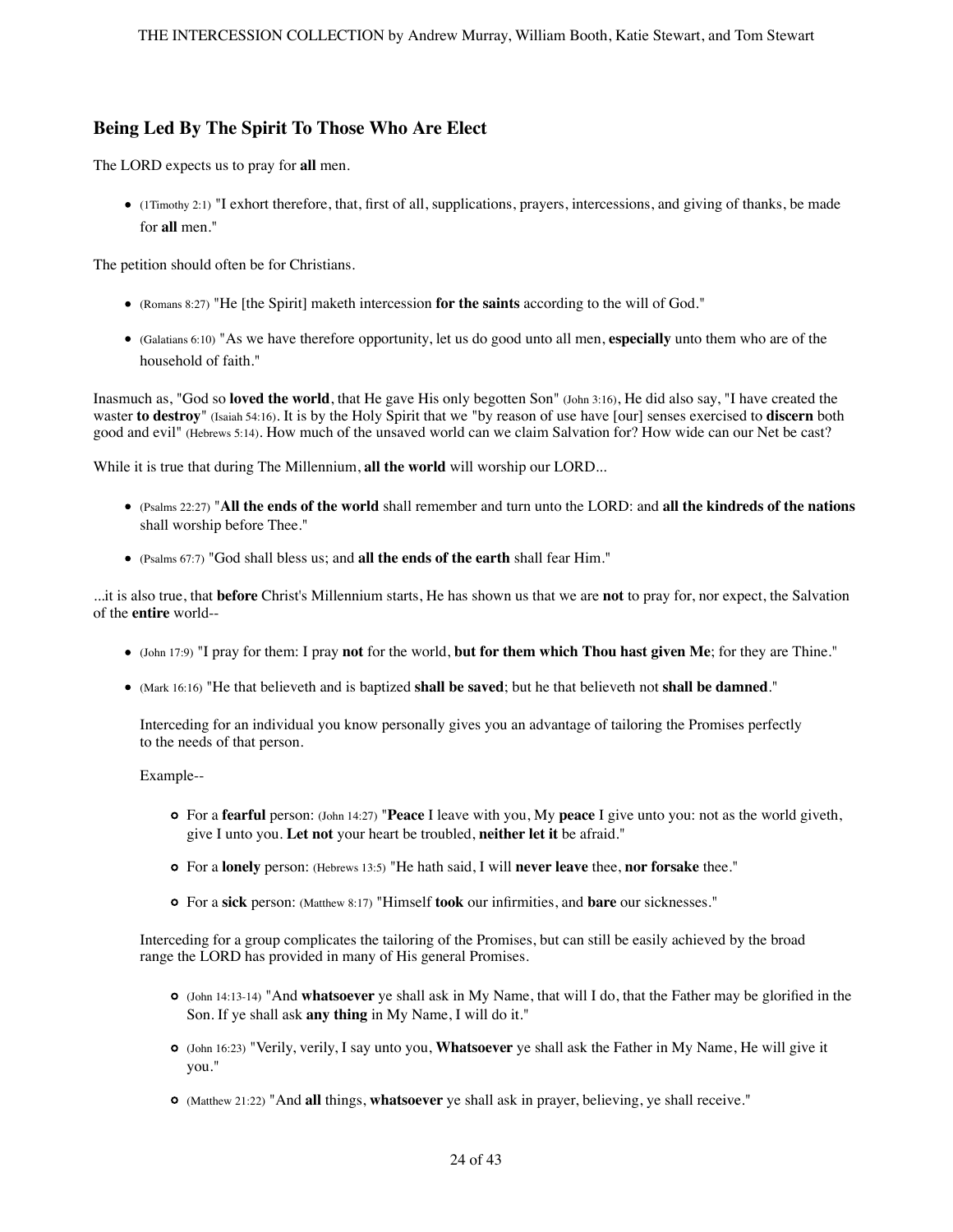### Being Led By The Spirit To Those Who Are Elect

The LORD expects us to pray for **all** men.

- (1Timothy 2:1) "I exhort therefore, that, first of all, supplications, prayers, intercessions, and giving of thanks, be made for **all** men."

The petition should often be for Christians.

- (Romans 8:27) "He [the Spirit] maketh intercession **for the saints** according to the will of God."
- (Galatians 6:10) "As we have therefore opportunity, let us do good unto all men, **especially** unto them who are of the household of faith."

Inasmuch as, "God so **loved the world**, that He gave His only begotten Son" (John 3:16), He did also say, "I have created the waster **to destroy**" (Isaiah 54:16). It is by the Holy Spirit that we "by reason of use have [our] senses exercised to **discern** both good and evil" (Hebrews 5:14). How much of the unsaved world can we claim Salvation for? How wide can our Net be cast?

While it is true that during The Millennium, **all the world** will worship our LORD...

- (Psalms 22:27) "**All the ends of the world** shall remember and turn unto the LORD: and **all the kindreds of the nations** shall worship before Thee."
- (Psalms 67:7) "God shall bless us; and **all the ends of the earth** shall fear Him."

...it is also true, that **before** Christ's Millennium starts, He has shown us that we are **not** to pray for, nor expect, the Salvation of the **entire** world--

- (John 17:9) "I pray for them: I pray **not** for the world, **but for them which Thou hast given Me**; for they are Thine."
- (Mark 16:16) "He that believeth and is baptized **shall be saved**; but he that believeth not **shall be damned**."

  Interceding for an individual you know personally gives you an advantage of tailoring the Promises perfectly to the needs of that person.

  Example--

  - For a **fearful** person: (John 14:27) "**Peace** I leave with you, My **peace** I give unto you: not as the world giveth, give I unto you. **Let not** your heart be troubled, **neither let it** be afraid."
  - For a **lonely** person: (Hebrews 13:5) "He hath said, I will **never leave** thee, **nor forsake** thee."
  - For a **sick** person: (Matthew 8:17) "Himself **took** our infirmities, and **bare** our sicknesses."

  Interceding for a group complicates the tailoring of the Promises, but can still be easily achieved by the broad range the LORD has provided in many of His general Promises.

  - (John 14:13-14) "And **whatsoever** ye shall ask in My Name, that will I do, that the Father may be glorified in the Son. If ye shall ask **any thing** in My Name, I will do it."
  - (John 16:23) "Verily, verily, I say unto you, **Whatsoever** ye shall ask the Father in My Name, He will give it you."
  - (Matthew 21:22) "And **all** things, **whatsoever** ye shall ask in prayer, believing, ye shall receive."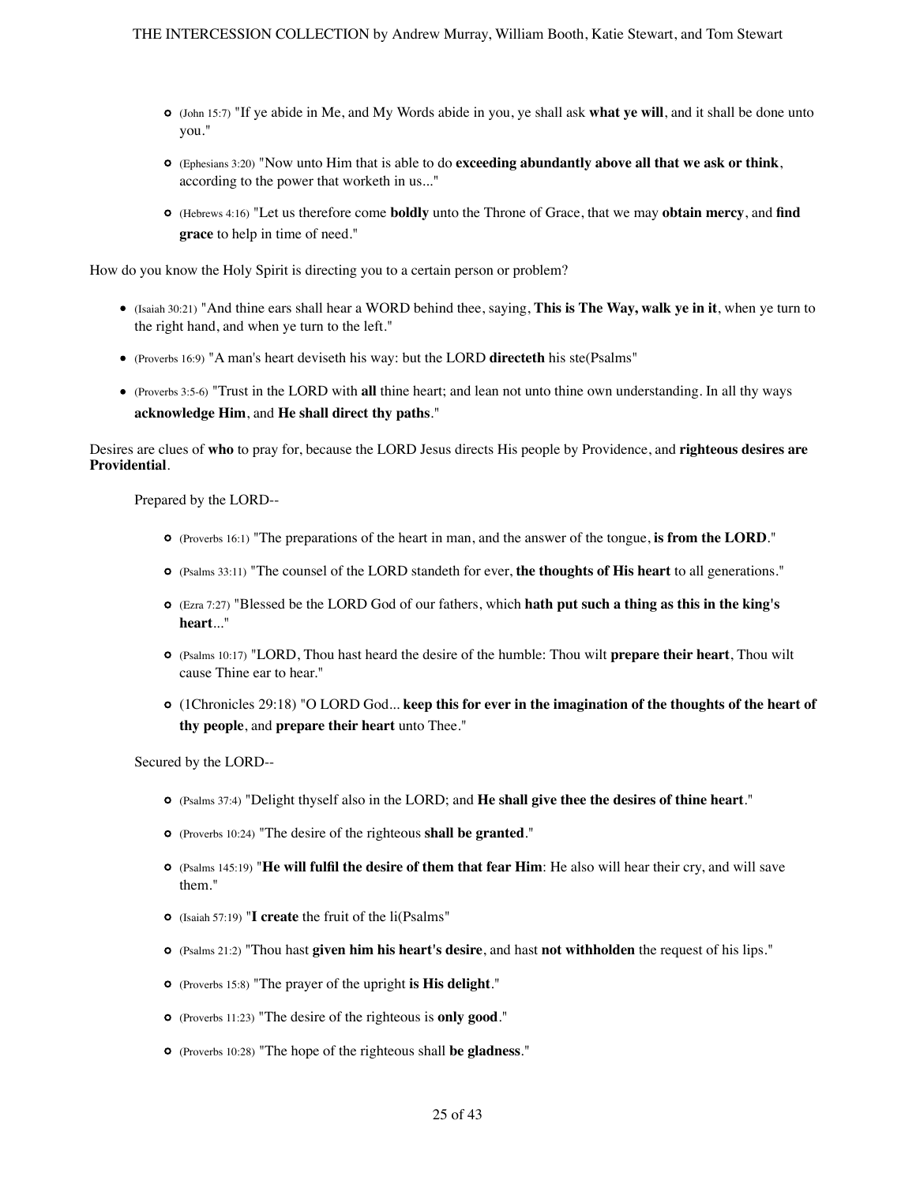- (John 15:7) "If ye abide in Me, and My Words abide in you, ye shall ask **what ye will**, and it shall be done unto you."
- (Ephesians 3:20) "Now unto Him that is able to do **exceeding abundantly above all that we ask or think**, according to the power that worketh in us..."
- (Hebrews 4:16) "Let us therefore come **boldly** unto the Throne of Grace, that we may **obtain mercy**, and **find grace** to help in time of need."

How do you know the Holy Spirit is directing you to a certain person or problem?

- (Isaiah 30:21) "And thine ears shall hear a WORD behind thee, saying, **This is The Way, walk ye in it**, when ye turn to the right hand, and when ye turn to the left."
- (Proverbs 16:9) "A man's heart deviseth his way: but the LORD **directeth** his ste(Psalms"
- (Proverbs 3:5-6) "Trust in the LORD with **all** thine heart; and lean not unto thine own understanding. In all thy ways **acknowledge Him**, and **He shall direct thy paths**."

Desires are clues of **who** to pray for, because the LORD Jesus directs His people by Providence, and **righteous desires are Providential**.

Prepared by the LORD--

- (Proverbs 16:1) "The preparations of the heart in man, and the answer of the tongue, **is from the LORD**."
- (Psalms 33:11) "The counsel of the LORD standeth for ever, **the thoughts of His heart** to all generations."
- (Ezra 7:27) "Blessed be the LORD God of our fathers, which **hath put such a thing as this in the king's heart**..."
- (Psalms 10:17) "LORD, Thou hast heard the desire of the humble: Thou wilt **prepare their heart**, Thou wilt cause Thine ear to hear."
- (1Chronicles 29:18) "O LORD God... **keep this for ever in the imagination of the thoughts of the heart of thy people**, and **prepare their heart** unto Thee."

Secured by the LORD--

- (Psalms 37:4) "Delight thyself also in the LORD; and **He shall give thee the desires of thine heart**."
- (Proverbs 10:24) "The desire of the righteous **shall be granted**."
- (Psalms 145:19) "**He will fulfil the desire of them that fear Him**: He also will hear their cry, and will save them."
- (Isaiah 57:19) "**I create** the fruit of the li(Psalms"
- (Psalms 21:2) "Thou hast **given him his heart's desire**, and hast **not withholden** the request of his lips."
- (Proverbs 15:8) "The prayer of the upright **is His delight**."
- (Proverbs 11:23) "The desire of the righteous is **only good**."
- (Proverbs 10:28) "The hope of the righteous shall **be gladness**."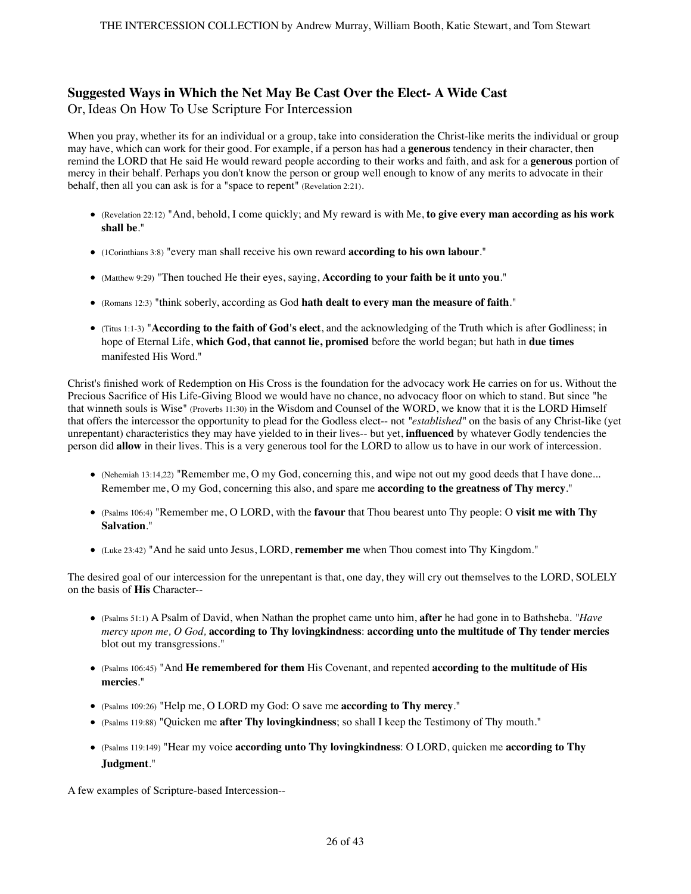## Suggested Ways in Which the Net May Be Cast Over the Elect- A Wide Cast

Or, Ideas On How To Use Scripture For Intercession

When you pray, whether its for an individual or a group, take into consideration the Christ-like merits the individual or group may have, which can work for their good. For example, if a person has had a **generous** tendency in their character, then remind the LORD that He said He would reward people according to their works and faith, and ask for a **generous** portion of mercy in their behalf. Perhaps you don't know the person or group well enough to know of any merits to advocate in their behalf, then all you can ask is for a "space to repent" (Revelation 2:21).

- (Revelation 22:12) "And, behold, I come quickly; and My reward is with Me, **to give every man according as his work shall be**."
- (1Corinthians 3:8) "every man shall receive his own reward **according to his own labour**."
- (Matthew 9:29) "Then touched He their eyes, saying, **According to your faith be it unto you**."
- (Romans 12:3) "think soberly, according as God **hath dealt to every man the measure of faith**."
- (Titus 1:1-3) "**According to the faith of God's elect**, and the acknowledging of the Truth which is after Godliness; in hope of Eternal Life, **which God, that cannot lie, promised** before the world began; but hath in **due times** manifested His Word."

Christ's finished work of Redemption on His Cross is the foundation for the advocacy work He carries on for us. Without the Precious Sacrifice of His Life-Giving Blood we would have no chance, no advocacy floor on which to stand. But since "he that winneth souls is Wise" (Proverbs 11:30) in the Wisdom and Counsel of the WORD, we know that it is the LORD Himself that offers the intercessor the opportunity to plead for the Godless elect-- not "*established*" on the basis of any Christ-like (yet unrepentant) characteristics they may have yielded to in their lives-- but yet, **influenced** by whatever Godly tendencies the person did **allow** in their lives. This is a very generous tool for the LORD to allow us to have in our work of intercession.

- (Nehemiah 13:14,22) "Remember me, O my God, concerning this, and wipe not out my good deeds that I have done... Remember me, O my God, concerning this also, and spare me **according to the greatness of Thy mercy**."
- (Psalms 106:4) "Remember me, O LORD, with the **favour** that Thou bearest unto Thy people: O **visit me with Thy Salvation**."
- (Luke 23:42) "And he said unto Jesus, LORD, **remember me** when Thou comest into Thy Kingdom."

The desired goal of our intercession for the unrepentant is that, one day, they will cry out themselves to the LORD, SOLELY on the basis of **His** Character--

- (Psalms 51:1) A Psalm of David, when Nathan the prophet came unto him, **after** he had gone in to Bathsheba. "*Have mercy upon me, O God,* **according to Thy lovingkindness**: **according unto the multitude of Thy tender mercies** blot out my transgressions."
- (Psalms 106:45) "And **He remembered for them** His Covenant, and repented **according to the multitude of His mercies**."
- (Psalms 109:26) "Help me, O LORD my God: O save me **according to Thy mercy**."
- (Psalms 119:88) "Quicken me **after Thy lovingkindness**; so shall I keep the Testimony of Thy mouth."
- (Psalms 119:149) "Hear my voice **according unto Thy lovingkindness**: O LORD, quicken me **according to Thy Judgment**."

A few examples of Scripture-based Intercession--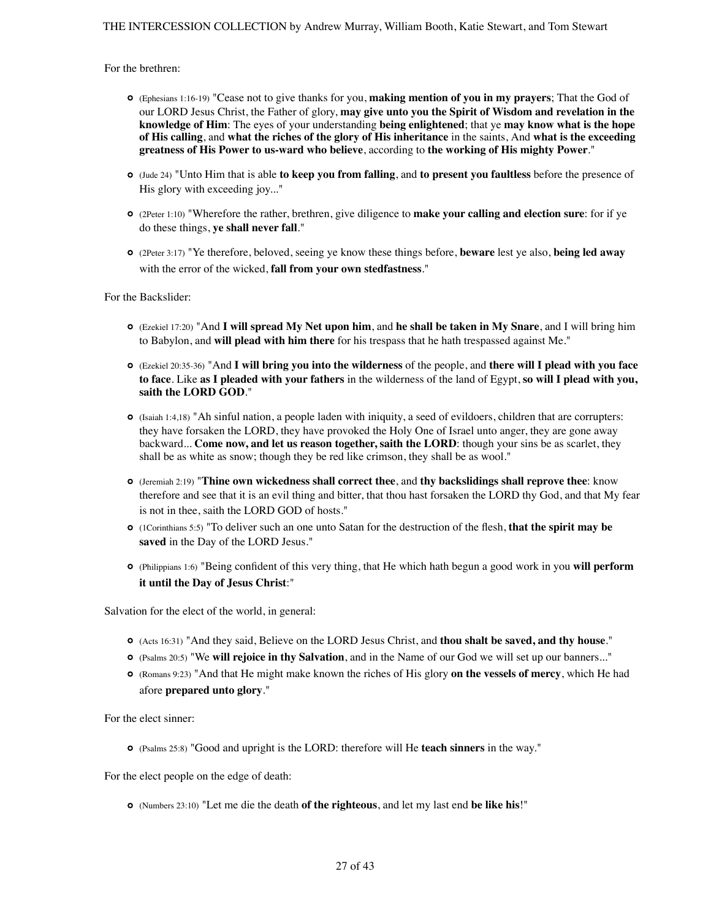For the brethren:

- (Ephesians 1:16-19) "Cease not to give thanks for you, **making mention of you in my prayers**; That the God of our LORD Jesus Christ, the Father of glory, **may give unto you the Spirit of Wisdom and revelation in the knowledge of Him**: The eyes of your understanding **being enlightened**; that ye **may know what is the hope of His calling**, and **what the riches of the glory of His inheritance** in the saints, And **what is the exceeding greatness of His Power to us-ward who believe**, according to **the working of His mighty Power**."
- (Jude 24) "Unto Him that is able **to keep you from falling**, and **to present you faultless** before the presence of His glory with exceeding joy..."
- (2Peter 1:10) "Wherefore the rather, brethren, give diligence to **make your calling and election sure**: for if ye do these things, **ye shall never fall**."
- (2Peter 3:17) "Ye therefore, beloved, seeing ye know these things before, **beware** lest ye also, **being led away** with the error of the wicked, **fall from your own stedfastness**."

For the Backslider:

- (Ezekiel 17:20) "And **I will spread My Net upon him**, and **he shall be taken in My Snare**, and I will bring him to Babylon, and **will plead with him there** for his trespass that he hath trespassed against Me."
- (Ezekiel 20:35-36) "And **I will bring you into the wilderness** of the people, and **there will I plead with you face to face**. Like **as I pleaded with your fathers** in the wilderness of the land of Egypt, **so will I plead with you, saith the LORD GOD**."
- (Isaiah 1:4,18) "Ah sinful nation, a people laden with iniquity, a seed of evildoers, children that are corrupters: they have forsaken the LORD, they have provoked the Holy One of Israel unto anger, they are gone away backward... **Come now, and let us reason together, saith the LORD**: though your sins be as scarlet, they shall be as white as snow; though they be red like crimson, they shall be as wool."
- (Jeremiah 2:19) "**Thine own wickedness shall correct thee**, and **thy backslidings shall reprove thee**: know therefore and see that it is an evil thing and bitter, that thou hast forsaken the LORD thy God, and that My fear is not in thee, saith the LORD GOD of hosts."
- (1Corinthians 5:5) "To deliver such an one unto Satan for the destruction of the flesh, **that the spirit may be saved** in the Day of the LORD Jesus."
- (Philippians 1:6) "Being confident of this very thing, that He which hath begun a good work in you **will perform it until the Day of Jesus Christ**:"

Salvation for the elect of the world, in general:

- (Acts 16:31) "And they said, Believe on the LORD Jesus Christ, and **thou shalt be saved, and thy house**."
- (Psalms 20:5) "We **will rejoice in thy Salvation**, and in the Name of our God we will set up our banners..."
- (Romans 9:23) "And that He might make known the riches of His glory **on the vessels of mercy**, which He had afore **prepared unto glory**."

For the elect sinner:

- (Psalms 25:8) "Good and upright is the LORD: therefore will He **teach sinners** in the way."

For the elect people on the edge of death:

- (Numbers 23:10) "Let me die the death **of the righteous**, and let my last end **be like his**!"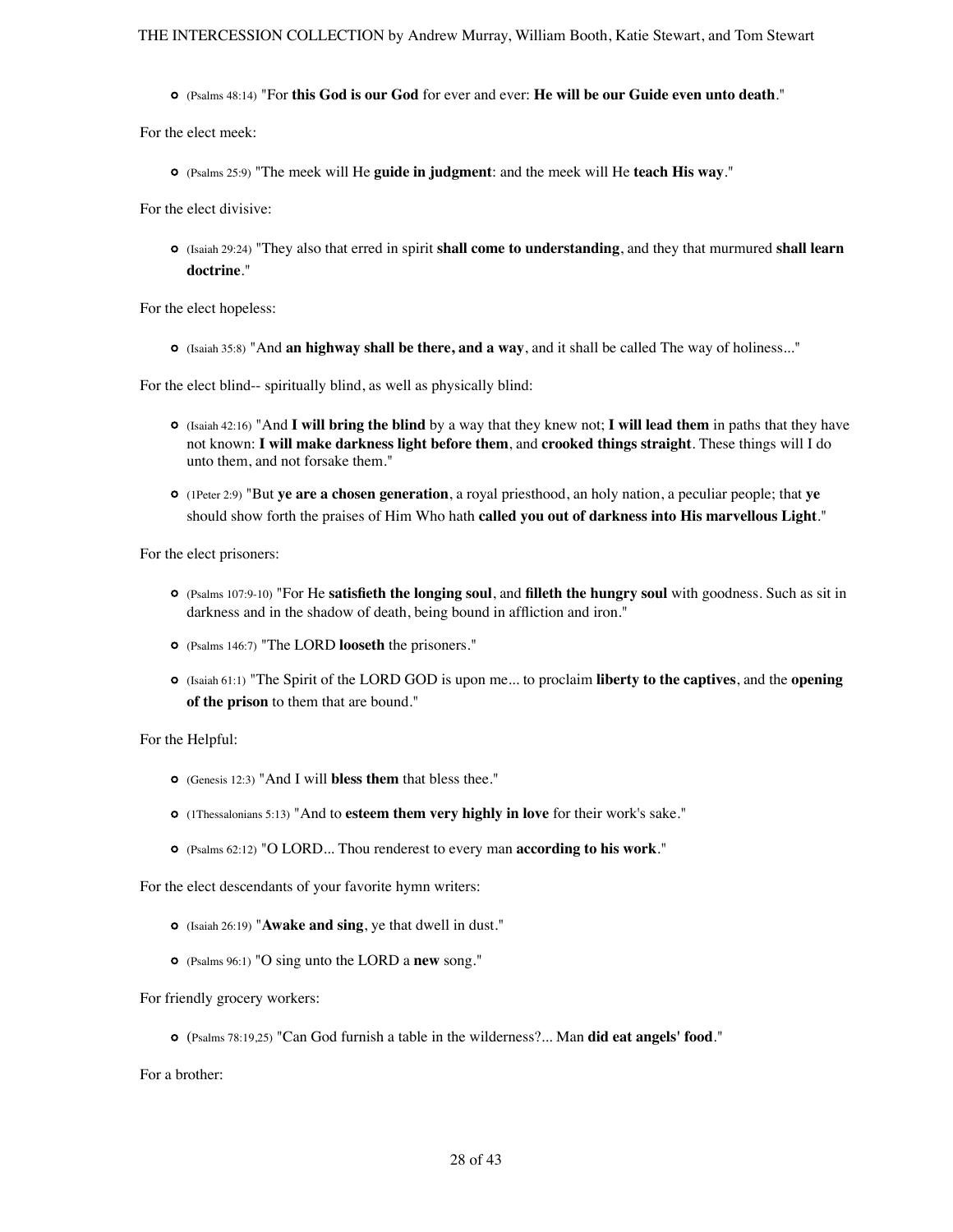- (Psalms 48:14) "For **this God is our God** for ever and ever: **He will be our Guide even unto death**."

For the elect meek:

- (Psalms 25:9) "The meek will He **guide in judgment**: and the meek will He **teach His way**."

For the elect divisive:

- (Isaiah 29:24) "They also that erred in spirit **shall come to understanding**, and they that murmured **shall learn doctrine**."

For the elect hopeless:

- (Isaiah 35:8) "And **an highway shall be there, and a way**, and it shall be called The way of holiness..."

For the elect blind-- spiritually blind, as well as physically blind:

- (Isaiah 42:16) "And **I will bring the blind** by a way that they knew not; **I will lead them** in paths that they have not known: **I will make darkness light before them**, and **crooked things straight**. These things will I do unto them, and not forsake them."
- (1Peter 2:9) "But **ye are a chosen generation**, a royal priesthood, an holy nation, a peculiar people; that **ye** should show forth the praises of Him Who hath **called you out of darkness into His marvellous Light**."

For the elect prisoners:

- (Psalms 107:9-10) "For He **satisfieth the longing soul**, and **filleth the hungry soul** with goodness. Such as sit in darkness and in the shadow of death, being bound in affliction and iron."
- (Psalms 146:7) "The LORD **looseth** the prisoners."
- (Isaiah 61:1) "The Spirit of the LORD GOD is upon me... to proclaim **liberty to the captives**, and the **opening of the prison** to them that are bound."

For the Helpful:

- (Genesis 12:3) "And I will **bless them** that bless thee."
- (1Thessalonians 5:13) "And to **esteem them very highly in love** for their work's sake."
- (Psalms 62:12) "O LORD... Thou renderest to every man **according to his work**."

For the elect descendants of your favorite hymn writers:

- (Isaiah 26:19) "**Awake and sing**, ye that dwell in dust."
- (Psalms 96:1) "O sing unto the LORD a **new** song."

For friendly grocery workers:

- (Psalms 78:19,25) "Can God furnish a table in the wilderness?... Man **did eat angels' food**."

For a brother: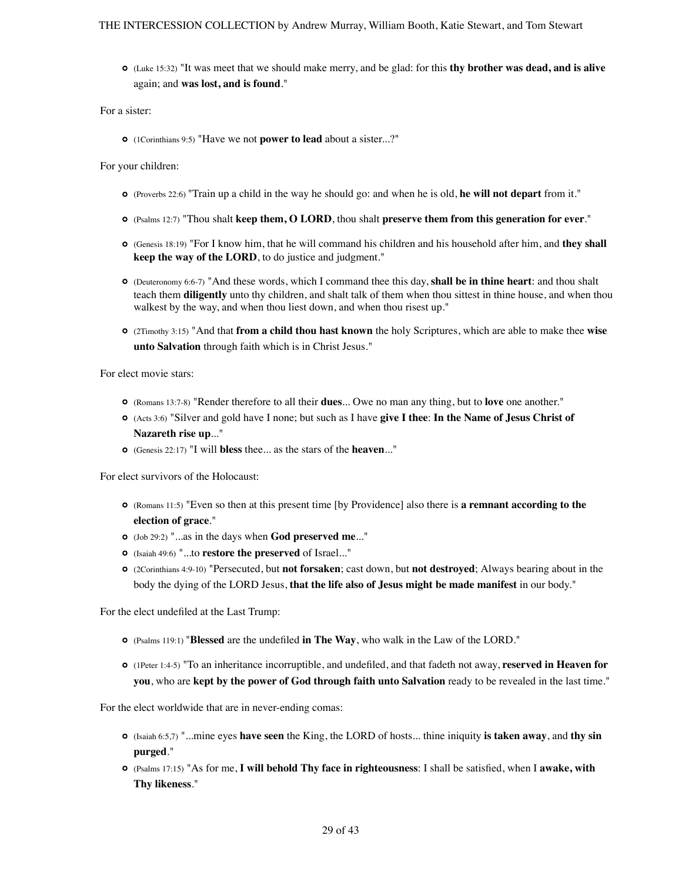- (Luke 15:32) "It was meet that we should make merry, and be glad: for this **thy brother was dead, and is alive** again; and **was lost, and is found**."

For a sister:

- (1Corinthians 9:5) "Have we not **power to lead** about a sister...?"

For your children:

- (Proverbs 22:6) "Train up a child in the way he should go: and when he is old, **he will not depart** from it."
- (Psalms 12:7) "Thou shalt **keep them, O LORD**, thou shalt **preserve them from this generation for ever**."
- (Genesis 18:19) "For I know him, that he will command his children and his household after him, and **they shall keep the way of the LORD**, to do justice and judgment."
- (Deuteronomy 6:6-7) "And these words, which I command thee this day, **shall be in thine heart**: and thou shalt teach them **diligently** unto thy children, and shalt talk of them when thou sittest in thine house, and when thou walkest by the way, and when thou liest down, and when thou risest up."
- (2Timothy 3:15) "And that **from a child thou hast known** the holy Scriptures, which are able to make thee **wise unto Salvation** through faith which is in Christ Jesus."

For elect movie stars:

- (Romans 13:7-8) "Render therefore to all their **dues**... Owe no man any thing, but to **love** one another."
- (Acts 3:6) "Silver and gold have I none; but such as I have **give I thee**: **In the Name of Jesus Christ of Nazareth rise up**..."
- (Genesis 22:17) "I will **bless** thee... as the stars of the **heaven**..."

For elect survivors of the Holocaust:

- (Romans 11:5) "Even so then at this present time [by Providence] also there is **a remnant according to the election of grace**."
- (Job 29:2) "...as in the days when **God preserved me**..."
- (Isaiah 49:6) "...to **restore the preserved** of Israel..."
- (2Corinthians 4:9-10) "Persecuted, but **not forsaken**; cast down, but **not destroyed**; Always bearing about in the body the dying of the LORD Jesus, **that the life also of Jesus might be made manifest** in our body."

For the elect undefiled at the Last Trump:

- (Psalms 119:1) "**Blessed** are the undefiled **in The Way**, who walk in the Law of the LORD."
- (1Peter 1:4-5) "To an inheritance incorruptible, and undefiled, and that fadeth not away, **reserved in Heaven for you**, who are **kept by the power of God through faith unto Salvation** ready to be revealed in the last time."

For the elect worldwide that are in never-ending comas:

- (Isaiah 6:5,7) "...mine eyes **have seen** the King, the LORD of hosts... thine iniquity **is taken away**, and **thy sin purged**."
- (Psalms 17:15) "As for me, **I will behold Thy face in righteousness**: I shall be satisfied, when I **awake, with Thy likeness**."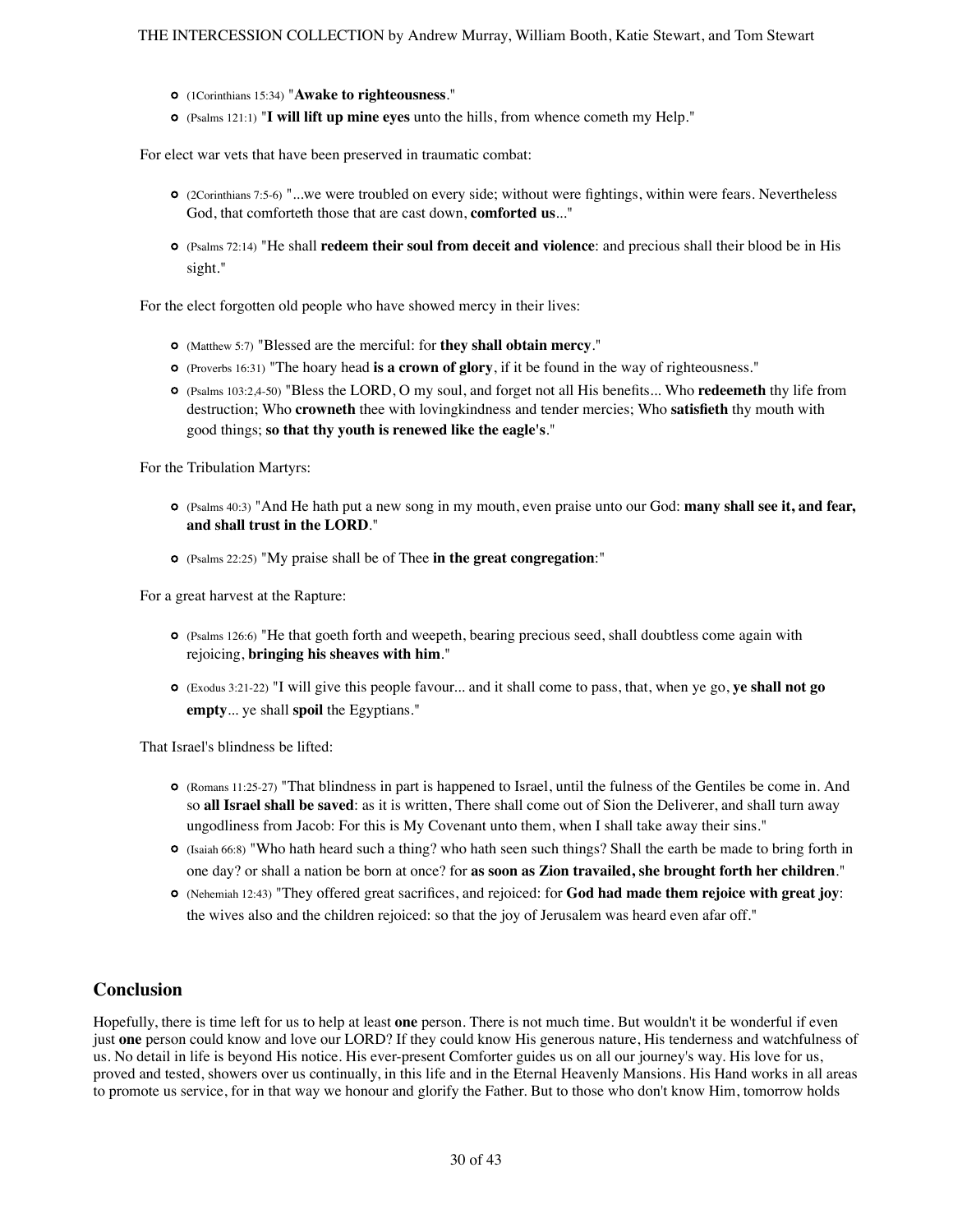- (1Corinthians 15:34) "**Awake to righteousness**."
- (Psalms 121:1) "**I will lift up mine eyes** unto the hills, from whence cometh my Help."

For elect war vets that have been preserved in traumatic combat:

- (2Corinthians 7:5-6) "...we were troubled on every side; without were fightings, within were fears. Nevertheless God, that comforteth those that are cast down, **comforted us**..."
- (Psalms 72:14) "He shall **redeem their soul from deceit and violence**: and precious shall their blood be in His sight."

For the elect forgotten old people who have showed mercy in their lives:

- (Matthew 5:7) "Blessed are the merciful: for **they shall obtain mercy**."
- (Proverbs 16:31) "The hoary head **is a crown of glory**, if it be found in the way of righteousness."
- (Psalms 103:2,4-50) "Bless the LORD, O my soul, and forget not all His benefits... Who **redeemeth** thy life from destruction; Who **crowneth** thee with lovingkindness and tender mercies; Who **satisfieth** thy mouth with good things; **so that thy youth is renewed like the eagle's**."

For the Tribulation Martyrs:

- (Psalms 40:3) "And He hath put a new song in my mouth, even praise unto our God: **many shall see it, and fear, and shall trust in the LORD**."
- (Psalms 22:25) "My praise shall be of Thee **in the great congregation**:"

For a great harvest at the Rapture:

- (Psalms 126:6) "He that goeth forth and weepeth, bearing precious seed, shall doubtless come again with rejoicing, **bringing his sheaves with him**."
- (Exodus 3:21-22) "I will give this people favour... and it shall come to pass, that, when ye go, **ye shall not go empty**... ye shall **spoil** the Egyptians."

That Israel's blindness be lifted:

- (Romans 11:25-27) "That blindness in part is happened to Israel, until the fulness of the Gentiles be come in. And so **all Israel shall be saved**: as it is written, There shall come out of Sion the Deliverer, and shall turn away ungodliness from Jacob: For this is My Covenant unto them, when I shall take away their sins."
- (Isaiah 66:8) "Who hath heard such a thing? who hath seen such things? Shall the earth be made to bring forth in one day? or shall a nation be born at once? for **as soon as Zion travailed, she brought forth her children**."
- (Nehemiah 12:43) "They offered great sacrifices, and rejoiced: for **God had made them rejoice with great joy**: the wives also and the children rejoiced: so that the joy of Jerusalem was heard even afar off."

## Conclusion

Hopefully, there is time left for us to help at least **one** person. There is not much time. But wouldn't it be wonderful if even just **one** person could know and love our LORD? If they could know His generous nature, His tenderness and watchfulness of us. No detail in life is beyond His notice. His ever-present Comforter guides us on all our journey's way. His love for us, proved and tested, showers over us continually, in this life and in the Eternal Heavenly Mansions. His Hand works in all areas to promote us service, for in that way we honour and glorify the Father. But to those who don't know Him, tomorrow holds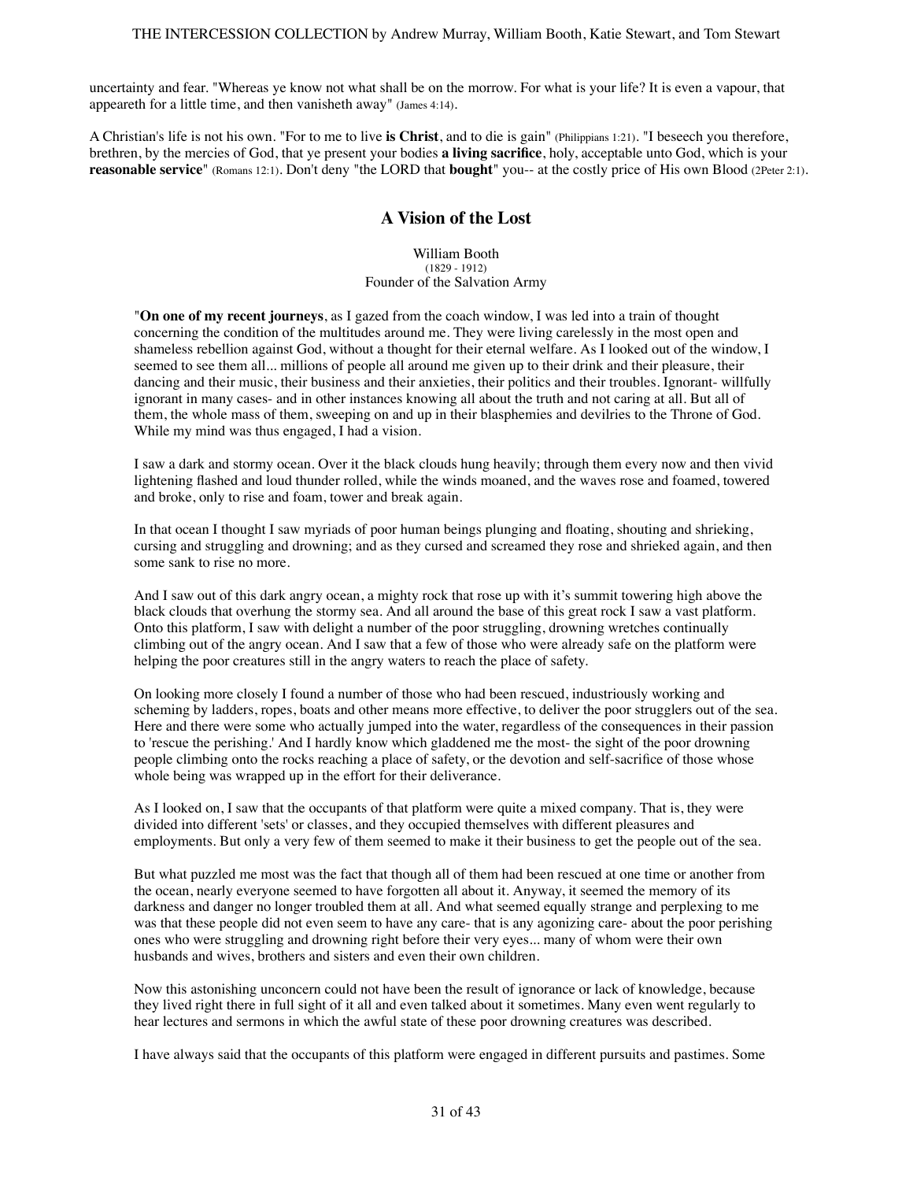uncertainty and fear. "Whereas ye know not what shall be on the morrow. For what is your life? It is even a vapour, that appeareth for a little time, and then vanisheth away" (James 4:14).

A Christian's life is not his own. "For to me to live **is Christ**, and to die is gain" (Philippians 1:21). "I beseech you therefore, brethren, by the mercies of God, that ye present your bodies **a living sacrifice**, holy, acceptable unto God, which is your **reasonable service**" (Romans 12:1). Don't deny "the LORD that **bought**" you-- at the costly price of His own Blood (2Peter 2:1).

## A Vision of the Lost

William Booth
(1829 - 1912)
Founder of the Salvation Army

"**On one of my recent journeys**, as I gazed from the coach window, I was led into a train of thought concerning the condition of the multitudes around me. They were living carelessly in the most open and shameless rebellion against God, without a thought for their eternal welfare. As I looked out of the window, I seemed to see them all... millions of people all around me given up to their drink and their pleasure, their dancing and their music, their business and their anxieties, their politics and their troubles. Ignorant- willfully ignorant in many cases- and in other instances knowing all about the truth and not caring at all. But all of them, the whole mass of them, sweeping on and up in their blasphemies and devilries to the Throne of God. While my mind was thus engaged, I had a vision.

I saw a dark and stormy ocean. Over it the black clouds hung heavily; through them every now and then vivid lightening flashed and loud thunder rolled, while the winds moaned, and the waves rose and foamed, towered and broke, only to rise and foam, tower and break again.

In that ocean I thought I saw myriads of poor human beings plunging and floating, shouting and shrieking, cursing and struggling and drowning; and as they cursed and screamed they rose and shrieked again, and then some sank to rise no more.

And I saw out of this dark angry ocean, a mighty rock that rose up with it's summit towering high above the black clouds that overhung the stormy sea. And all around the base of this great rock I saw a vast platform. Onto this platform, I saw with delight a number of the poor struggling, drowning wretches continually climbing out of the angry ocean. And I saw that a few of those who were already safe on the platform were helping the poor creatures still in the angry waters to reach the place of safety.

On looking more closely I found a number of those who had been rescued, industriously working and scheming by ladders, ropes, boats and other means more effective, to deliver the poor strugglers out of the sea. Here and there were some who actually jumped into the water, regardless of the consequences in their passion to 'rescue the perishing.' And I hardly know which gladdened me the most- the sight of the poor drowning people climbing onto the rocks reaching a place of safety, or the devotion and self-sacrifice of those whose whole being was wrapped up in the effort for their deliverance.

As I looked on, I saw that the occupants of that platform were quite a mixed company. That is, they were divided into different 'sets' or classes, and they occupied themselves with different pleasures and employments. But only a very few of them seemed to make it their business to get the people out of the sea.

But what puzzled me most was the fact that though all of them had been rescued at one time or another from the ocean, nearly everyone seemed to have forgotten all about it. Anyway, it seemed the memory of its darkness and danger no longer troubled them at all. And what seemed equally strange and perplexing to me was that these people did not even seem to have any care- that is any agonizing care- about the poor perishing ones who were struggling and drowning right before their very eyes... many of whom were their own husbands and wives, brothers and sisters and even their own children.

Now this astonishing unconcern could not have been the result of ignorance or lack of knowledge, because they lived right there in full sight of it all and even talked about it sometimes. Many even went regularly to hear lectures and sermons in which the awful state of these poor drowning creatures was described.

I have always said that the occupants of this platform were engaged in different pursuits and pastimes. Some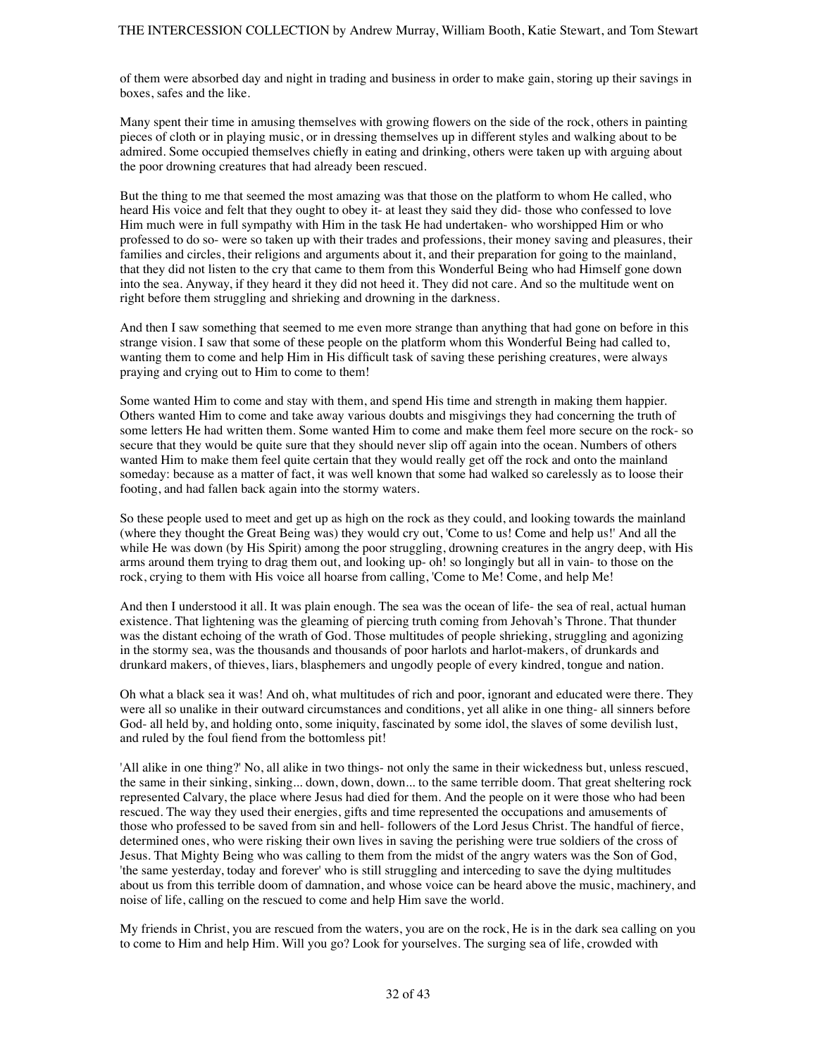of them were absorbed day and night in trading and business in order to make gain, storing up their savings in boxes, safes and the like.

Many spent their time in amusing themselves with growing flowers on the side of the rock, others in painting pieces of cloth or in playing music, or in dressing themselves up in different styles and walking about to be admired. Some occupied themselves chiefly in eating and drinking, others were taken up with arguing about the poor drowning creatures that had already been rescued.

But the thing to me that seemed the most amazing was that those on the platform to whom He called, who heard His voice and felt that they ought to obey it- at least they said they did- those who confessed to love Him much were in full sympathy with Him in the task He had undertaken- who worshipped Him or who professed to do so- were so taken up with their trades and professions, their money saving and pleasures, their families and circles, their religions and arguments about it, and their preparation for going to the mainland, that they did not listen to the cry that came to them from this Wonderful Being who had Himself gone down into the sea. Anyway, if they heard it they did not heed it. They did not care. And so the multitude went on right before them struggling and shrieking and drowning in the darkness.

And then I saw something that seemed to me even more strange than anything that had gone on before in this strange vision. I saw that some of these people on the platform whom this Wonderful Being had called to, wanting them to come and help Him in His difficult task of saving these perishing creatures, were always praying and crying out to Him to come to them!

Some wanted Him to come and stay with them, and spend His time and strength in making them happier. Others wanted Him to come and take away various doubts and misgivings they had concerning the truth of some letters He had written them. Some wanted Him to come and make them feel more secure on the rock- so secure that they would be quite sure that they should never slip off again into the ocean. Numbers of others wanted Him to make them feel quite certain that they would really get off the rock and onto the mainland someday: because as a matter of fact, it was well known that some had walked so carelessly as to loose their footing, and had fallen back again into the stormy waters.

So these people used to meet and get up as high on the rock as they could, and looking towards the mainland (where they thought the Great Being was) they would cry out, 'Come to us! Come and help us!' And all the while He was down (by His Spirit) among the poor struggling, drowning creatures in the angry deep, with His arms around them trying to drag them out, and looking up- oh! so longingly but all in vain- to those on the rock, crying to them with His voice all hoarse from calling, 'Come to Me! Come, and help Me!

And then I understood it all. It was plain enough. The sea was the ocean of life- the sea of real, actual human existence. That lightening was the gleaming of piercing truth coming from Jehovah's Throne. That thunder was the distant echoing of the wrath of God. Those multitudes of people shrieking, struggling and agonizing in the stormy sea, was the thousands and thousands of poor harlots and harlot-makers, of drunkards and drunkard makers, of thieves, liars, blasphemers and ungodly people of every kindred, tongue and nation.

Oh what a black sea it was! And oh, what multitudes of rich and poor, ignorant and educated were there. They were all so unalike in their outward circumstances and conditions, yet all alike in one thing- all sinners before God- all held by, and holding onto, some iniquity, fascinated by some idol, the slaves of some devilish lust, and ruled by the foul fiend from the bottomless pit!

'All alike in one thing?' No, all alike in two things- not only the same in their wickedness but, unless rescued, the same in their sinking, sinking... down, down, down... to the same terrible doom. That great sheltering rock represented Calvary, the place where Jesus had died for them. And the people on it were those who had been rescued. The way they used their energies, gifts and time represented the occupations and amusements of those who professed to be saved from sin and hell- followers of the Lord Jesus Christ. The handful of fierce, determined ones, who were risking their own lives in saving the perishing were true soldiers of the cross of Jesus. That Mighty Being who was calling to them from the midst of the angry waters was the Son of God, 'the same yesterday, today and forever' who is still struggling and interceding to save the dying multitudes about us from this terrible doom of damnation, and whose voice can be heard above the music, machinery, and noise of life, calling on the rescued to come and help Him save the world.

My friends in Christ, you are rescued from the waters, you are on the rock, He is in the dark sea calling on you to come to Him and help Him. Will you go? Look for yourselves. The surging sea of life, crowded with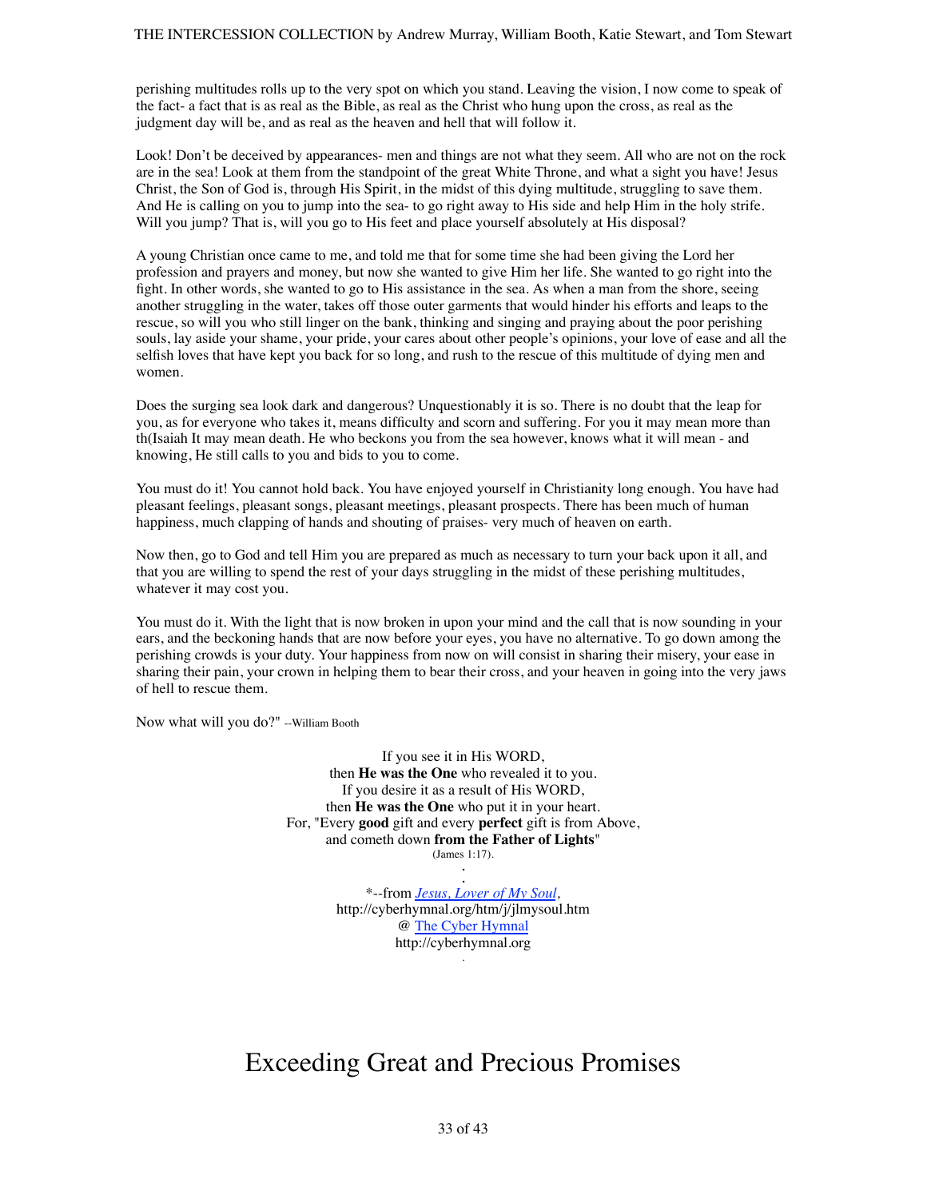perishing multitudes rolls up to the very spot on which you stand. Leaving the vision, I now come to speak of the fact- a fact that is as real as the Bible, as real as the Christ who hung upon the cross, as real as the judgment day will be, and as real as the heaven and hell that will follow it.

Look! Don't be deceived by appearances- men and things are not what they seem. All who are not on the rock are in the sea! Look at them from the standpoint of the great White Throne, and what a sight you have! Jesus Christ, the Son of God is, through His Spirit, in the midst of this dying multitude, struggling to save them. And He is calling on you to jump into the sea- to go right away to His side and help Him in the holy strife. Will you jump? That is, will you go to His feet and place yourself absolutely at His disposal?

A young Christian once came to me, and told me that for some time she had been giving the Lord her profession and prayers and money, but now she wanted to give Him her life. She wanted to go right into the fight. In other words, she wanted to go to His assistance in the sea. As when a man from the shore, seeing another struggling in the water, takes off those outer garments that would hinder his efforts and leaps to the rescue, so will you who still linger on the bank, thinking and singing and praying about the poor perishing souls, lay aside your shame, your pride, your cares about other people's opinions, your love of ease and all the selfish loves that have kept you back for so long, and rush to the rescue of this multitude of dying men and women.

Does the surging sea look dark and dangerous? Unquestionably it is so. There is no doubt that the leap for you, as for everyone who takes it, means difficulty and scorn and suffering. For you it may mean more than th(Isaiah It may mean death. He who beckons you from the sea however, knows what it will mean - and knowing, He still calls to you and bids to you to come.

You must do it! You cannot hold back. You have enjoyed yourself in Christianity long enough. You have had pleasant feelings, pleasant songs, pleasant meetings, pleasant prospects. There has been much of human happiness, much clapping of hands and shouting of praises- very much of heaven on earth.

Now then, go to God and tell Him you are prepared as much as necessary to turn your back upon it all, and that you are willing to spend the rest of your days struggling in the midst of these perishing multitudes, whatever it may cost you.

You must do it. With the light that is now broken in upon your mind and the call that is now sounding in your ears, and the beckoning hands that are now before your eyes, you have no alternative. To go down among the perishing crowds is your duty. Your happiness from now on will consist in sharing their misery, your ease in sharing their pain, your crown in helping them to bear their cross, and your heaven in going into the very jaws of hell to rescue them.

Now what will you do?" --William Booth

If you see it in His WORD,
then **He was the One** who revealed it to you.
If you desire it as a result of His WORD,
then **He was the One** who put it in your heart.
For, "Every **good** gift and every **perfect** gift is from Above,
and cometh down **from the Father of Lights**"
(James 1:17).

*--from *Jesus, Lover of My Soul,*
http://cyberhymnal.org/htm/j/jlmysoul.htm
@ The Cyber Hymnal
http://cyberhymnal.org

# Exceeding Great and Precious Promises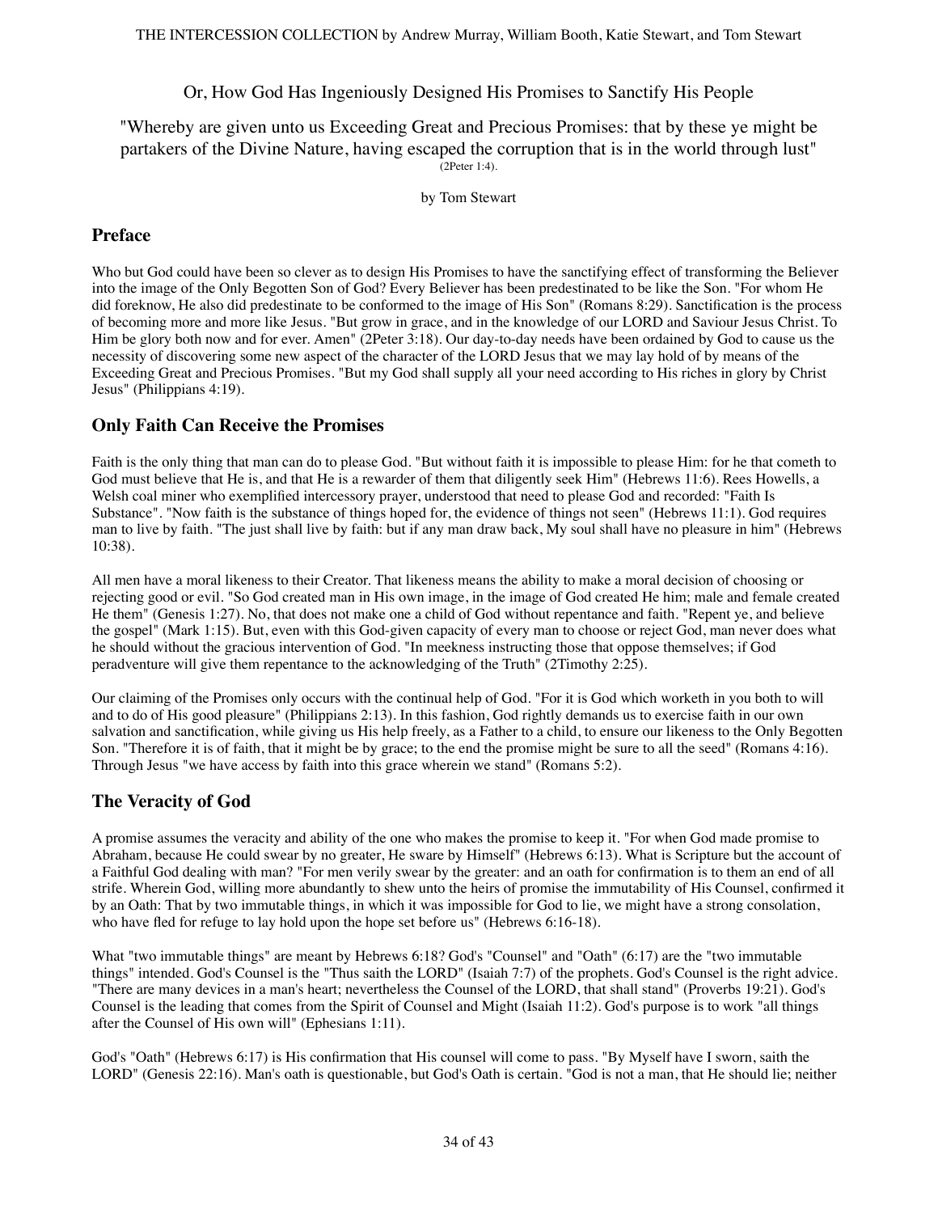Or, How God Has Ingeniously Designed His Promises to Sanctify His People

"Whereby are given unto us Exceeding Great and Precious Promises: that by these ye might be partakers of the Divine Nature, having escaped the corruption that is in the world through lust" (2Peter 1:4).

by Tom Stewart

## Preface

Who but God could have been so clever as to design His Promises to have the sanctifying effect of transforming the Believer into the image of the Only Begotten Son of God? Every Believer has been predestinated to be like the Son. "For whom He did foreknow, He also did predestinate to be conformed to the image of His Son" (Romans 8:29). Sanctification is the process of becoming more and more like Jesus. "But grow in grace, and in the knowledge of our LORD and Saviour Jesus Christ. To Him be glory both now and for ever. Amen" (2Peter 3:18). Our day-to-day needs have been ordained by God to cause us the necessity of discovering some new aspect of the character of the LORD Jesus that we may lay hold of by means of the Exceeding Great and Precious Promises. "But my God shall supply all your need according to His riches in glory by Christ Jesus" (Philippians 4:19).

## Only Faith Can Receive the Promises

Faith is the only thing that man can do to please God. "But without faith it is impossible to please Him: for he that cometh to God must believe that He is, and that He is a rewarder of them that diligently seek Him" (Hebrews 11:6). Rees Howells, a Welsh coal miner who exemplified intercessory prayer, understood that need to please God and recorded: "Faith Is Substance". "Now faith is the substance of things hoped for, the evidence of things not seen" (Hebrews 11:1). God requires man to live by faith. "The just shall live by faith: but if any man draw back, My soul shall have no pleasure in him" (Hebrews 10:38).

All men have a moral likeness to their Creator. That likeness means the ability to make a moral decision of choosing or rejecting good or evil. "So God created man in His own image, in the image of God created He him; male and female created He them" (Genesis 1:27). No, that does not make one a child of God without repentance and faith. "Repent ye, and believe the gospel" (Mark 1:15). But, even with this God-given capacity of every man to choose or reject God, man never does what he should without the gracious intervention of God. "In meekness instructing those that oppose themselves; if God peradventure will give them repentance to the acknowledging of the Truth" (2Timothy 2:25).

Our claiming of the Promises only occurs with the continual help of God. "For it is God which worketh in you both to will and to do of His good pleasure" (Philippians 2:13). In this fashion, God rightly demands us to exercise faith in our own salvation and sanctification, while giving us His help freely, as a Father to a child, to ensure our likeness to the Only Begotten Son. "Therefore it is of faith, that it might be by grace; to the end the promise might be sure to all the seed" (Romans 4:16). Through Jesus "we have access by faith into this grace wherein we stand" (Romans 5:2).

## The Veracity of God

A promise assumes the veracity and ability of the one who makes the promise to keep it. "For when God made promise to Abraham, because He could swear by no greater, He sware by Himself" (Hebrews 6:13). What is Scripture but the account of a Faithful God dealing with man? "For men verily swear by the greater: and an oath for confirmation is to them an end of all strife. Wherein God, willing more abundantly to shew unto the heirs of promise the immutability of His Counsel, confirmed it by an Oath: That by two immutable things, in which it was impossible for God to lie, we might have a strong consolation, who have fled for refuge to lay hold upon the hope set before us" (Hebrews 6:16-18).

What "two immutable things" are meant by Hebrews 6:18? God's "Counsel" and "Oath" (6:17) are the "two immutable things" intended. God's Counsel is the "Thus saith the LORD" (Isaiah 7:7) of the prophets. God's Counsel is the right advice. "There are many devices in a man's heart; nevertheless the Counsel of the LORD, that shall stand" (Proverbs 19:21). God's Counsel is the leading that comes from the Spirit of Counsel and Might (Isaiah 11:2). God's purpose is to work "all things after the Counsel of His own will" (Ephesians 1:11).

God's "Oath" (Hebrews 6:17) is His confirmation that His counsel will come to pass. "By Myself have I sworn, saith the LORD" (Genesis 22:16). Man's oath is questionable, but God's Oath is certain. "God is not a man, that He should lie; neither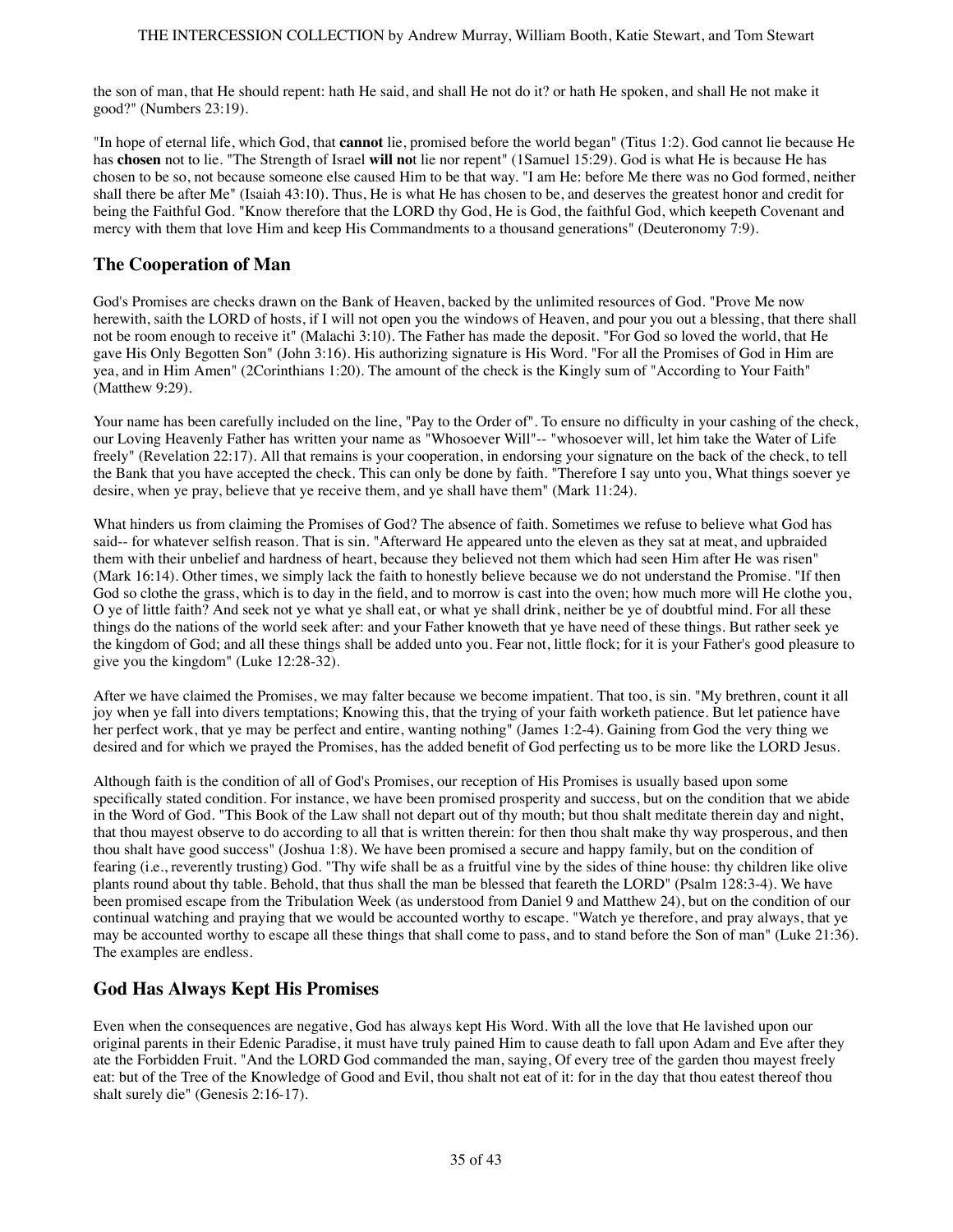the son of man, that He should repent: hath He said, and shall He not do it? or hath He spoken, and shall He not make it good?" (Numbers 23:19).

"In hope of eternal life, which God, that **cannot** lie, promised before the world began" (Titus 1:2). God cannot lie because He has **chosen** not to lie. "The Strength of Israel **will not** lie nor repent" (1Samuel 15:29). God is what He is because He has chosen to be so, not because someone else caused Him to be that way. "I am He: before Me there was no God formed, neither shall there be after Me" (Isaiah 43:10). Thus, He is what He has chosen to be, and deserves the greatest honor and credit for being the Faithful God. "Know therefore that the LORD thy God, He is God, the faithful God, which keepeth Covenant and mercy with them that love Him and keep His Commandments to a thousand generations" (Deuteronomy 7:9).

## The Cooperation of Man

God's Promises are checks drawn on the Bank of Heaven, backed by the unlimited resources of God. "Prove Me now herewith, saith the LORD of hosts, if I will not open you the windows of Heaven, and pour you out a blessing, that there shall not be room enough to receive it" (Malachi 3:10). The Father has made the deposit. "For God so loved the world, that He gave His Only Begotten Son" (John 3:16). His authorizing signature is His Word. "For all the Promises of God in Him are yea, and in Him Amen" (2Corinthians 1:20). The amount of the check is the Kingly sum of "According to Your Faith" (Matthew 9:29).

Your name has been carefully included on the line, "Pay to the Order of". To ensure no difficulty in your cashing of the check, our Loving Heavenly Father has written your name as "Whosoever Will"-- "whosoever will, let him take the Water of Life freely" (Revelation 22:17). All that remains is your cooperation, in endorsing your signature on the back of the check, to tell the Bank that you have accepted the check. This can only be done by faith. "Therefore I say unto you, What things soever ye desire, when ye pray, believe that ye receive them, and ye shall have them" (Mark 11:24).

What hinders us from claiming the Promises of God? The absence of faith. Sometimes we refuse to believe what God has said-- for whatever selfish reason. That is sin. "Afterward He appeared unto the eleven as they sat at meat, and upbraided them with their unbelief and hardness of heart, because they believed not them which had seen Him after He was risen" (Mark 16:14). Other times, we simply lack the faith to honestly believe because we do not understand the Promise. "If then God so clothe the grass, which is to day in the field, and to morrow is cast into the oven; how much more will He clothe you, O ye of little faith? And seek not ye what ye shall eat, or what ye shall drink, neither be ye of doubtful mind. For all these things do the nations of the world seek after: and your Father knoweth that ye have need of these things. But rather seek ye the kingdom of God; and all these things shall be added unto you. Fear not, little flock; for it is your Father's good pleasure to give you the kingdom" (Luke 12:28-32).

After we have claimed the Promises, we may falter because we become impatient. That too, is sin. "My brethren, count it all joy when ye fall into divers temptations; Knowing this, that the trying of your faith worketh patience. But let patience have her perfect work, that ye may be perfect and entire, wanting nothing" (James 1:2-4). Gaining from God the very thing we desired and for which we prayed the Promises, has the added benefit of God perfecting us to be more like the LORD Jesus.

Although faith is the condition of all of God's Promises, our reception of His Promises is usually based upon some specifically stated condition. For instance, we have been promised prosperity and success, but on the condition that we abide in the Word of God. "This Book of the Law shall not depart out of thy mouth; but thou shalt meditate therein day and night, that thou mayest observe to do according to all that is written therein: for then thou shalt make thy way prosperous, and then thou shalt have good success" (Joshua 1:8). We have been promised a secure and happy family, but on the condition of fearing (i.e., reverently trusting) God. "Thy wife shall be as a fruitful vine by the sides of thine house: thy children like olive plants round about thy table. Behold, that thus shall the man be blessed that feareth the LORD" (Psalm 128:3-4). We have been promised escape from the Tribulation Week (as understood from Daniel 9 and Matthew 24), but on the condition of our continual watching and praying that we would be accounted worthy to escape. "Watch ye therefore, and pray always, that ye may be accounted worthy to escape all these things that shall come to pass, and to stand before the Son of man" (Luke 21:36). The examples are endless.

## God Has Always Kept His Promises

Even when the consequences are negative, God has always kept His Word. With all the love that He lavished upon our original parents in their Edenic Paradise, it must have truly pained Him to cause death to fall upon Adam and Eve after they ate the Forbidden Fruit. "And the LORD God commanded the man, saying, Of every tree of the garden thou mayest freely eat: but of the Tree of the Knowledge of Good and Evil, thou shalt not eat of it: for in the day that thou eatest thereof thou shalt surely die" (Genesis 2:16-17).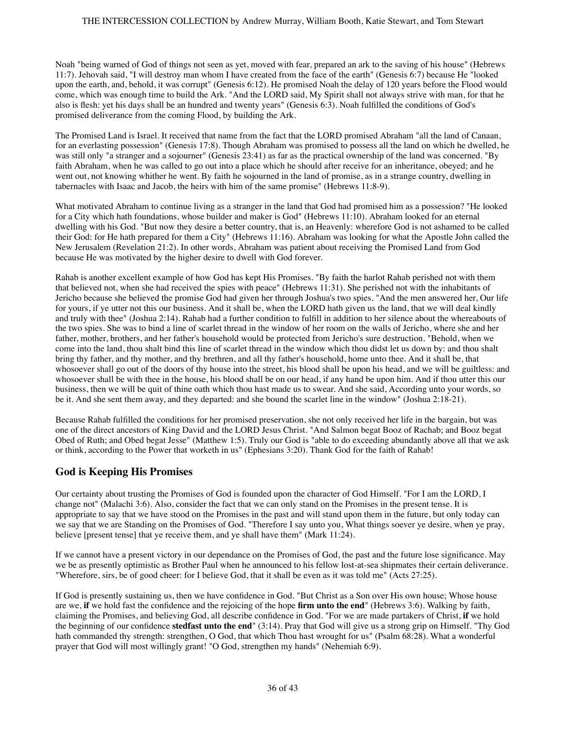Noah "being warned of God of things not seen as yet, moved with fear, prepared an ark to the saving of his house" (Hebrews 11:7). Jehovah said, "I will destroy man whom I have created from the face of the earth" (Genesis 6:7) because He "looked upon the earth, and, behold, it was corrupt" (Genesis 6:12). He promised Noah the delay of 120 years before the Flood would come, which was enough time to build the Ark. "And the LORD said, My Spirit shall not always strive with man, for that he also is flesh: yet his days shall be an hundred and twenty years" (Genesis 6:3). Noah fulfilled the conditions of God's promised deliverance from the coming Flood, by building the Ark.

The Promised Land is Israel. It received that name from the fact that the LORD promised Abraham "all the land of Canaan, for an everlasting possession" (Genesis 17:8). Though Abraham was promised to possess all the land on which he dwelled, he was still only "a stranger and a sojourner" (Genesis 23:41) as far as the practical ownership of the land was concerned. "By faith Abraham, when he was called to go out into a place which he should after receive for an inheritance, obeyed; and he went out, not knowing whither he went. By faith he sojourned in the land of promise, as in a strange country, dwelling in tabernacles with Isaac and Jacob, the heirs with him of the same promise" (Hebrews 11:8-9).

What motivated Abraham to continue living as a stranger in the land that God had promised him as a possession? "He looked for a City which hath foundations, whose builder and maker is God" (Hebrews 11:10). Abraham looked for an eternal dwelling with his God. "But now they desire a better country, that is, an Heavenly: wherefore God is not ashamed to be called their God: for He hath prepared for them a City" (Hebrews 11:16). Abraham was looking for what the Apostle John called the New Jerusalem (Revelation 21:2). In other words, Abraham was patient about receiving the Promised Land from God because He was motivated by the higher desire to dwell with God forever.

Rahab is another excellent example of how God has kept His Promises. "By faith the harlot Rahab perished not with them that believed not, when she had received the spies with peace" (Hebrews 11:31). She perished not with the inhabitants of Jericho because she believed the promise God had given her through Joshua's two spies. "And the men answered her, Our life for yours, if ye utter not this our business. And it shall be, when the LORD hath given us the land, that we will deal kindly and truly with thee" (Joshua 2:14). Rahab had a further condition to fulfill in addition to her silence about the whereabouts of the two spies. She was to bind a line of scarlet thread in the window of her room on the walls of Jericho, where she and her father, mother, brothers, and her father's household would be protected from Jericho's sure destruction. "Behold, when we come into the land, thou shalt bind this line of scarlet thread in the window which thou didst let us down by: and thou shalt bring thy father, and thy mother, and thy brethren, and all thy father's household, home unto thee. And it shall be, that whosoever shall go out of the doors of thy house into the street, his blood shall be upon his head, and we will be guiltless: and whosoever shall be with thee in the house, his blood shall be on our head, if any hand be upon him. And if thou utter this our business, then we will be quit of thine oath which thou hast made us to swear. And she said, According unto your words, so be it. And she sent them away, and they departed: and she bound the scarlet line in the window" (Joshua 2:18-21).

Because Rahab fulfilled the conditions for her promised preservation, she not only received her life in the bargain, but was one of the direct ancestors of King David and the LORD Jesus Christ. "And Salmon begat Booz of Rachab; and Booz begat Obed of Ruth; and Obed begat Jesse" (Matthew 1:5). Truly our God is "able to do exceeding abundantly above all that we ask or think, according to the Power that worketh in us" (Ephesians 3:20). Thank God for the faith of Rahab!

## God is Keeping His Promises

Our certainty about trusting the Promises of God is founded upon the character of God Himself. "For I am the LORD, I change not" (Malachi 3:6). Also, consider the fact that we can only stand on the Promises in the present tense. It is appropriate to say that we have stood on the Promises in the past and will stand upon them in the future, but only today can we say that we are Standing on the Promises of God. "Therefore I say unto you, What things soever ye desire, when ye pray, believe [present tense] that ye receive them, and ye shall have them" (Mark 11:24).

If we cannot have a present victory in our dependance on the Promises of God, the past and the future lose significance. May we be as presently optimistic as Brother Paul when he announced to his fellow lost-at-sea shipmates their certain deliverance. "Wherefore, sirs, be of good cheer: for I believe God, that it shall be even as it was told me" (Acts 27:25).

If God is presently sustaining us, then we have confidence in God. "But Christ as a Son over His own house; Whose house are we, **if** we hold fast the confidence and the rejoicing of the hope **firm unto the end**" (Hebrews 3:6). Walking by faith, claiming the Promises, and believing God, all describe confidence in God. "For we are made partakers of Christ, **if** we hold the beginning of our confidence **stedfast unto the end**" (3:14). Pray that God will give us a strong grip on Himself. "Thy God hath commanded thy strength: strengthen, O God, that which Thou hast wrought for us" (Psalm 68:28). What a wonderful prayer that God will most willingly grant! "O God, strengthen my hands" (Nehemiah 6:9).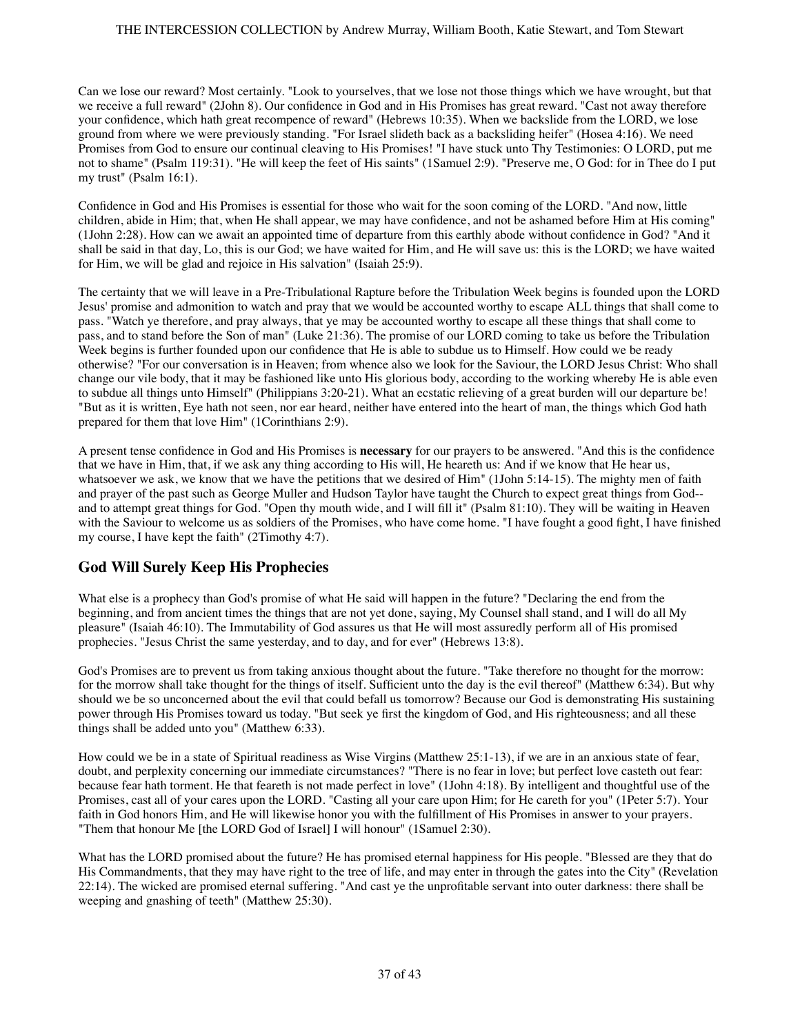Can we lose our reward? Most certainly. "Look to yourselves, that we lose not those things which we have wrought, but that we receive a full reward" (2John 8). Our confidence in God and in His Promises has great reward. "Cast not away therefore your confidence, which hath great recompence of reward" (Hebrews 10:35). When we backslide from the LORD, we lose ground from where we were previously standing. "For Israel slideth back as a backsliding heifer" (Hosea 4:16). We need Promises from God to ensure our continual cleaving to His Promises! "I have stuck unto Thy Testimonies: O LORD, put me not to shame" (Psalm 119:31). "He will keep the feet of His saints" (1Samuel 2:9). "Preserve me, O God: for in Thee do I put my trust" (Psalm 16:1).

Confidence in God and His Promises is essential for those who wait for the soon coming of the LORD. "And now, little children, abide in Him; that, when He shall appear, we may have confidence, and not be ashamed before Him at His coming" (1John 2:28). How can we await an appointed time of departure from this earthly abode without confidence in God? "And it shall be said in that day, Lo, this is our God; we have waited for Him, and He will save us: this is the LORD; we have waited for Him, we will be glad and rejoice in His salvation" (Isaiah 25:9).

The certainty that we will leave in a Pre-Tribulational Rapture before the Tribulation Week begins is founded upon the LORD Jesus' promise and admonition to watch and pray that we would be accounted worthy to escape ALL things that shall come to pass. "Watch ye therefore, and pray always, that ye may be accounted worthy to escape all these things that shall come to pass, and to stand before the Son of man" (Luke 21:36). The promise of our LORD coming to take us before the Tribulation Week begins is further founded upon our confidence that He is able to subdue us to Himself. How could we be ready otherwise? "For our conversation is in Heaven; from whence also we look for the Saviour, the LORD Jesus Christ: Who shall change our vile body, that it may be fashioned like unto His glorious body, according to the working whereby He is able even to subdue all things unto Himself" (Philippians 3:20-21). What an ecstatic relieving of a great burden will our departure be! "But as it is written, Eye hath not seen, nor ear heard, neither have entered into the heart of man, the things which God hath prepared for them that love Him" (1Corinthians 2:9).

A present tense confidence in God and His Promises is **necessary** for our prayers to be answered. "And this is the confidence that we have in Him, that, if we ask any thing according to His will, He heareth us: And if we know that He hear us, whatsoever we ask, we know that we have the petitions that we desired of Him" (1John 5:14-15). The mighty men of faith and prayer of the past such as George Muller and Hudson Taylor have taught the Church to expect great things from God--and to attempt great things for God. "Open thy mouth wide, and I will fill it" (Psalm 81:10). They will be waiting in Heaven with the Saviour to welcome us as soldiers of the Promises, who have come home. "I have fought a good fight, I have finished my course, I have kept the faith" (2Timothy 4:7).

## God Will Surely Keep His Prophecies

What else is a prophecy than God's promise of what He said will happen in the future? "Declaring the end from the beginning, and from ancient times the things that are not yet done, saying, My Counsel shall stand, and I will do all My pleasure" (Isaiah 46:10). The Immutability of God assures us that He will most assuredly perform all of His promised prophecies. "Jesus Christ the same yesterday, and to day, and for ever" (Hebrews 13:8).

God's Promises are to prevent us from taking anxious thought about the future. "Take therefore no thought for the morrow: for the morrow shall take thought for the things of itself. Sufficient unto the day is the evil thereof" (Matthew 6:34). But why should we be so unconcerned about the evil that could befall us tomorrow? Because our God is demonstrating His sustaining power through His Promises toward us today. "But seek ye first the kingdom of God, and His righteousness; and all these things shall be added unto you" (Matthew 6:33).

How could we be in a state of Spiritual readiness as Wise Virgins (Matthew 25:1-13), if we are in an anxious state of fear, doubt, and perplexity concerning our immediate circumstances? "There is no fear in love; but perfect love casteth out fear: because fear hath torment. He that feareth is not made perfect in love" (1John 4:18). By intelligent and thoughtful use of the Promises, cast all of your cares upon the LORD. "Casting all your care upon Him; for He careth for you" (1Peter 5:7). Your faith in God honors Him, and He will likewise honor you with the fulfillment of His Promises in answer to your prayers. "Them that honour Me [the LORD God of Israel] I will honour" (1Samuel 2:30).

What has the LORD promised about the future? He has promised eternal happiness for His people. "Blessed are they that do His Commandments, that they may have right to the tree of life, and may enter in through the gates into the City" (Revelation 22:14). The wicked are promised eternal suffering. "And cast ye the unprofitable servant into outer darkness: there shall be weeping and gnashing of teeth" (Matthew 25:30).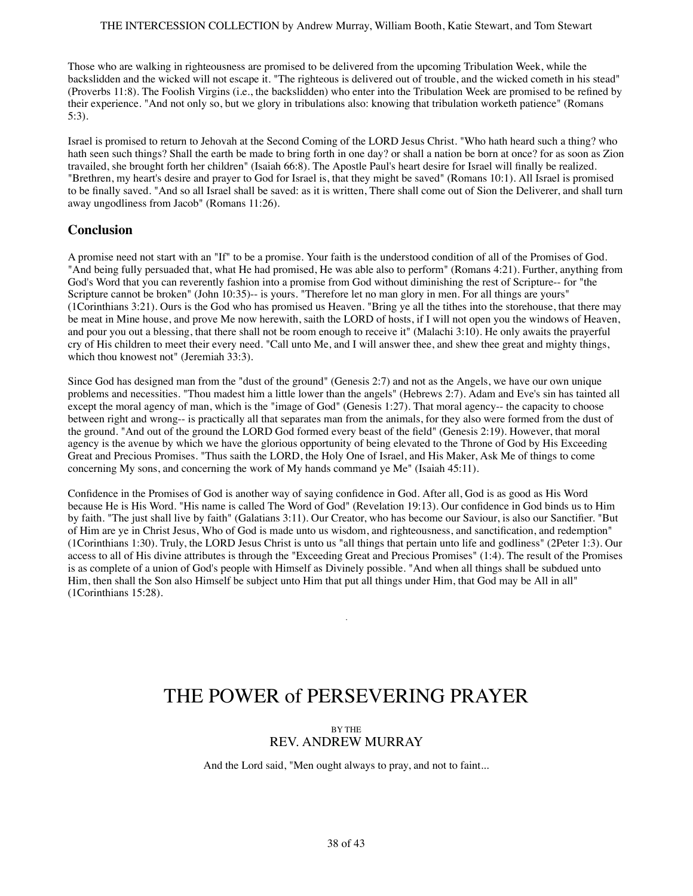Those who are walking in righteousness are promised to be delivered from the upcoming Tribulation Week, while the backslidden and the wicked will not escape it. "The righteous is delivered out of trouble, and the wicked cometh in his stead" (Proverbs 11:8). The Foolish Virgins (i.e., the backslidden) who enter into the Tribulation Week are promised to be refined by their experience. "And not only so, but we glory in tribulations also: knowing that tribulation worketh patience" (Romans 5:3).

Israel is promised to return to Jehovah at the Second Coming of the LORD Jesus Christ. "Who hath heard such a thing? who hath seen such things? Shall the earth be made to bring forth in one day? or shall a nation be born at once? for as soon as Zion travailed, she brought forth her children" (Isaiah 66:8). The Apostle Paul's heart desire for Israel will finally be realized. "Brethren, my heart's desire and prayer to God for Israel is, that they might be saved" (Romans 10:1). All Israel is promised to be finally saved. "And so all Israel shall be saved: as it is written, There shall come out of Sion the Deliverer, and shall turn away ungodliness from Jacob" (Romans 11:26).

## Conclusion

A promise need not start with an "If" to be a promise. Your faith is the understood condition of all of the Promises of God. "And being fully persuaded that, what He had promised, He was able also to perform" (Romans 4:21). Further, anything from God's Word that you can reverently fashion into a promise from God without diminishing the rest of Scripture-- for "the Scripture cannot be broken" (John 10:35)-- is yours. "Therefore let no man glory in men. For all things are yours" (1Corinthians 3:21). Ours is the God who has promised us Heaven. "Bring ye all the tithes into the storehouse, that there may be meat in Mine house, and prove Me now herewith, saith the LORD of hosts, if I will not open you the windows of Heaven, and pour you out a blessing, that there shall not be room enough to receive it" (Malachi 3:10). He only awaits the prayerful cry of His children to meet their every need. "Call unto Me, and I will answer thee, and shew thee great and mighty things, which thou knowest not" (Jeremiah 33:3).

Since God has designed man from the "dust of the ground" (Genesis 2:7) and not as the Angels, we have our own unique problems and necessities. "Thou madest him a little lower than the angels" (Hebrews 2:7). Adam and Eve's sin has tainted all except the moral agency of man, which is the "image of God" (Genesis 1:27). That moral agency-- the capacity to choose between right and wrong-- is practically all that separates man from the animals, for they also were formed from the dust of the ground. "And out of the ground the LORD God formed every beast of the field" (Genesis 2:19). However, that moral agency is the avenue by which we have the glorious opportunity of being elevated to the Throne of God by His Exceeding Great and Precious Promises. "Thus saith the LORD, the Holy One of Israel, and His Maker, Ask Me of things to come concerning My sons, and concerning the work of My hands command ye Me" (Isaiah 45:11).

Confidence in the Promises of God is another way of saying confidence in God. After all, God is as good as His Word because He is His Word. "His name is called The Word of God" (Revelation 19:13). Our confidence in God binds us to Him by faith. "The just shall live by faith" (Galatians 3:11). Our Creator, who has become our Saviour, is also our Sanctifier. "But of Him are ye in Christ Jesus, Who of God is made unto us wisdom, and righteousness, and sanctification, and redemption" (1Corinthians 1:30). Truly, the LORD Jesus Christ is unto us "all things that pertain unto life and godliness" (2Peter 1:3). Our access to all of His divine attributes is through the "Exceeding Great and Precious Promises" (1:4). The result of the Promises is as complete of a union of God's people with Himself as Divinely possible. "And when all things shall be subdued unto Him, then shall the Son also Himself be subject unto Him that put all things under Him, that God may be All in all" (1Corinthians 15:28).

# THE POWER of PERSEVERING PRAYER

BY THE
REV. ANDREW MURRAY

And the Lord said, "Men ought always to pray, and not to faint...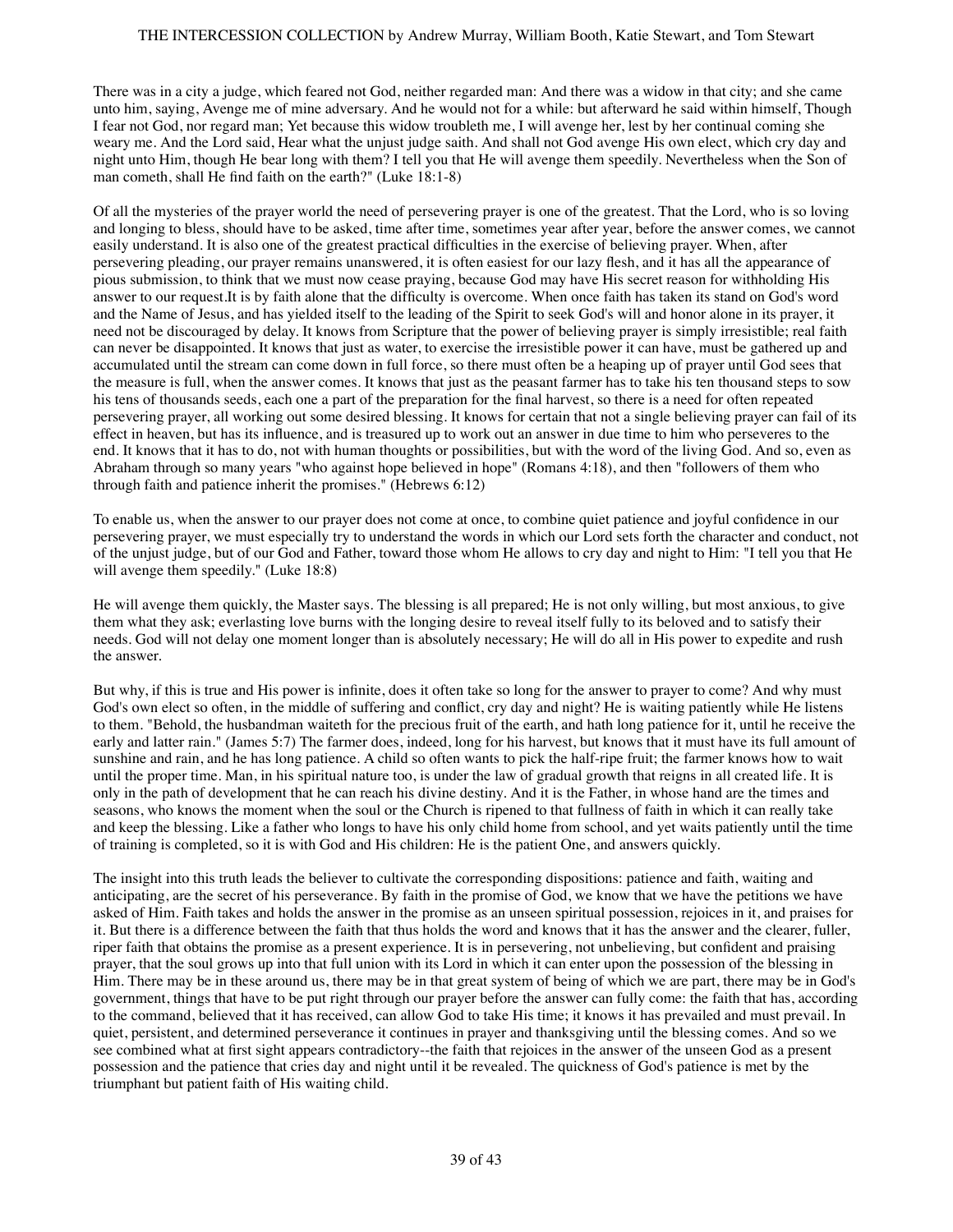There was in a city a judge, which feared not God, neither regarded man: And there was a widow in that city; and she came unto him, saying, Avenge me of mine adversary. And he would not for a while: but afterward he said within himself, Though I fear not God, nor regard man; Yet because this widow troubleth me, I will avenge her, lest by her continual coming she weary me. And the Lord said, Hear what the unjust judge saith. And shall not God avenge His own elect, which cry day and night unto Him, though He bear long with them? I tell you that He will avenge them speedily. Nevertheless when the Son of man cometh, shall He find faith on the earth?" (Luke 18:1-8)

Of all the mysteries of the prayer world the need of persevering prayer is one of the greatest. That the Lord, who is so loving and longing to bless, should have to be asked, time after time, sometimes year after year, before the answer comes, we cannot easily understand. It is also one of the greatest practical difficulties in the exercise of believing prayer. When, after persevering pleading, our prayer remains unanswered, it is often easiest for our lazy flesh, and it has all the appearance of pious submission, to think that we must now cease praying, because God may have His secret reason for withholding His answer to our request.It is by faith alone that the difficulty is overcome. When once faith has taken its stand on God's word and the Name of Jesus, and has yielded itself to the leading of the Spirit to seek God's will and honor alone in its prayer, it need not be discouraged by delay. It knows from Scripture that the power of believing prayer is simply irresistible; real faith can never be disappointed. It knows that just as water, to exercise the irresistible power it can have, must be gathered up and accumulated until the stream can come down in full force, so there must often be a heaping up of prayer until God sees that the measure is full, when the answer comes. It knows that just as the peasant farmer has to take his ten thousand steps to sow his tens of thousands seeds, each one a part of the preparation for the final harvest, so there is a need for often repeated persevering prayer, all working out some desired blessing. It knows for certain that not a single believing prayer can fail of its effect in heaven, but has its influence, and is treasured up to work out an answer in due time to him who perseveres to the end. It knows that it has to do, not with human thoughts or possibilities, but with the word of the living God. And so, even as Abraham through so many years "who against hope believed in hope" (Romans 4:18), and then "followers of them who through faith and patience inherit the promises." (Hebrews 6:12)

To enable us, when the answer to our prayer does not come at once, to combine quiet patience and joyful confidence in our persevering prayer, we must especially try to understand the words in which our Lord sets forth the character and conduct, not of the unjust judge, but of our God and Father, toward those whom He allows to cry day and night to Him: "I tell you that He will avenge them speedily." (Luke 18:8)

He will avenge them quickly, the Master says. The blessing is all prepared; He is not only willing, but most anxious, to give them what they ask; everlasting love burns with the longing desire to reveal itself fully to its beloved and to satisfy their needs. God will not delay one moment longer than is absolutely necessary; He will do all in His power to expedite and rush the answer.

But why, if this is true and His power is infinite, does it often take so long for the answer to prayer to come? And why must God's own elect so often, in the middle of suffering and conflict, cry day and night? He is waiting patiently while He listens to them. "Behold, the husbandman waiteth for the precious fruit of the earth, and hath long patience for it, until he receive the early and latter rain." (James 5:7) The farmer does, indeed, long for his harvest, but knows that it must have its full amount of sunshine and rain, and he has long patience. A child so often wants to pick the half-ripe fruit; the farmer knows how to wait until the proper time. Man, in his spiritual nature too, is under the law of gradual growth that reigns in all created life. It is only in the path of development that he can reach his divine destiny. And it is the Father, in whose hand are the times and seasons, who knows the moment when the soul or the Church is ripened to that fullness of faith in which it can really take and keep the blessing. Like a father who longs to have his only child home from school, and yet waits patiently until the time of training is completed, so it is with God and His children: He is the patient One, and answers quickly.

The insight into this truth leads the believer to cultivate the corresponding dispositions: patience and faith, waiting and anticipating, are the secret of his perseverance. By faith in the promise of God, we know that we have the petitions we have asked of Him. Faith takes and holds the answer in the promise as an unseen spiritual possession, rejoices in it, and praises for it. But there is a difference between the faith that thus holds the word and knows that it has the answer and the clearer, fuller, riper faith that obtains the promise as a present experience. It is in persevering, not unbelieving, but confident and praising prayer, that the soul grows up into that full union with its Lord in which it can enter upon the possession of the blessing in Him. There may be in these around us, there may be in that great system of being of which we are part, there may be in God's government, things that have to be put right through our prayer before the answer can fully come: the faith that has, according to the command, believed that it has received, can allow God to take His time; it knows it has prevailed and must prevail. In quiet, persistent, and determined perseverance it continues in prayer and thanksgiving until the blessing comes. And so we see combined what at first sight appears contradictory--the faith that rejoices in the answer of the unseen God as a present possession and the patience that cries day and night until it be revealed. The quickness of God's patience is met by the triumphant but patient faith of His waiting child.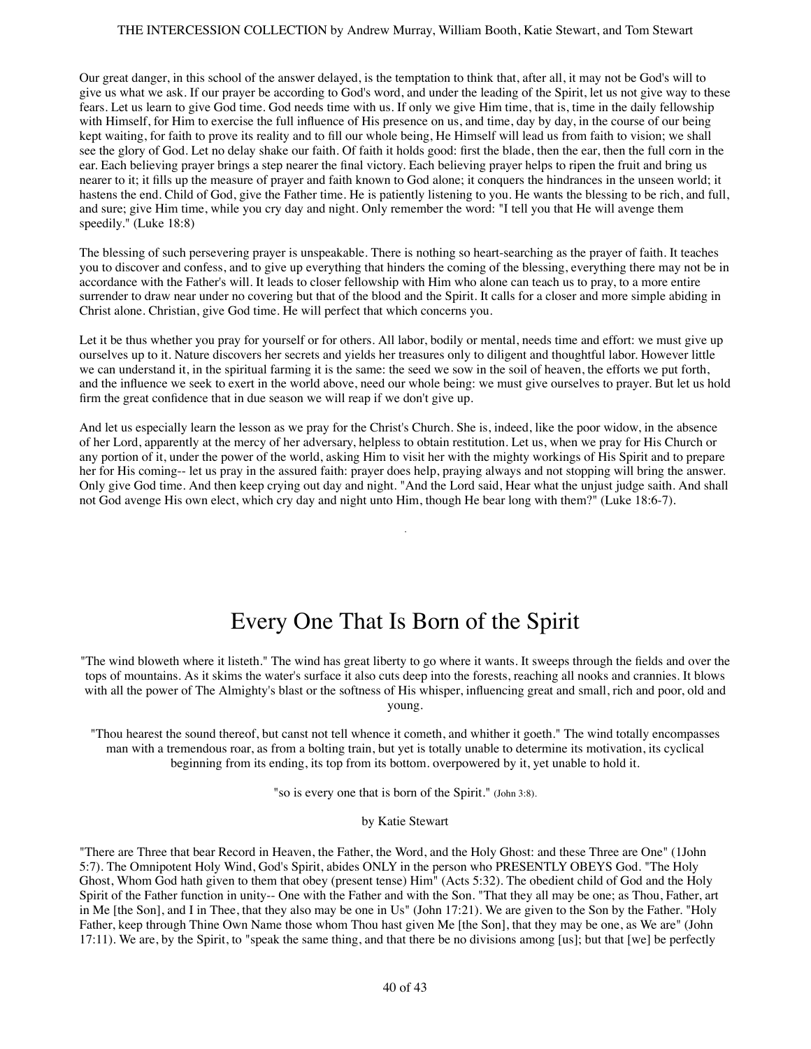Our great danger, in this school of the answer delayed, is the temptation to think that, after all, it may not be God's will to give us what we ask. If our prayer be according to God's word, and under the leading of the Spirit, let us not give way to these fears. Let us learn to give God time. God needs time with us. If only we give Him time, that is, time in the daily fellowship with Himself, for Him to exercise the full influence of His presence on us, and time, day by day, in the course of our being kept waiting, for faith to prove its reality and to fill our whole being, He Himself will lead us from faith to vision; we shall see the glory of God. Let no delay shake our faith. Of faith it holds good: first the blade, then the ear, then the full corn in the ear. Each believing prayer brings a step nearer the final victory. Each believing prayer helps to ripen the fruit and bring us nearer to it; it fills up the measure of prayer and faith known to God alone; it conquers the hindrances in the unseen world; it hastens the end. Child of God, give the Father time. He is patiently listening to you. He wants the blessing to be rich, and full, and sure; give Him time, while you cry day and night. Only remember the word: "I tell you that He will avenge them speedily." (Luke 18:8)

The blessing of such persevering prayer is unspeakable. There is nothing so heart-searching as the prayer of faith. It teaches you to discover and confess, and to give up everything that hinders the coming of the blessing, everything there may not be in accordance with the Father's will. It leads to closer fellowship with Him who alone can teach us to pray, to a more entire surrender to draw near under no covering but that of the blood and the Spirit. It calls for a closer and more simple abiding in Christ alone. Christian, give God time. He will perfect that which concerns you.

Let it be thus whether you pray for yourself or for others. All labor, bodily or mental, needs time and effort: we must give up ourselves up to it. Nature discovers her secrets and yields her treasures only to diligent and thoughtful labor. However little we can understand it, in the spiritual farming it is the same: the seed we sow in the soil of heaven, the efforts we put forth, and the influence we seek to exert in the world above, need our whole being: we must give ourselves to prayer. But let us hold firm the great confidence that in due season we will reap if we don't give up.

And let us especially learn the lesson as we pray for the Christ's Church. She is, indeed, like the poor widow, in the absence of her Lord, apparently at the mercy of her adversary, helpless to obtain restitution. Let us, when we pray for His Church or any portion of it, under the power of the world, asking Him to visit her with the mighty workings of His Spirit and to prepare her for His coming-- let us pray in the assured faith: prayer does help, praying always and not stopping will bring the answer. Only give God time. And then keep crying out day and night. "And the Lord said, Hear what the unjust judge saith. And shall not God avenge His own elect, which cry day and night unto Him, though He bear long with them?" (Luke 18:6-7).

# Every One That Is Born of the Spirit

"The wind bloweth where it listeth." The wind has great liberty to go where it wants. It sweeps through the fields and over the tops of mountains. As it skims the water's surface it also cuts deep into the forests, reaching all nooks and crannies. It blows with all the power of The Almighty's blast or the softness of His whisper, influencing great and small, rich and poor, old and young.

"Thou hearest the sound thereof, but canst not tell whence it cometh, and whither it goeth." The wind totally encompasses man with a tremendous roar, as from a bolting train, but yet is totally unable to determine its motivation, its cyclical beginning from its ending, its top from its bottom. overpowered by it, yet unable to hold it.

"so is every one that is born of the Spirit." (John 3:8).

by Katie Stewart

"There are Three that bear Record in Heaven, the Father, the Word, and the Holy Ghost: and these Three are One" (1John 5:7). The Omnipotent Holy Wind, God's Spirit, abides ONLY in the person who PRESENTLY OBEYS God. "The Holy Ghost, Whom God hath given to them that obey (present tense) Him" (Acts 5:32). The obedient child of God and the Holy Spirit of the Father function in unity-- One with the Father and with the Son. "That they all may be one; as Thou, Father, art in Me [the Son], and I in Thee, that they also may be one in Us" (John 17:21). We are given to the Son by the Father. "Holy Father, keep through Thine Own Name those whom Thou hast given Me [the Son], that they may be one, as We are" (John 17:11). We are, by the Spirit, to "speak the same thing, and that there be no divisions among [us]; but that [we] be perfectly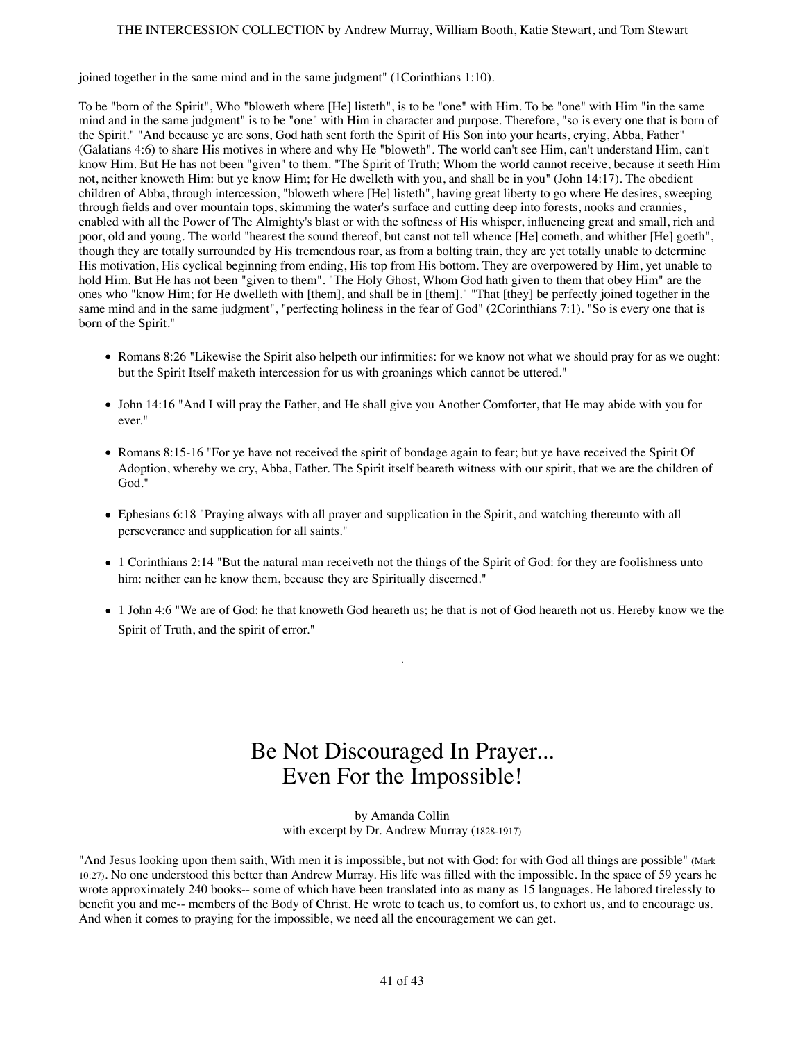joined together in the same mind and in the same judgment" (1Corinthians 1:10).

To be "born of the Spirit", Who "bloweth where [He] listeth", is to be "one" with Him. To be "one" with Him "in the same mind and in the same judgment" is to be "one" with Him in character and purpose. Therefore, "so is every one that is born of the Spirit." "And because ye are sons, God hath sent forth the Spirit of His Son into your hearts, crying, Abba, Father" (Galatians 4:6) to share His motives in where and why He "bloweth". The world can't see Him, can't understand Him, can't know Him. But He has not been "given" to them. "The Spirit of Truth; Whom the world cannot receive, because it seeth Him not, neither knoweth Him: but ye know Him; for He dwelleth with you, and shall be in you" (John 14:17). The obedient children of Abba, through intercession, "bloweth where [He] listeth", having great liberty to go where He desires, sweeping through fields and over mountain tops, skimming the water's surface and cutting deep into forests, nooks and crannies, enabled with all the Power of The Almighty's blast or with the softness of His whisper, influencing great and small, rich and poor, old and young. The world "hearest the sound thereof, but canst not tell whence [He] cometh, and whither [He] goeth", though they are totally surrounded by His tremendous roar, as from a bolting train, they are yet totally unable to determine His motivation, His cyclical beginning from ending, His top from His bottom. They are overpowered by Him, yet unable to hold Him. But He has not been "given to them". "The Holy Ghost, Whom God hath given to them that obey Him" are the ones who "know Him; for He dwelleth with [them], and shall be in [them]." "That [they] be perfectly joined together in the same mind and in the same judgment", "perfecting holiness in the fear of God" (2Corinthians 7:1). "So is every one that is born of the Spirit."

- Romans 8:26 "Likewise the Spirit also helpeth our infirmities: for we know not what we should pray for as we ought: but the Spirit Itself maketh intercession for us with groanings which cannot be uttered."
- John 14:16 "And I will pray the Father, and He shall give you Another Comforter, that He may abide with you for ever."
- Romans 8:15-16 "For ye have not received the spirit of bondage again to fear; but ye have received the Spirit Of Adoption, whereby we cry, Abba, Father. The Spirit itself beareth witness with our spirit, that we are the children of God."
- Ephesians 6:18 "Praying always with all prayer and supplication in the Spirit, and watching thereunto with all perseverance and supplication for all saints."
- 1 Corinthians 2:14 "But the natural man receiveth not the things of the Spirit of God: for they are foolishness unto him: neither can he know them, because they are Spiritually discerned."
- 1 John 4:6 "We are of God: he that knoweth God heareth us; he that is not of God heareth not us. Hereby know we the Spirit of Truth, and the spirit of error."

# Be Not Discouraged In Prayer... Even For the Impossible!

by Amanda Collin
with excerpt by Dr. Andrew Murray (1828-1917)

"And Jesus looking upon them saith, With men it is impossible, but not with God: for with God all things are possible" (Mark 10:27). No one understood this better than Andrew Murray. His life was filled with the impossible. In the space of 59 years he wrote approximately 240 books-- some of which have been translated into as many as 15 languages. He labored tirelessly to benefit you and me-- members of the Body of Christ. He wrote to teach us, to comfort us, to exhort us, and to encourage us. And when it comes to praying for the impossible, we need all the encouragement we can get.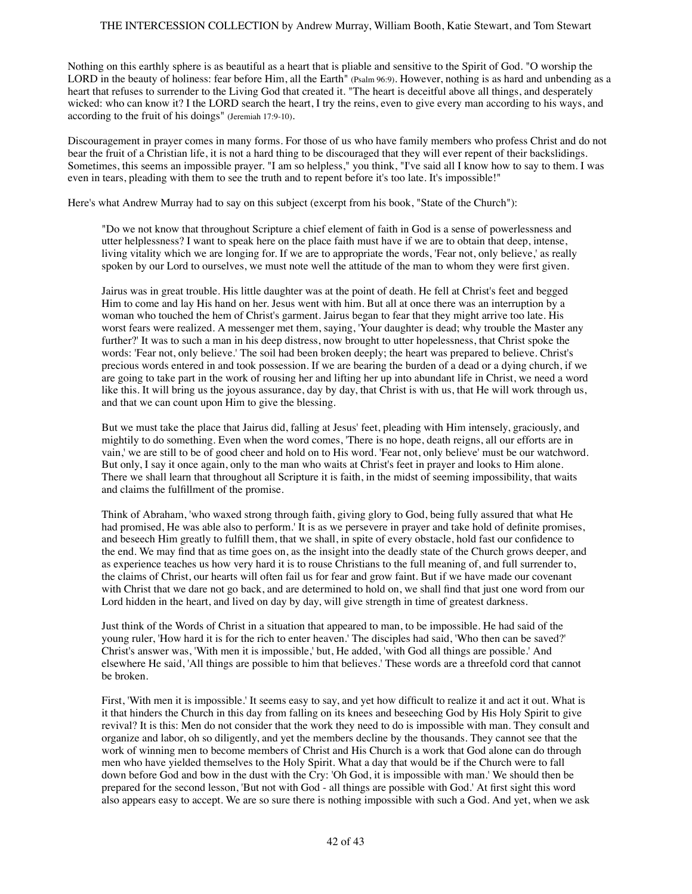Nothing on this earthly sphere is as beautiful as a heart that is pliable and sensitive to the Spirit of God. "O worship the LORD in the beauty of holiness: fear before Him, all the Earth" (Psalm 96:9). However, nothing is as hard and unbending as a heart that refuses to surrender to the Living God that created it. "The heart is deceitful above all things, and desperately wicked: who can know it? I the LORD search the heart, I try the reins, even to give every man according to his ways, and according to the fruit of his doings" (Jeremiah 17:9-10).

Discouragement in prayer comes in many forms. For those of us who have family members who profess Christ and do not bear the fruit of a Christian life, it is not a hard thing to be discouraged that they will ever repent of their backslidings. Sometimes, this seems an impossible prayer. "I am so helpless," you think, "I've said all I know how to say to them. I was even in tears, pleading with them to see the truth and to repent before it's too late. It's impossible!"

Here's what Andrew Murray had to say on this subject (excerpt from his book, "State of the Church"):

> "Do we not know that throughout Scripture a chief element of faith in God is a sense of powerlessness and utter helplessness? I want to speak here on the place faith must have if we are to obtain that deep, intense, living vitality which we are longing for. If we are to appropriate the words, 'Fear not, only believe,' as really spoken by our Lord to ourselves, we must note well the attitude of the man to whom they were first given.
>
> Jairus was in great trouble. His little daughter was at the point of death. He fell at Christ's feet and begged Him to come and lay His hand on her. Jesus went with him. But all at once there was an interruption by a woman who touched the hem of Christ's garment. Jairus began to fear that they might arrive too late. His worst fears were realized. A messenger met them, saying, 'Your daughter is dead; why trouble the Master any further?' It was to such a man in his deep distress, now brought to utter hopelessness, that Christ spoke the words: 'Fear not, only believe.' The soil had been broken deeply; the heart was prepared to believe. Christ's precious words entered in and took possession. If we are bearing the burden of a dead or a dying church, if we are going to take part in the work of rousing her and lifting her up into abundant life in Christ, we need a word like this. It will bring us the joyous assurance, day by day, that Christ is with us, that He will work through us, and that we can count upon Him to give the blessing.
>
> But we must take the place that Jairus did, falling at Jesus' feet, pleading with Him intensely, graciously, and mightily to do something. Even when the word comes, 'There is no hope, death reigns, all our efforts are in vain,' we are still to be of good cheer and hold on to His word. 'Fear not, only believe' must be our watchword. But only, I say it once again, only to the man who waits at Christ's feet in prayer and looks to Him alone. There we shall learn that throughout all Scripture it is faith, in the midst of seeming impossibility, that waits and claims the fulfillment of the promise.
>
> Think of Abraham, 'who waxed strong through faith, giving glory to God, being fully assured that what He had promised, He was able also to perform.' It is as we persevere in prayer and take hold of definite promises, and beseech Him greatly to fulfill them, that we shall, in spite of every obstacle, hold fast our confidence to the end. We may find that as time goes on, as the insight into the deadly state of the Church grows deeper, and as experience teaches us how very hard it is to rouse Christians to the full meaning of, and full surrender to, the claims of Christ, our hearts will often fail us for fear and grow faint. But if we have made our covenant with Christ that we dare not go back, and are determined to hold on, we shall find that just one word from our Lord hidden in the heart, and lived on day by day, will give strength in time of greatest darkness.
>
> Just think of the Words of Christ in a situation that appeared to man, to be impossible. He had said of the young ruler, 'How hard it is for the rich to enter heaven.' The disciples had said, 'Who then can be saved?' Christ's answer was, 'With men it is impossible,' but, He added, 'with God all things are possible.' And elsewhere He said, 'All things are possible to him that believes.' These words are a threefold cord that cannot be broken.
>
> First, 'With men it is impossible.' It seems easy to say, and yet how difficult to realize it and act it out. What is it that hinders the Church in this day from falling on its knees and beseeching God by His Holy Spirit to give revival? It is this: Men do not consider that the work they need to do is impossible with man. They consult and organize and labor, oh so diligently, and yet the members decline by the thousands. They cannot see that the work of winning men to become members of Christ and His Church is a work that God alone can do through men who have yielded themselves to the Holy Spirit. What a day that would be if the Church were to fall down before God and bow in the dust with the Cry: 'Oh God, it is impossible with man.' We should then be prepared for the second lesson, 'But not with God - all things are possible with God.' At first sight this word also appears easy to accept. We are so sure there is nothing impossible with such a God. And yet, when we ask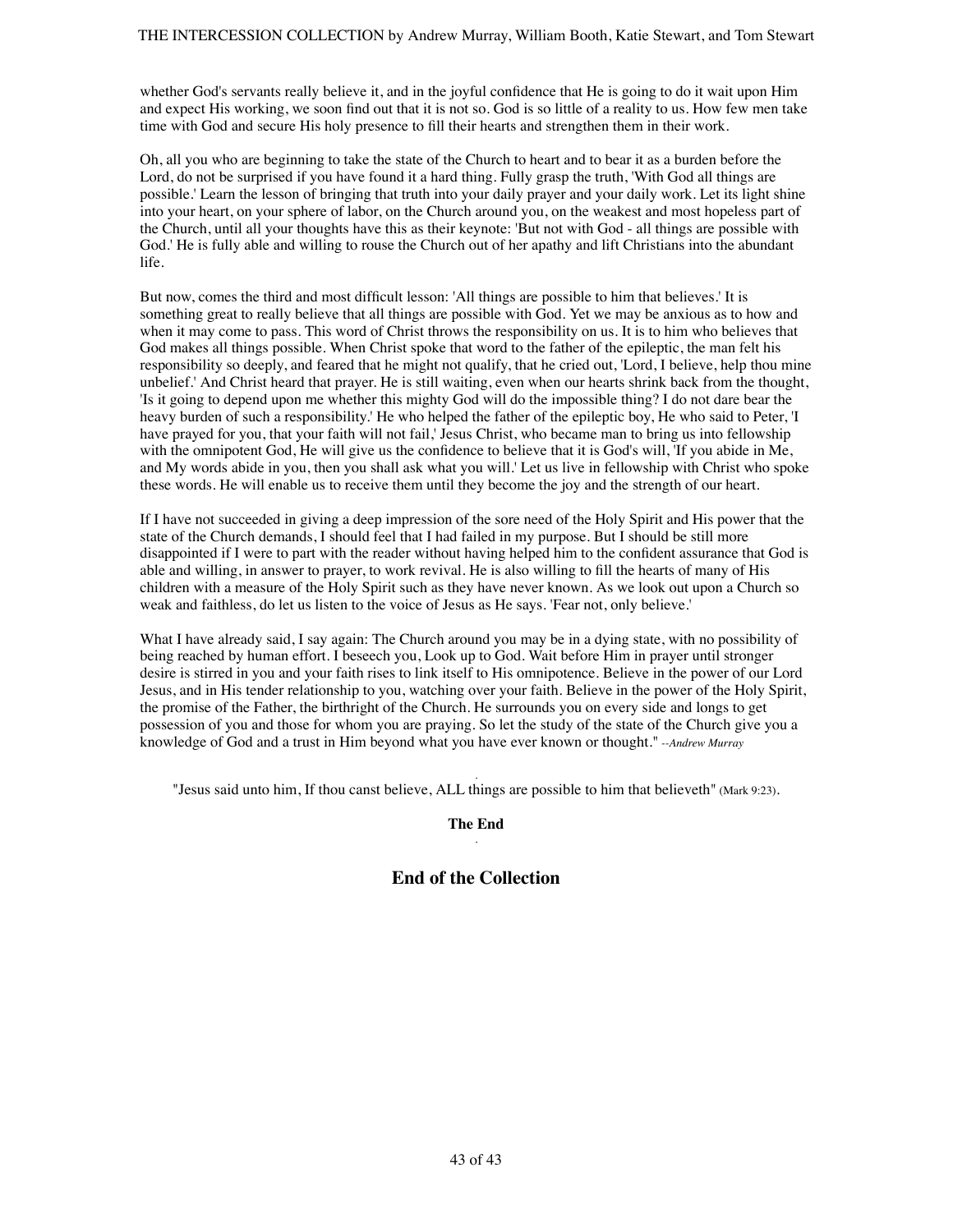whether God's servants really believe it, and in the joyful confidence that He is going to do it wait upon Him and expect His working, we soon find out that it is not so. God is so little of a reality to us. How few men take time with God and secure His holy presence to fill their hearts and strengthen them in their work.

Oh, all you who are beginning to take the state of the Church to heart and to bear it as a burden before the Lord, do not be surprised if you have found it a hard thing. Fully grasp the truth, 'With God all things are possible.' Learn the lesson of bringing that truth into your daily prayer and your daily work. Let its light shine into your heart, on your sphere of labor, on the Church around you, on the weakest and most hopeless part of the Church, until all your thoughts have this as their keynote: 'But not with God - all things are possible with God.' He is fully able and willing to rouse the Church out of her apathy and lift Christians into the abundant life.

But now, comes the third and most difficult lesson: 'All things are possible to him that believes.' It is something great to really believe that all things are possible with God. Yet we may be anxious as to how and when it may come to pass. This word of Christ throws the responsibility on us. It is to him who believes that God makes all things possible. When Christ spoke that word to the father of the epileptic, the man felt his responsibility so deeply, and feared that he might not qualify, that he cried out, 'Lord, I believe, help thou mine unbelief.' And Christ heard that prayer. He is still waiting, even when our hearts shrink back from the thought, 'Is it going to depend upon me whether this mighty God will do the impossible thing? I do not dare bear the heavy burden of such a responsibility.' He who helped the father of the epileptic boy, He who said to Peter, 'I have prayed for you, that your faith will not fail,' Jesus Christ, who became man to bring us into fellowship with the omnipotent God, He will give us the confidence to believe that it is God's will, 'If you abide in Me, and My words abide in you, then you shall ask what you will.' Let us live in fellowship with Christ who spoke these words. He will enable us to receive them until they become the joy and the strength of our heart.

If I have not succeeded in giving a deep impression of the sore need of the Holy Spirit and His power that the state of the Church demands, I should feel that I had failed in my purpose. But I should be still more disappointed if I were to part with the reader without having helped him to the confident assurance that God is able and willing, in answer to prayer, to work revival. He is also willing to fill the hearts of many of His children with a measure of the Holy Spirit such as they have never known. As we look out upon a Church so weak and faithless, do let us listen to the voice of Jesus as He says. 'Fear not, only believe.'

What I have already said, I say again: The Church around you may be in a dying state, with no possibility of being reached by human effort. I beseech you, Look up to God. Wait before Him in prayer until stronger desire is stirred in you and your faith rises to link itself to His omnipotence. Believe in the power of our Lord Jesus, and in His tender relationship to you, watching over your faith. Believe in the power of the Holy Spirit, the promise of the Father, the birthright of the Church. He surrounds you on every side and longs to get possession of you and those for whom you are praying. So let the study of the state of the Church give you a knowledge of God and a trust in Him beyond what you have ever known or thought." *--Andrew Murray*

"Jesus said unto him, If thou canst believe, ALL things are possible to him that believeth" (Mark 9:23).

**The End**

## End of the Collection